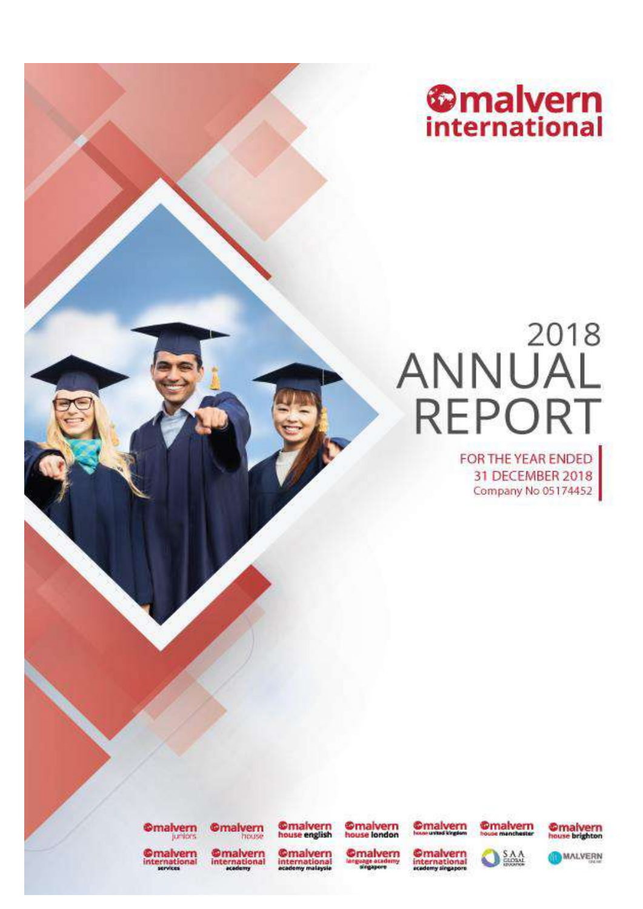malvern international

# 2018 ANNUAL REPORT

FOR THE YEAR ENDED
31 DECEMBER 2018
Company No 05174452

malvern juniors
malvern house
malvern house english
malvern house london
malvern house united kingdom
malvern house manchester
malvern house brighton
malvern international services
malvern international academy
malvern international academy malaysia
malvern language academy singapore
malvern international academy singapore
SAA GLOBAL EDUCATION
MALVERN ONLINE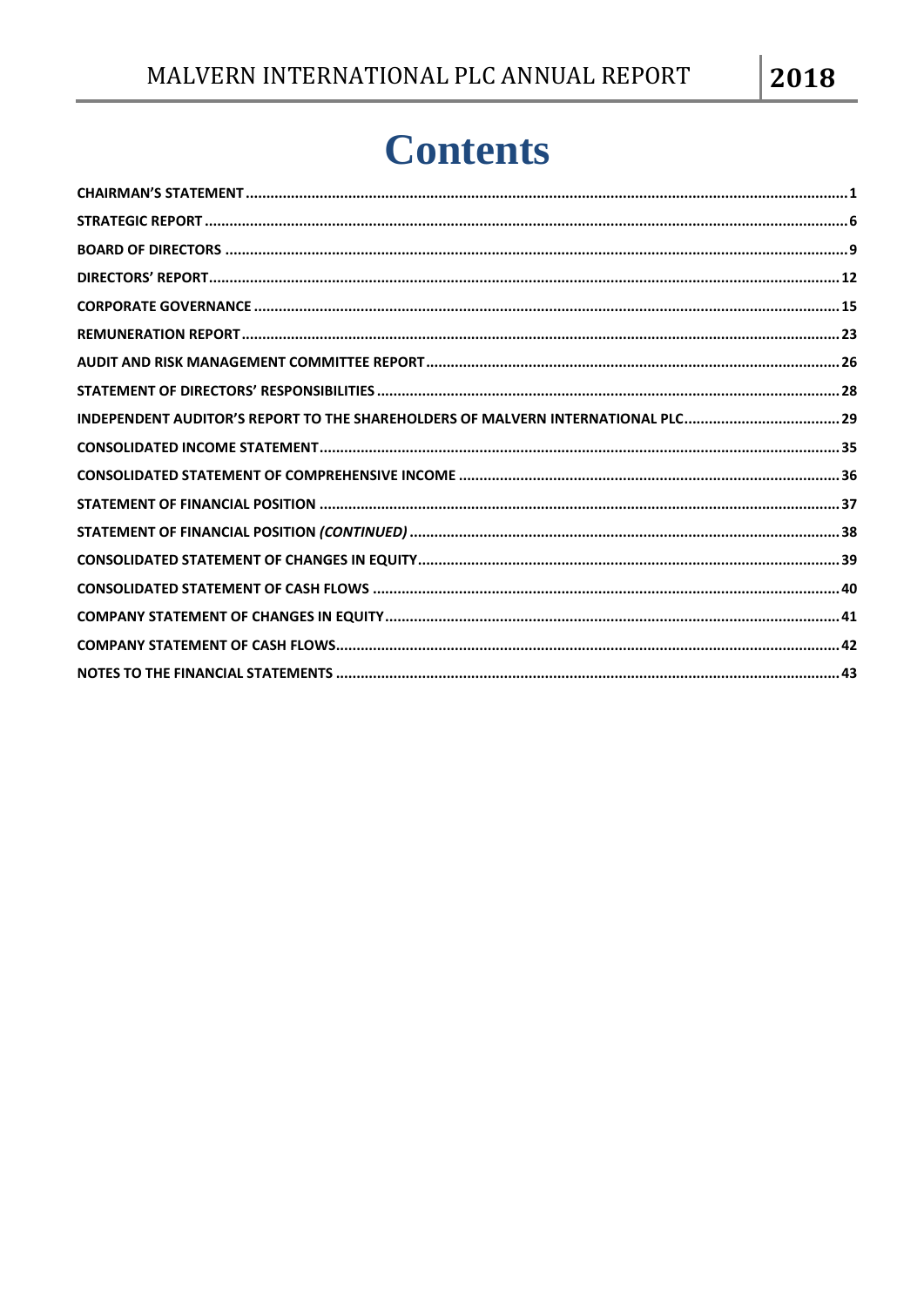# Contents

| | |
|---|---|
| **CHAIRMAN'S STATEMENT** | **1** |
| **STRATEGIC REPORT** | **6** |
| **BOARD OF DIRECTORS** | **9** |
| **DIRECTORS' REPORT** | **12** |
| **CORPORATE GOVERNANCE** | **15** |
| **REMUNERATION REPORT** | **23** |
| **AUDIT AND RISK MANAGEMENT COMMITTEE REPORT** | **26** |
| **STATEMENT OF DIRECTORS' RESPONSIBILITIES** | **28** |
| **INDEPENDENT AUDITOR'S REPORT TO THE SHAREHOLDERS OF MALVERN INTERNATIONAL PLC** | **29** |
| **CONSOLIDATED INCOME STATEMENT** | **35** |
| **CONSOLIDATED STATEMENT OF COMPREHENSIVE INCOME** | **36** |
| **STATEMENT OF FINANCIAL POSITION** | **37** |
| **STATEMENT OF FINANCIAL POSITION *(CONTINUED)*** | **38** |
| **CONSOLIDATED STATEMENT OF CHANGES IN EQUITY** | **39** |
| **CONSOLIDATED STATEMENT OF CASH FLOWS** | **40** |
| **COMPANY STATEMENT OF CHANGES IN EQUITY** | **41** |
| **COMPANY STATEMENT OF CASH FLOWS** | **42** |
| **NOTES TO THE FINANCIAL STATEMENTS** | **43** |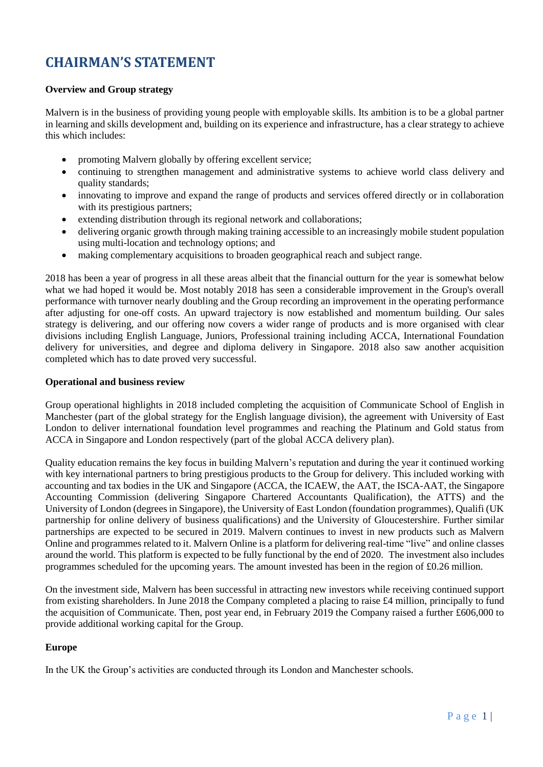# CHAIRMAN'S STATEMENT

**Overview and Group strategy**

Malvern is in the business of providing young people with employable skills. Its ambition is to be a global partner in learning and skills development and, building on its experience and infrastructure, has a clear strategy to achieve this which includes:

- promoting Malvern globally by offering excellent service;
- continuing to strengthen management and administrative systems to achieve world class delivery and quality standards;
- innovating to improve and expand the range of products and services offered directly or in collaboration with its prestigious partners;
- extending distribution through its regional network and collaborations;
- delivering organic growth through making training accessible to an increasingly mobile student population using multi-location and technology options; and
- making complementary acquisitions to broaden geographical reach and subject range.

2018 has been a year of progress in all these areas albeit that the financial outturn for the year is somewhat below what we had hoped it would be. Most notably 2018 has seen a considerable improvement in the Group's overall performance with turnover nearly doubling and the Group recording an improvement in the operating performance after adjusting for one-off costs. An upward trajectory is now established and momentum building. Our sales strategy is delivering, and our offering now covers a wider range of products and is more organised with clear divisions including English Language, Juniors, Professional training including ACCA, International Foundation delivery for universities, and degree and diploma delivery in Singapore. 2018 also saw another acquisition completed which has to date proved very successful.

**Operational and business review**

Group operational highlights in 2018 included completing the acquisition of Communicate School of English in Manchester (part of the global strategy for the English language division), the agreement with University of East London to deliver international foundation level programmes and reaching the Platinum and Gold status from ACCA in Singapore and London respectively (part of the global ACCA delivery plan).

Quality education remains the key focus in building Malvern's reputation and during the year it continued working with key international partners to bring prestigious products to the Group for delivery. This included working with accounting and tax bodies in the UK and Singapore (ACCA, the ICAEW, the AAT, the ISCA-AAT, the Singapore Accounting Commission (delivering Singapore Chartered Accountants Qualification), the ATTS) and the University of London (degrees in Singapore), the University of East London (foundation programmes), Qualifi (UK partnership for online delivery of business qualifications) and the University of Gloucestershire. Further similar partnerships are expected to be secured in 2019. Malvern continues to invest in new products such as Malvern Online and programmes related to it. Malvern Online is a platform for delivering real-time "live" and online classes around the world. This platform is expected to be fully functional by the end of 2020. The investment also includes programmes scheduled for the upcoming years. The amount invested has been in the region of £0.26 million.

On the investment side, Malvern has been successful in attracting new investors while receiving continued support from existing shareholders. In June 2018 the Company completed a placing to raise £4 million, principally to fund the acquisition of Communicate. Then, post year end, in February 2019 the Company raised a further £606,000 to provide additional working capital for the Group.

**Europe**

In the UK the Group's activities are conducted through its London and Manchester schools.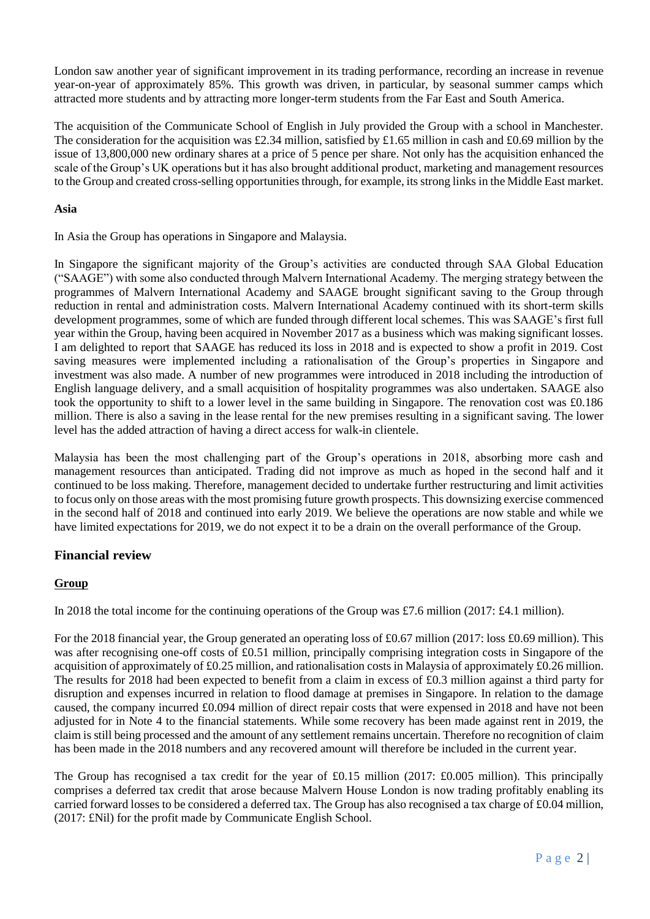London saw another year of significant improvement in its trading performance, recording an increase in revenue year-on-year of approximately 85%. This growth was driven, in particular, by seasonal summer camps which attracted more students and by attracting more longer-term students from the Far East and South America.

The acquisition of the Communicate School of English in July provided the Group with a school in Manchester. The consideration for the acquisition was £2.34 million, satisfied by £1.65 million in cash and £0.69 million by the issue of 13,800,000 new ordinary shares at a price of 5 pence per share. Not only has the acquisition enhanced the scale of the Group's UK operations but it has also brought additional product, marketing and management resources to the Group and created cross-selling opportunities through, for example, its strong links in the Middle East market.

**Asia**

In Asia the Group has operations in Singapore and Malaysia.

In Singapore the significant majority of the Group's activities are conducted through SAA Global Education ("SAAGE") with some also conducted through Malvern International Academy. The merging strategy between the programmes of Malvern International Academy and SAAGE brought significant saving to the Group through reduction in rental and administration costs. Malvern International Academy continued with its short-term skills development programmes, some of which are funded through different local schemes. This was SAAGE's first full year within the Group, having been acquired in November 2017 as a business which was making significant losses. I am delighted to report that SAAGE has reduced its loss in 2018 and is expected to show a profit in 2019. Cost saving measures were implemented including a rationalisation of the Group's properties in Singapore and investment was also made. A number of new programmes were introduced in 2018 including the introduction of English language delivery, and a small acquisition of hospitality programmes was also undertaken. SAAGE also took the opportunity to shift to a lower level in the same building in Singapore. The renovation cost was £0.186 million. There is also a saving in the lease rental for the new premises resulting in a significant saving. The lower level has the added attraction of having a direct access for walk-in clientele.

Malaysia has been the most challenging part of the Group's operations in 2018, absorbing more cash and management resources than anticipated. Trading did not improve as much as hoped in the second half and it continued to be loss making. Therefore, management decided to undertake further restructuring and limit activities to focus only on those areas with the most promising future growth prospects. This downsizing exercise commenced in the second half of 2018 and continued into early 2019. We believe the operations are now stable and while we have limited expectations for 2019, we do not expect it to be a drain on the overall performance of the Group.

## Financial review

**Group**

In 2018 the total income for the continuing operations of the Group was £7.6 million (2017: £4.1 million).

For the 2018 financial year, the Group generated an operating loss of £0.67 million (2017: loss £0.69 million). This was after recognising one-off costs of £0.51 million, principally comprising integration costs in Singapore of the acquisition of approximately of £0.25 million, and rationalisation costs in Malaysia of approximately £0.26 million. The results for 2018 had been expected to benefit from a claim in excess of £0.3 million against a third party for disruption and expenses incurred in relation to flood damage at premises in Singapore. In relation to the damage caused, the company incurred £0.094 million of direct repair costs that were expensed in 2018 and have not been adjusted for in Note 4 to the financial statements. While some recovery has been made against rent in 2019, the claim is still being processed and the amount of any settlement remains uncertain. Therefore no recognition of claim has been made in the 2018 numbers and any recovered amount will therefore be included in the current year.

The Group has recognised a tax credit for the year of £0.15 million (2017: £0.005 million). This principally comprises a deferred tax credit that arose because Malvern House London is now trading profitably enabling its carried forward losses to be considered a deferred tax. The Group has also recognised a tax charge of £0.04 million, (2017: £Nil) for the profit made by Communicate English School.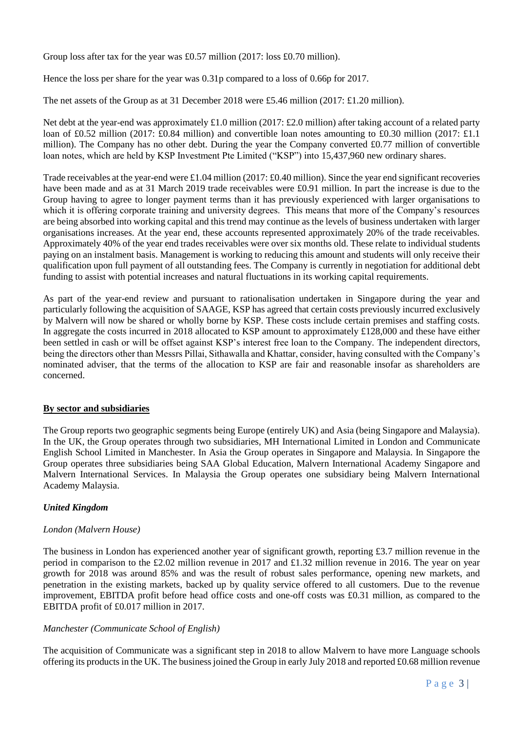Group loss after tax for the year was £0.57 million (2017: loss £0.70 million).

Hence the loss per share for the year was 0.31p compared to a loss of 0.66p for 2017.

The net assets of the Group as at 31 December 2018 were £5.46 million (2017: £1.20 million).

Net debt at the year-end was approximately £1.0 million (2017: £2.0 million) after taking account of a related party loan of £0.52 million (2017: £0.84 million) and convertible loan notes amounting to £0.30 million (2017: £1.1 million). The Company has no other debt. During the year the Company converted £0.77 million of convertible loan notes, which are held by KSP Investment Pte Limited ("KSP") into 15,437,960 new ordinary shares.

Trade receivables at the year-end were £1.04 million (2017: £0.40 million). Since the year end significant recoveries have been made and as at 31 March 2019 trade receivables were £0.91 million. In part the increase is due to the Group having to agree to longer payment terms than it has previously experienced with larger organisations to which it is offering corporate training and university degrees. This means that more of the Company's resources are being absorbed into working capital and this trend may continue as the levels of business undertaken with larger organisations increases. At the year end, these accounts represented approximately 20% of the trade receivables. Approximately 40% of the year end trades receivables were over six months old. These relate to individual students paying on an instalment basis. Management is working to reducing this amount and students will only receive their qualification upon full payment of all outstanding fees. The Company is currently in negotiation for additional debt funding to assist with potential increases and natural fluctuations in its working capital requirements.

As part of the year-end review and pursuant to rationalisation undertaken in Singapore during the year and particularly following the acquisition of SAAGE, KSP has agreed that certain costs previously incurred exclusively by Malvern will now be shared or wholly borne by KSP. These costs include certain premises and staffing costs. In aggregate the costs incurred in 2018 allocated to KSP amount to approximately £128,000 and these have either been settled in cash or will be offset against KSP's interest free loan to the Company. The independent directors, being the directors other than Messrs Pillai, Sithawalla and Khattar, consider, having consulted with the Company's nominated adviser, that the terms of the allocation to KSP are fair and reasonable insofar as shareholders are concerned.

## By sector and subsidiaries

The Group reports two geographic segments being Europe (entirely UK) and Asia (being Singapore and Malaysia). In the UK, the Group operates through two subsidiaries, MH International Limited in London and Communicate English School Limited in Manchester. In Asia the Group operates in Singapore and Malaysia. In Singapore the Group operates three subsidiaries being SAA Global Education, Malvern International Academy Singapore and Malvern International Services. In Malaysia the Group operates one subsidiary being Malvern International Academy Malaysia.

### *United Kingdom*

#### *London (Malvern House)*

The business in London has experienced another year of significant growth, reporting £3.7 million revenue in the period in comparison to the £2.02 million revenue in 2017 and £1.32 million revenue in 2016. The year on year growth for 2018 was around 85% and was the result of robust sales performance, opening new markets, and penetration in the existing markets, backed up by quality service offered to all customers. Due to the revenue improvement, EBITDA profit before head office costs and one-off costs was £0.31 million, as compared to the EBITDA profit of £0.017 million in 2017.

#### *Manchester (Communicate School of English)*

The acquisition of Communicate was a significant step in 2018 to allow Malvern to have more Language schools offering its products in the UK. The business joined the Group in early July 2018 and reported £0.68 million revenue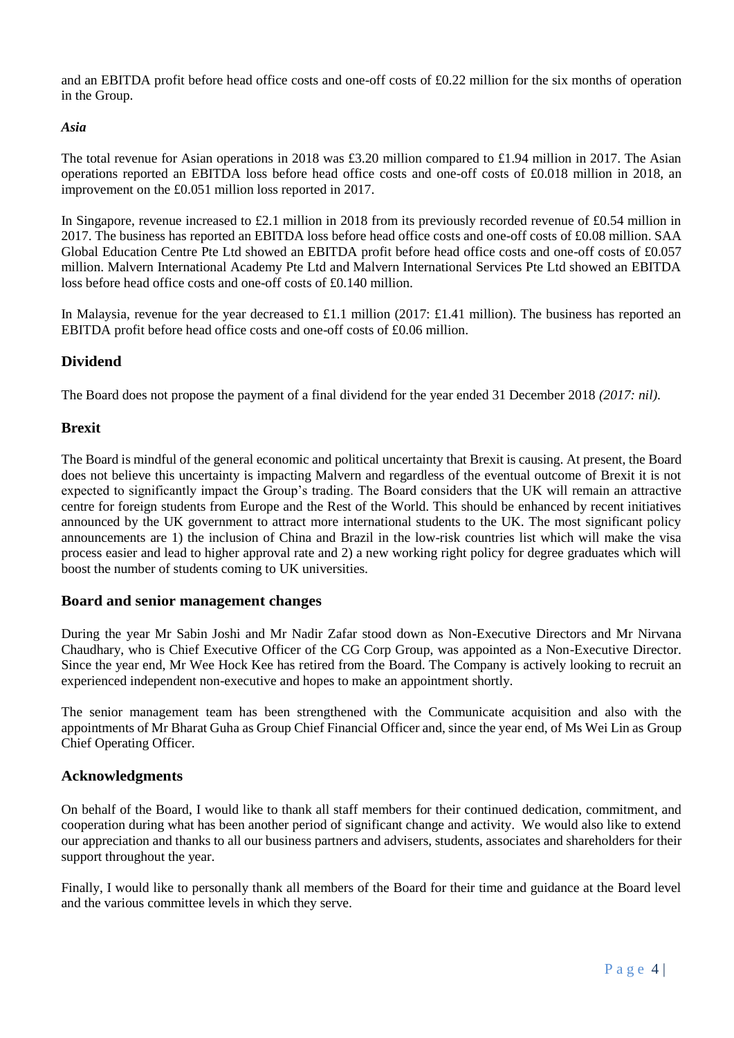and an EBITDA profit before head office costs and one-off costs of £0.22 million for the six months of operation in the Group.

*Asia*

The total revenue for Asian operations in 2018 was £3.20 million compared to £1.94 million in 2017. The Asian operations reported an EBITDA loss before head office costs and one-off costs of £0.018 million in 2018, an improvement on the £0.051 million loss reported in 2017.

In Singapore, revenue increased to £2.1 million in 2018 from its previously recorded revenue of £0.54 million in 2017. The business has reported an EBITDA loss before head office costs and one-off costs of £0.08 million. SAA Global Education Centre Pte Ltd showed an EBITDA profit before head office costs and one-off costs of £0.057 million. Malvern International Academy Pte Ltd and Malvern International Services Pte Ltd showed an EBITDA loss before head office costs and one-off costs of £0.140 million.

In Malaysia, revenue for the year decreased to £1.1 million (2017: £1.41 million). The business has reported an EBITDA profit before head office costs and one-off costs of £0.06 million.

## Dividend

The Board does not propose the payment of a final dividend for the year ended 31 December 2018 *(2017: nil).*

## Brexit

The Board is mindful of the general economic and political uncertainty that Brexit is causing. At present, the Board does not believe this uncertainty is impacting Malvern and regardless of the eventual outcome of Brexit it is not expected to significantly impact the Group's trading. The Board considers that the UK will remain an attractive centre for foreign students from Europe and the Rest of the World. This should be enhanced by recent initiatives announced by the UK government to attract more international students to the UK. The most significant policy announcements are 1) the inclusion of China and Brazil in the low-risk countries list which will make the visa process easier and lead to higher approval rate and 2) a new working right policy for degree graduates which will boost the number of students coming to UK universities.

## Board and senior management changes

During the year Mr Sabin Joshi and Mr Nadir Zafar stood down as Non-Executive Directors and Mr Nirvana Chaudhary, who is Chief Executive Officer of the CG Corp Group, was appointed as a Non-Executive Director. Since the year end, Mr Wee Hock Kee has retired from the Board. The Company is actively looking to recruit an experienced independent non-executive and hopes to make an appointment shortly.

The senior management team has been strengthened with the Communicate acquisition and also with the appointments of Mr Bharat Guha as Group Chief Financial Officer and, since the year end, of Ms Wei Lin as Group Chief Operating Officer.

## Acknowledgments

On behalf of the Board, I would like to thank all staff members for their continued dedication, commitment, and cooperation during what has been another period of significant change and activity. We would also like to extend our appreciation and thanks to all our business partners and advisers, students, associates and shareholders for their support throughout the year.

Finally, I would like to personally thank all members of the Board for their time and guidance at the Board level and the various committee levels in which they serve.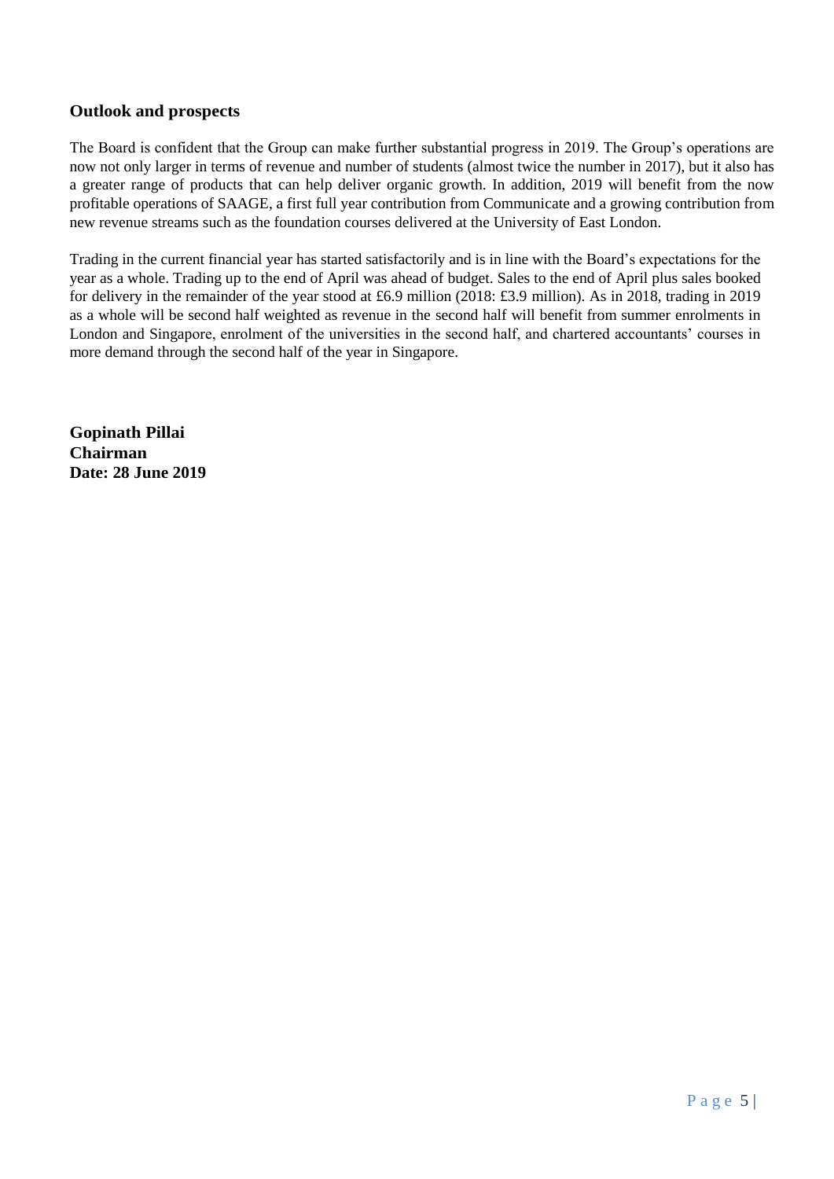## Outlook and prospects

The Board is confident that the Group can make further substantial progress in 2019. The Group's operations are now not only larger in terms of revenue and number of students (almost twice the number in 2017), but it also has a greater range of products that can help deliver organic growth. In addition, 2019 will benefit from the now profitable operations of SAAGE, a first full year contribution from Communicate and a growing contribution from new revenue streams such as the foundation courses delivered at the University of East London.

Trading in the current financial year has started satisfactorily and is in line with the Board's expectations for the year as a whole. Trading up to the end of April was ahead of budget. Sales to the end of April plus sales booked for delivery in the remainder of the year stood at £6.9 million (2018: £3.9 million). As in 2018, trading in 2019 as a whole will be second half weighted as revenue in the second half will benefit from summer enrolments in London and Singapore, enrolment of the universities in the second half, and chartered accountants' courses in more demand through the second half of the year in Singapore.

**Gopinath Pillai**
**Chairman**
**Date: 28 June 2019**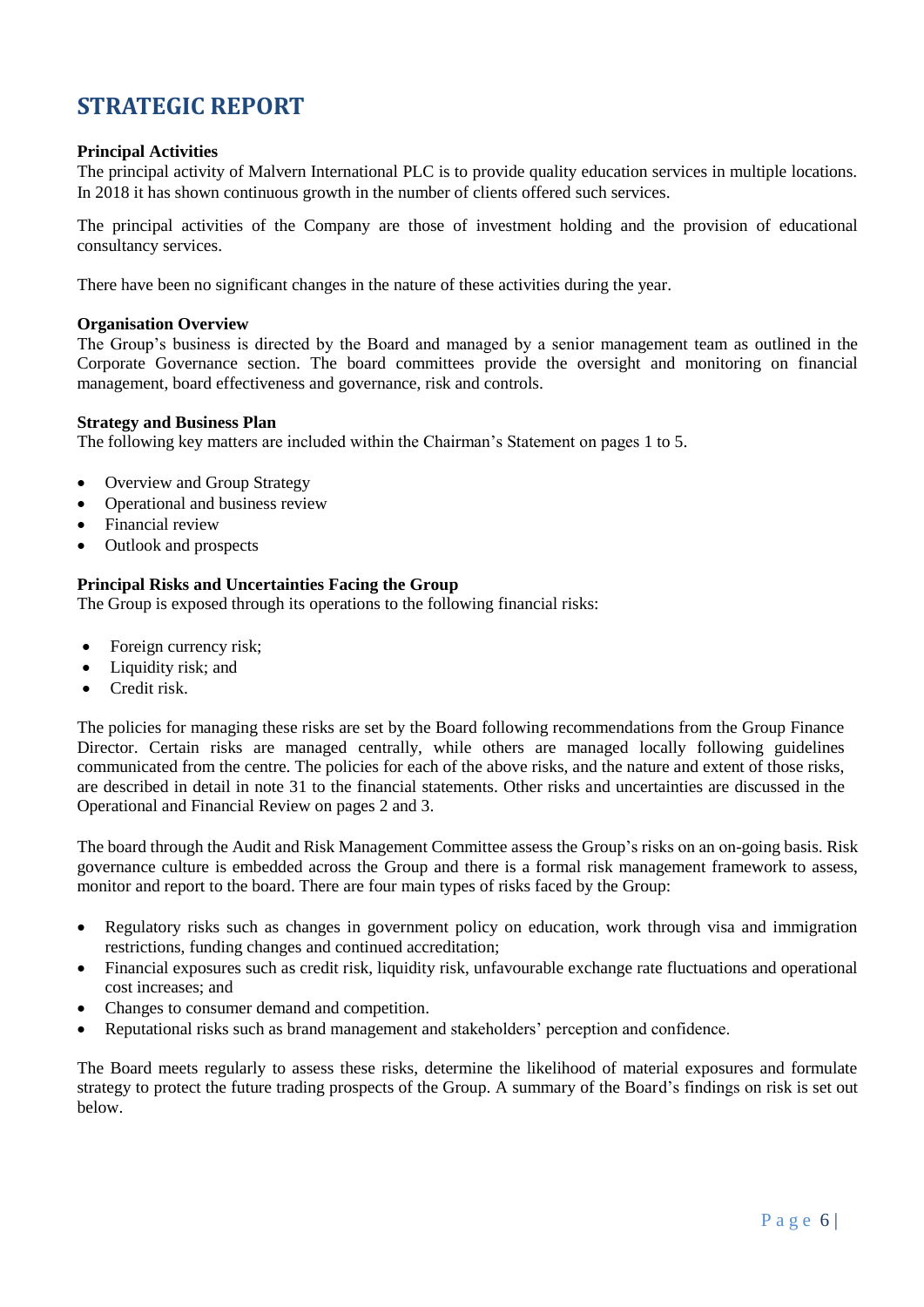# STRATEGIC REPORT

**Principal Activities**

The principal activity of Malvern International PLC is to provide quality education services in multiple locations. In 2018 it has shown continuous growth in the number of clients offered such services.

The principal activities of the Company are those of investment holding and the provision of educational consultancy services.

There have been no significant changes in the nature of these activities during the year.

**Organisation Overview**

The Group's business is directed by the Board and managed by a senior management team as outlined in the Corporate Governance section. The board committees provide the oversight and monitoring on financial management, board effectiveness and governance, risk and controls.

**Strategy and Business Plan**

The following key matters are included within the Chairman's Statement on pages 1 to 5.

- Overview and Group Strategy
- Operational and business review
- Financial review
- Outlook and prospects

**Principal Risks and Uncertainties Facing the Group**

The Group is exposed through its operations to the following financial risks:

- Foreign currency risk;
- Liquidity risk; and
- Credit risk.

The policies for managing these risks are set by the Board following recommendations from the Group Finance Director. Certain risks are managed centrally, while others are managed locally following guidelines communicated from the centre. The policies for each of the above risks, and the nature and extent of those risks, are described in detail in note 31 to the financial statements. Other risks and uncertainties are discussed in the Operational and Financial Review on pages 2 and 3.

The board through the Audit and Risk Management Committee assess the Group's risks on an on-going basis. Risk governance culture is embedded across the Group and there is a formal risk management framework to assess, monitor and report to the board. There are four main types of risks faced by the Group:

- Regulatory risks such as changes in government policy on education, work through visa and immigration restrictions, funding changes and continued accreditation;
- Financial exposures such as credit risk, liquidity risk, unfavourable exchange rate fluctuations and operational cost increases; and
- Changes to consumer demand and competition.
- Reputational risks such as brand management and stakeholders' perception and confidence.

The Board meets regularly to assess these risks, determine the likelihood of material exposures and formulate strategy to protect the future trading prospects of the Group. A summary of the Board's findings on risk is set out below.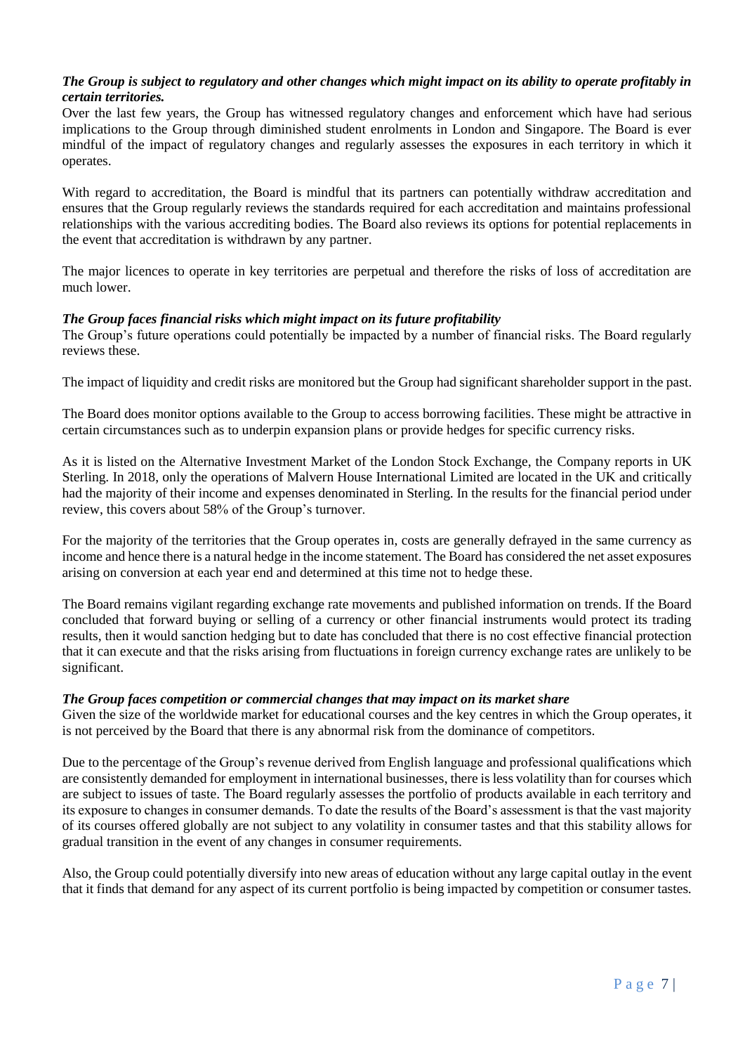***The Group is subject to regulatory and other changes which might impact on its ability to operate profitably in certain territories.***

Over the last few years, the Group has witnessed regulatory changes and enforcement which have had serious implications to the Group through diminished student enrolments in London and Singapore. The Board is ever mindful of the impact of regulatory changes and regularly assesses the exposures in each territory in which it operates.

With regard to accreditation, the Board is mindful that its partners can potentially withdraw accreditation and ensures that the Group regularly reviews the standards required for each accreditation and maintains professional relationships with the various accrediting bodies. The Board also reviews its options for potential replacements in the event that accreditation is withdrawn by any partner.

The major licences to operate in key territories are perpetual and therefore the risks of loss of accreditation are much lower.

***The Group faces financial risks which might impact on its future profitability***

The Group's future operations could potentially be impacted by a number of financial risks. The Board regularly reviews these.

The impact of liquidity and credit risks are monitored but the Group had significant shareholder support in the past.

The Board does monitor options available to the Group to access borrowing facilities. These might be attractive in certain circumstances such as to underpin expansion plans or provide hedges for specific currency risks.

As it is listed on the Alternative Investment Market of the London Stock Exchange, the Company reports in UK Sterling. In 2018, only the operations of Malvern House International Limited are located in the UK and critically had the majority of their income and expenses denominated in Sterling. In the results for the financial period under review, this covers about 58% of the Group's turnover.

For the majority of the territories that the Group operates in, costs are generally defrayed in the same currency as income and hence there is a natural hedge in the income statement. The Board has considered the net asset exposures arising on conversion at each year end and determined at this time not to hedge these.

The Board remains vigilant regarding exchange rate movements and published information on trends. If the Board concluded that forward buying or selling of a currency or other financial instruments would protect its trading results, then it would sanction hedging but to date has concluded that there is no cost effective financial protection that it can execute and that the risks arising from fluctuations in foreign currency exchange rates are unlikely to be significant.

***The Group faces competition or commercial changes that may impact on its market share***

Given the size of the worldwide market for educational courses and the key centres in which the Group operates, it is not perceived by the Board that there is any abnormal risk from the dominance of competitors.

Due to the percentage of the Group's revenue derived from English language and professional qualifications which are consistently demanded for employment in international businesses, there is less volatility than for courses which are subject to issues of taste. The Board regularly assesses the portfolio of products available in each territory and its exposure to changes in consumer demands. To date the results of the Board's assessment is that the vast majority of its courses offered globally are not subject to any volatility in consumer tastes and that this stability allows for gradual transition in the event of any changes in consumer requirements.

Also, the Group could potentially diversify into new areas of education without any large capital outlay in the event that it finds that demand for any aspect of its current portfolio is being impacted by competition or consumer tastes.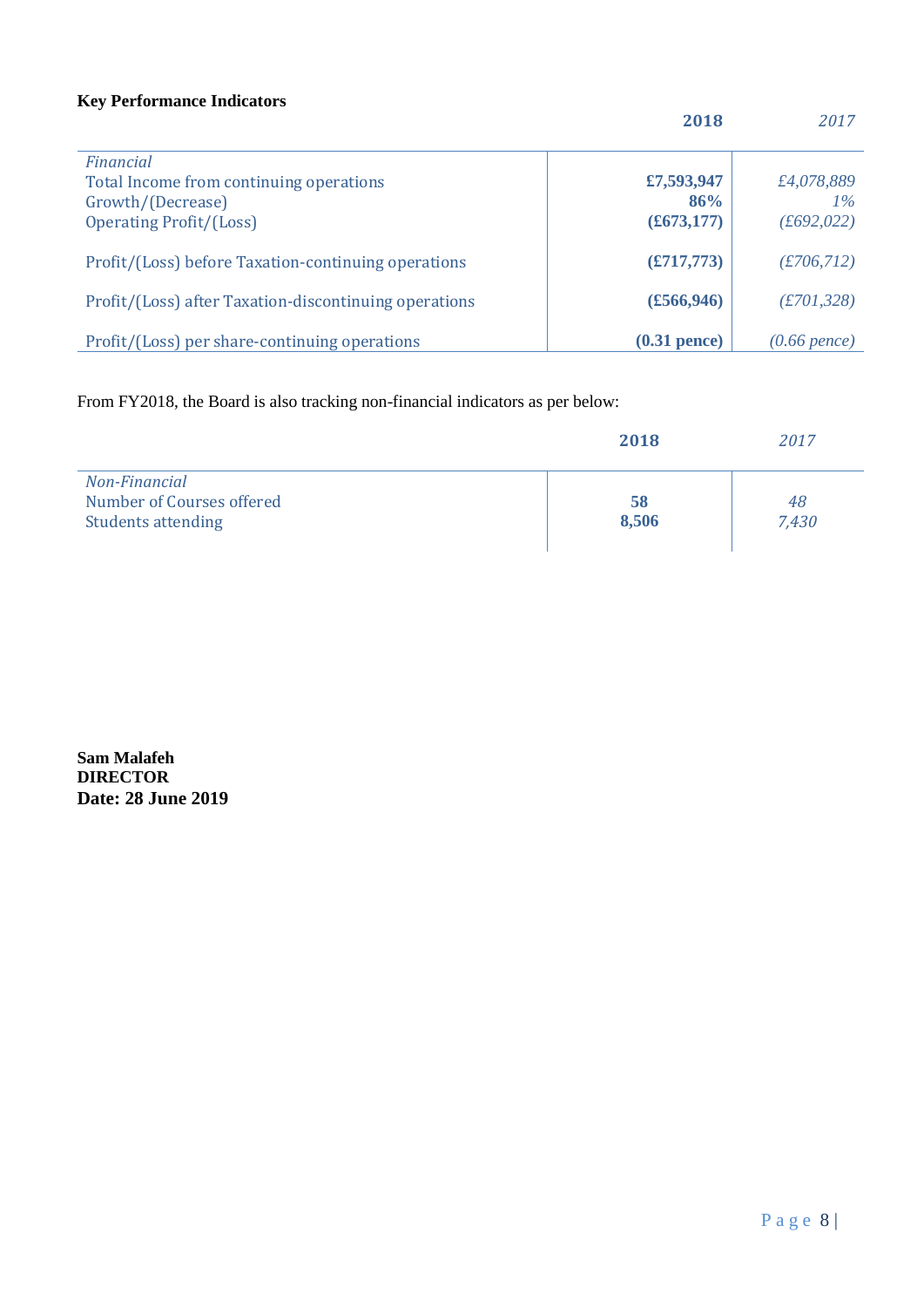**Key Performance Indicators**

| | 2018 | 2017 |
|---|---|---|
| *Financial* | | |
| Total Income from continuing operations | **£7,593,947** | *£4,078,889* |
| Growth/(Decrease) | **86%** | *1%* |
| Operating Profit/(Loss) | **(£673,177)** | *(£692,022)* |
| Profit/(Loss) before Taxation-continuing operations | **(£717,773)** | *(£706,712)* |
| Profit/(Loss) after Taxation-discontinuing operations | **(£566,946)** | *(£701,328)* |
| Profit/(Loss) per share-continuing operations | **(0.31 pence)** | *(0.66 pence)* |

From FY2018, the Board is also tracking non-financial indicators as per below:

| | 2018 | 2017 |
|---|---|---|
| *Non-Financial* | | |
| Number of Courses offered | **58** | *48* |
| Students attending | **8,506** | *7,430* |

**Sam Malafeh**
**DIRECTOR**
**Date: 28 June 2019**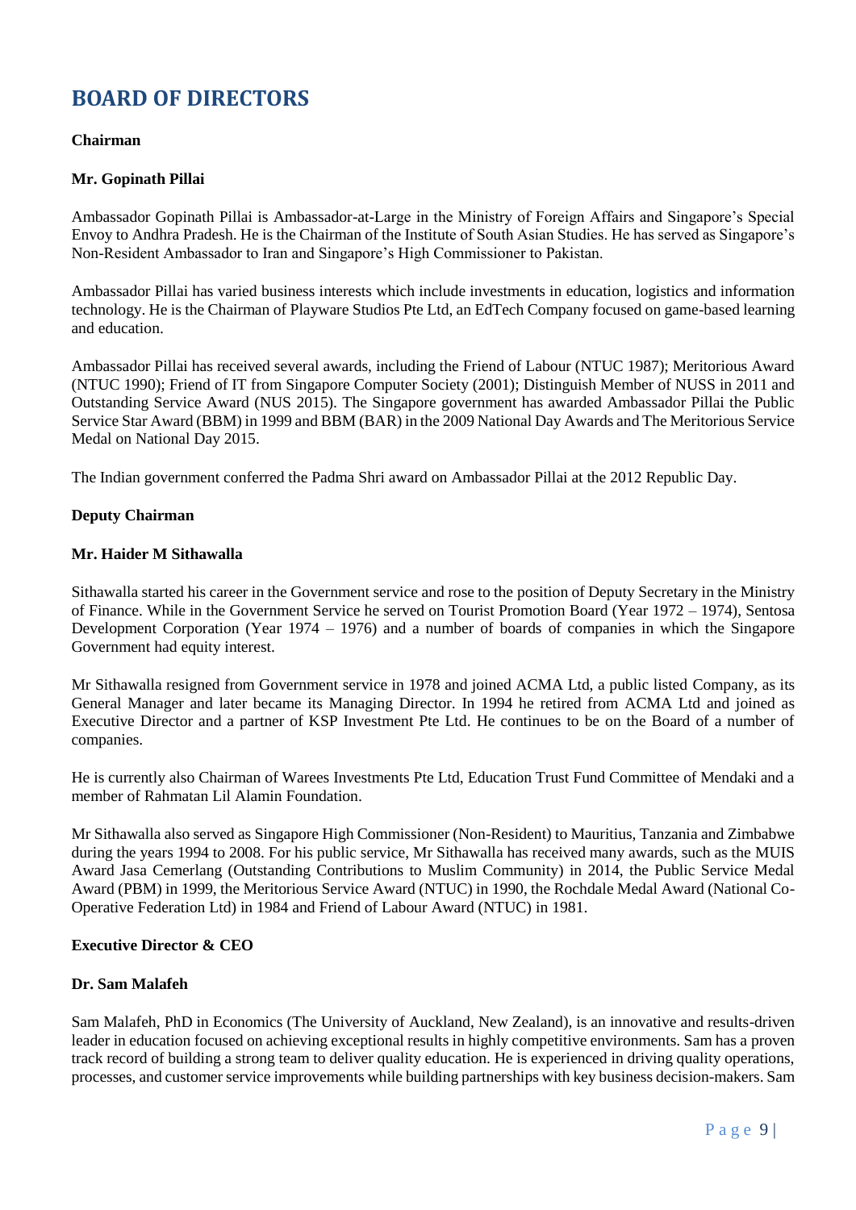# BOARD OF DIRECTORS

**Chairman**

**Mr. Gopinath Pillai**

Ambassador Gopinath Pillai is Ambassador-at-Large in the Ministry of Foreign Affairs and Singapore's Special Envoy to Andhra Pradesh. He is the Chairman of the Institute of South Asian Studies. He has served as Singapore's Non-Resident Ambassador to Iran and Singapore's High Commissioner to Pakistan.

Ambassador Pillai has varied business interests which include investments in education, logistics and information technology. He is the Chairman of Playware Studios Pte Ltd, an EdTech Company focused on game-based learning and education.

Ambassador Pillai has received several awards, including the Friend of Labour (NTUC 1987); Meritorious Award (NTUC 1990); Friend of IT from Singapore Computer Society (2001); Distinguish Member of NUSS in 2011 and Outstanding Service Award (NUS 2015). The Singapore government has awarded Ambassador Pillai the Public Service Star Award (BBM) in 1999 and BBM (BAR) in the 2009 National Day Awards and The Meritorious Service Medal on National Day 2015.

The Indian government conferred the Padma Shri award on Ambassador Pillai at the 2012 Republic Day.

**Deputy Chairman**

**Mr. Haider M Sithawalla**

Sithawalla started his career in the Government service and rose to the position of Deputy Secretary in the Ministry of Finance. While in the Government Service he served on Tourist Promotion Board (Year 1972 – 1974), Sentosa Development Corporation (Year 1974 – 1976) and a number of boards of companies in which the Singapore Government had equity interest.

Mr Sithawalla resigned from Government service in 1978 and joined ACMA Ltd, a public listed Company, as its General Manager and later became its Managing Director. In 1994 he retired from ACMA Ltd and joined as Executive Director and a partner of KSP Investment Pte Ltd. He continues to be on the Board of a number of companies.

He is currently also Chairman of Warees Investments Pte Ltd, Education Trust Fund Committee of Mendaki and a member of Rahmatan Lil Alamin Foundation.

Mr Sithawalla also served as Singapore High Commissioner (Non-Resident) to Mauritius, Tanzania and Zimbabwe during the years 1994 to 2008. For his public service, Mr Sithawalla has received many awards, such as the MUIS Award Jasa Cemerlang (Outstanding Contributions to Muslim Community) in 2014, the Public Service Medal Award (PBM) in 1999, the Meritorious Service Award (NTUC) in 1990, the Rochdale Medal Award (National Co-Operative Federation Ltd) in 1984 and Friend of Labour Award (NTUC) in 1981.

**Executive Director & CEO**

**Dr. Sam Malafeh**

Sam Malafeh, PhD in Economics (The University of Auckland, New Zealand), is an innovative and results-driven leader in education focused on achieving exceptional results in highly competitive environments. Sam has a proven track record of building a strong team to deliver quality education. He is experienced in driving quality operations, processes, and customer service improvements while building partnerships with key business decision-makers. Sam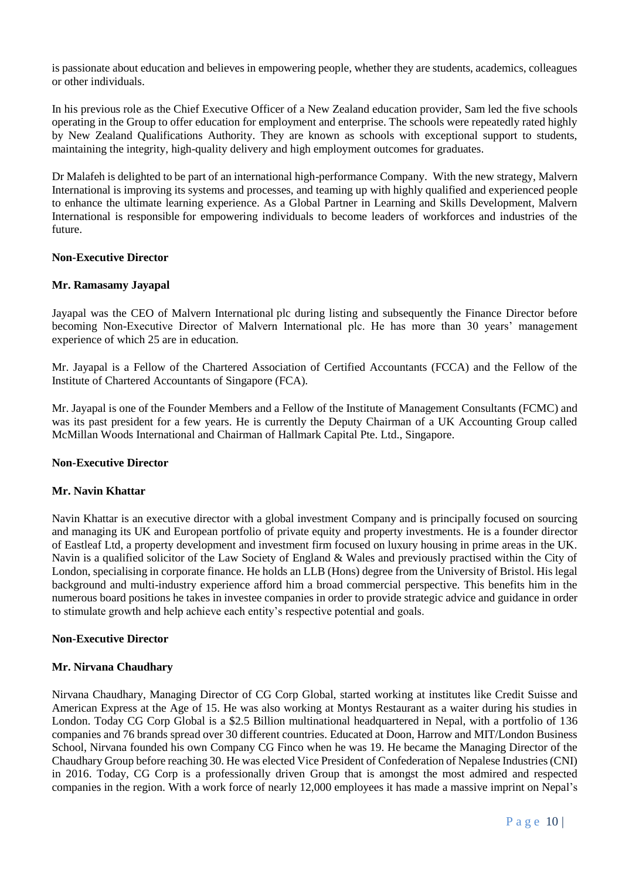is passionate about education and believes in empowering people, whether they are students, academics, colleagues or other individuals.

In his previous role as the Chief Executive Officer of a New Zealand education provider, Sam led the five schools operating in the Group to offer education for employment and enterprise. The schools were repeatedly rated highly by New Zealand Qualifications Authority. They are known as schools with exceptional support to students, maintaining the integrity, high-quality delivery and high employment outcomes for graduates.

Dr Malafeh is delighted to be part of an international high-performance Company. With the new strategy, Malvern International is improving its systems and processes, and teaming up with highly qualified and experienced people to enhance the ultimate learning experience. As a Global Partner in Learning and Skills Development, Malvern International is responsible for empowering individuals to become leaders of workforces and industries of the future.

**Non-Executive Director**

**Mr. Ramasamy Jayapal**

Jayapal was the CEO of Malvern International plc during listing and subsequently the Finance Director before becoming Non-Executive Director of Malvern International plc. He has more than 30 years' management experience of which 25 are in education.

Mr. Jayapal is a Fellow of the Chartered Association of Certified Accountants (FCCA) and the Fellow of the Institute of Chartered Accountants of Singapore (FCA).

Mr. Jayapal is one of the Founder Members and a Fellow of the Institute of Management Consultants (FCMC) and was its past president for a few years. He is currently the Deputy Chairman of a UK Accounting Group called McMillan Woods International and Chairman of Hallmark Capital Pte. Ltd., Singapore.

**Non-Executive Director**

**Mr. Navin Khattar**

Navin Khattar is an executive director with a global investment Company and is principally focused on sourcing and managing its UK and European portfolio of private equity and property investments. He is a founder director of Eastleaf Ltd, a property development and investment firm focused on luxury housing in prime areas in the UK. Navin is a qualified solicitor of the Law Society of England & Wales and previously practised within the City of London, specialising in corporate finance. He holds an LLB (Hons) degree from the University of Bristol. His legal background and multi-industry experience afford him a broad commercial perspective. This benefits him in the numerous board positions he takes in investee companies in order to provide strategic advice and guidance in order to stimulate growth and help achieve each entity's respective potential and goals.

**Non-Executive Director**

**Mr. Nirvana Chaudhary**

Nirvana Chaudhary, Managing Director of CG Corp Global, started working at institutes like Credit Suisse and American Express at the Age of 15. He was also working at Montys Restaurant as a waiter during his studies in London. Today CG Corp Global is a $2.5 Billion multinational headquartered in Nepal, with a portfolio of 136 companies and 76 brands spread over 30 different countries. Educated at Doon, Harrow and MIT/London Business School, Nirvana founded his own Company CG Finco when he was 19. He became the Managing Director of the Chaudhary Group before reaching 30. He was elected Vice President of Confederation of Nepalese Industries (CNI) in 2016. Today, CG Corp is a professionally driven Group that is amongst the most admired and respected companies in the region. With a work force of nearly 12,000 employees it has made a massive imprint on Nepal's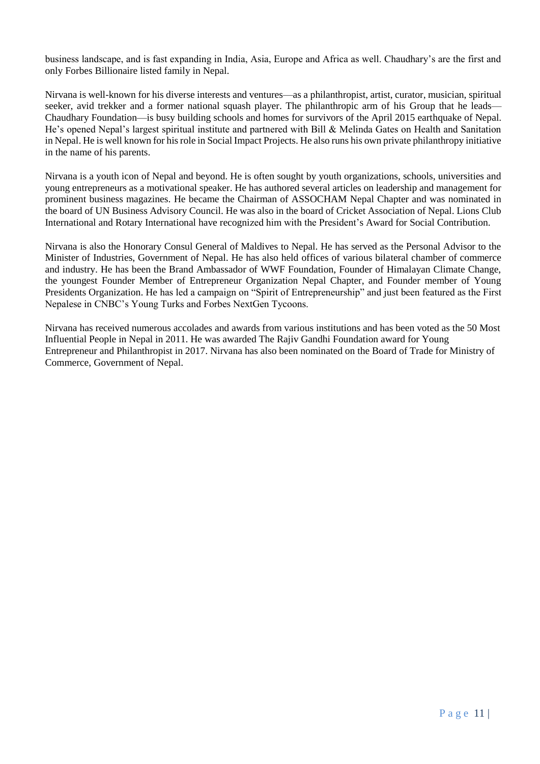business landscape, and is fast expanding in India, Asia, Europe and Africa as well. Chaudhary's are the first and only Forbes Billionaire listed family in Nepal.

Nirvana is well-known for his diverse interests and ventures—as a philanthropist, artist, curator, musician, spiritual seeker, avid trekker and a former national squash player. The philanthropic arm of his Group that he leads—Chaudhary Foundation—is busy building schools and homes for survivors of the April 2015 earthquake of Nepal. He's opened Nepal's largest spiritual institute and partnered with Bill & Melinda Gates on Health and Sanitation in Nepal. He is well known for his role in Social Impact Projects. He also runs his own private philanthropy initiative in the name of his parents.

Nirvana is a youth icon of Nepal and beyond. He is often sought by youth organizations, schools, universities and young entrepreneurs as a motivational speaker. He has authored several articles on leadership and management for prominent business magazines. He became the Chairman of ASSOCHAM Nepal Chapter and was nominated in the board of UN Business Advisory Council. He was also in the board of Cricket Association of Nepal. Lions Club International and Rotary International have recognized him with the President's Award for Social Contribution.

Nirvana is also the Honorary Consul General of Maldives to Nepal. He has served as the Personal Advisor to the Minister of Industries, Government of Nepal. He has also held offices of various bilateral chamber of commerce and industry. He has been the Brand Ambassador of WWF Foundation, Founder of Himalayan Climate Change, the youngest Founder Member of Entrepreneur Organization Nepal Chapter, and Founder member of Young Presidents Organization. He has led a campaign on "Spirit of Entrepreneurship" and just been featured as the First Nepalese in CNBC's Young Turks and Forbes NextGen Tycoons.

Nirvana has received numerous accolades and awards from various institutions and has been voted as the 50 Most Influential People in Nepal in 2011. He was awarded The Rajiv Gandhi Foundation award for Young Entrepreneur and Philanthropist in 2017. Nirvana has also been nominated on the Board of Trade for Ministry of Commerce, Government of Nepal.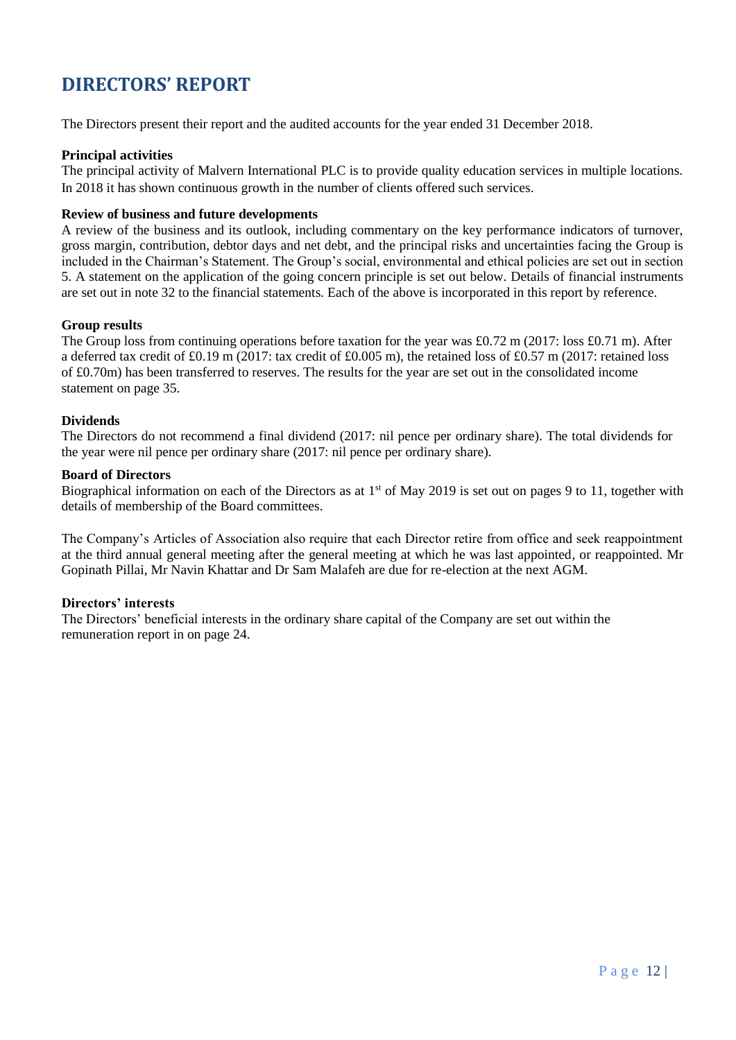# DIRECTORS' REPORT

The Directors present their report and the audited accounts for the year ended 31 December 2018.

**Principal activities**

The principal activity of Malvern International PLC is to provide quality education services in multiple locations. In 2018 it has shown continuous growth in the number of clients offered such services.

**Review of business and future developments**

A review of the business and its outlook, including commentary on the key performance indicators of turnover, gross margin, contribution, debtor days and net debt, and the principal risks and uncertainties facing the Group is included in the Chairman's Statement. The Group's social, environmental and ethical policies are set out in section 5. A statement on the application of the going concern principle is set out below. Details of financial instruments are set out in note 32 to the financial statements. Each of the above is incorporated in this report by reference.

**Group results**

The Group loss from continuing operations before taxation for the year was £0.72 m (2017: loss £0.71 m). After a deferred tax credit of £0.19 m (2017: tax credit of £0.005 m), the retained loss of £0.57 m (2017: retained loss of £0.70m) has been transferred to reserves. The results for the year are set out in the consolidated income statement on page 35.

**Dividends**

The Directors do not recommend a final dividend (2017: nil pence per ordinary share). The total dividends for the year were nil pence per ordinary share (2017: nil pence per ordinary share).

**Board of Directors**

Biographical information on each of the Directors as at 1st of May 2019 is set out on pages 9 to 11, together with details of membership of the Board committees.

The Company's Articles of Association also require that each Director retire from office and seek reappointment at the third annual general meeting after the general meeting at which he was last appointed, or reappointed. Mr Gopinath Pillai, Mr Navin Khattar and Dr Sam Malafeh are due for re-election at the next AGM.

**Directors' interests**

The Directors' beneficial interests in the ordinary share capital of the Company are set out within the remuneration report in on page 24.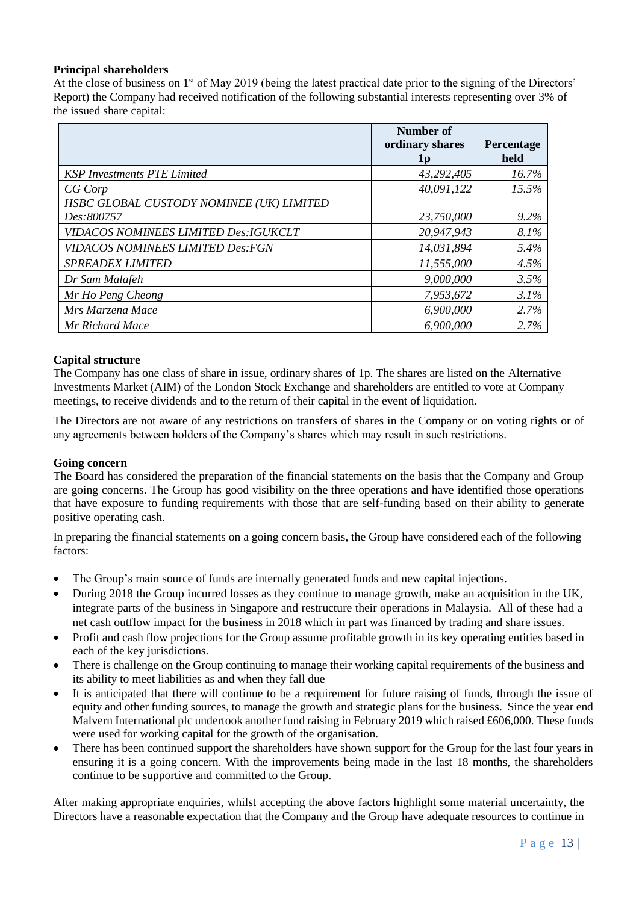**Principal shareholders**

At the close of business on 1st of May 2019 (being the latest practical date prior to the signing of the Directors' Report) the Company had received notification of the following substantial interests representing over 3% of the issued share capital:

| | Number of ordinary shares 1p | Percentage held |
|---|---|---|
| *KSP Investments PTE Limited* | *43,292,405* | *16.7%* |
| *CG Corp* | *40,091,122* | *15.5%* |
| *HSBC GLOBAL CUSTODY NOMINEE (UK) LIMITED Des:800757* | *23,750,000* | *9.2%* |
| *VIDACOS NOMINEES LIMITED Des:IGUKCLT* | *20,947,943* | *8.1%* |
| *VIDACOS NOMINEES LIMITED Des:FGN* | *14,031,894* | *5.4%* |
| *SPREADEX LIMITED* | *11,555,000* | *4.5%* |
| *Dr Sam Malafeh* | *9,000,000* | *3.5%* |
| *Mr Ho Peng Cheong* | *7,953,672* | *3.1%* |
| *Mrs Marzena Mace* | *6,900,000* | *2.7%* |
| *Mr Richard Mace* | *6,900,000* | *2.7%* |

**Capital structure**

The Company has one class of share in issue, ordinary shares of 1p. The shares are listed on the Alternative Investments Market (AIM) of the London Stock Exchange and shareholders are entitled to vote at Company meetings, to receive dividends and to the return of their capital in the event of liquidation.

The Directors are not aware of any restrictions on transfers of shares in the Company or on voting rights or of any agreements between holders of the Company's shares which may result in such restrictions.

**Going concern**

The Board has considered the preparation of the financial statements on the basis that the Company and Group are going concerns. The Group has good visibility on the three operations and have identified those operations that have exposure to funding requirements with those that are self-funding based on their ability to generate positive operating cash.

In preparing the financial statements on a going concern basis, the Group have considered each of the following factors:

- The Group's main source of funds are internally generated funds and new capital injections.
- During 2018 the Group incurred losses as they continue to manage growth, make an acquisition in the UK, integrate parts of the business in Singapore and restructure their operations in Malaysia. All of these had a net cash outflow impact for the business in 2018 which in part was financed by trading and share issues.
- Profit and cash flow projections for the Group assume profitable growth in its key operating entities based in each of the key jurisdictions.
- There is challenge on the Group continuing to manage their working capital requirements of the business and its ability to meet liabilities as and when they fall due
- It is anticipated that there will continue to be a requirement for future raising of funds, through the issue of equity and other funding sources, to manage the growth and strategic plans for the business. Since the year end Malvern International plc undertook another fund raising in February 2019 which raised £606,000. These funds were used for working capital for the growth of the organisation.
- There has been continued support the shareholders have shown support for the Group for the last four years in ensuring it is a going concern. With the improvements being made in the last 18 months, the shareholders continue to be supportive and committed to the Group.

After making appropriate enquiries, whilst accepting the above factors highlight some material uncertainty, the Directors have a reasonable expectation that the Company and the Group have adequate resources to continue in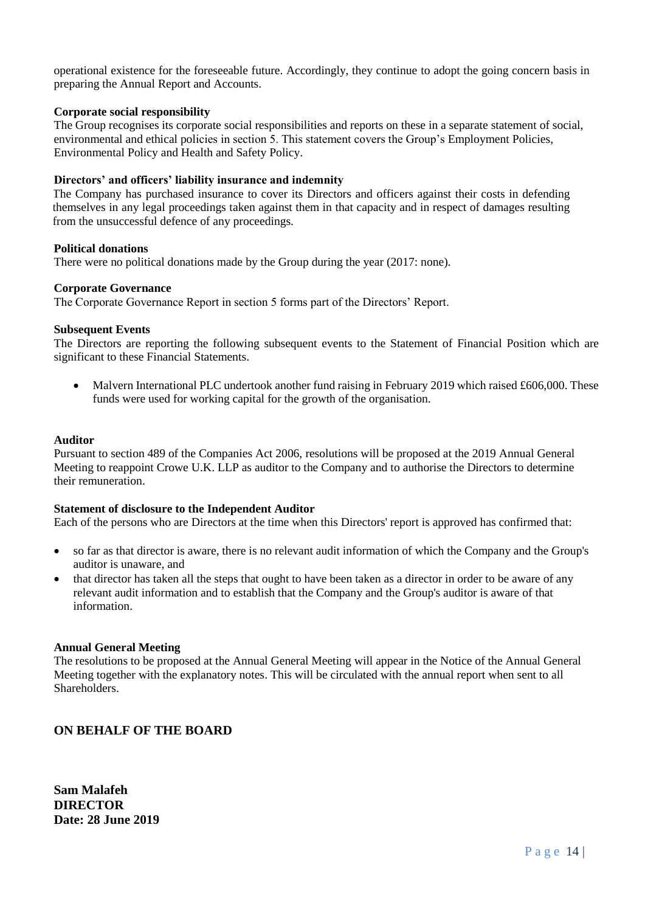operational existence for the foreseeable future. Accordingly, they continue to adopt the going concern basis in preparing the Annual Report and Accounts.

**Corporate social responsibility**

The Group recognises its corporate social responsibilities and reports on these in a separate statement of social, environmental and ethical policies in section 5. This statement covers the Group's Employment Policies, Environmental Policy and Health and Safety Policy.

**Directors' and officers' liability insurance and indemnity**

The Company has purchased insurance to cover its Directors and officers against their costs in defending themselves in any legal proceedings taken against them in that capacity and in respect of damages resulting from the unsuccessful defence of any proceedings.

**Political donations**

There were no political donations made by the Group during the year (2017: none).

**Corporate Governance**

The Corporate Governance Report in section 5 forms part of the Directors' Report.

**Subsequent Events**

The Directors are reporting the following subsequent events to the Statement of Financial Position which are significant to these Financial Statements.

- Malvern International PLC undertook another fund raising in February 2019 which raised £606,000. These funds were used for working capital for the growth of the organisation.

**Auditor**

Pursuant to section 489 of the Companies Act 2006, resolutions will be proposed at the 2019 Annual General Meeting to reappoint Crowe U.K. LLP as auditor to the Company and to authorise the Directors to determine their remuneration.

**Statement of disclosure to the Independent Auditor**

Each of the persons who are Directors at the time when this Directors' report is approved has confirmed that:

- so far as that director is aware, there is no relevant audit information of which the Company and the Group's auditor is unaware, and
- that director has taken all the steps that ought to have been taken as a director in order to be aware of any relevant audit information and to establish that the Company and the Group's auditor is aware of that information.

**Annual General Meeting**

The resolutions to be proposed at the Annual General Meeting will appear in the Notice of the Annual General Meeting together with the explanatory notes. This will be circulated with the annual report when sent to all Shareholders.

**ON BEHALF OF THE BOARD**

**Sam Malafeh**
**DIRECTOR**
**Date: 28 June 2019**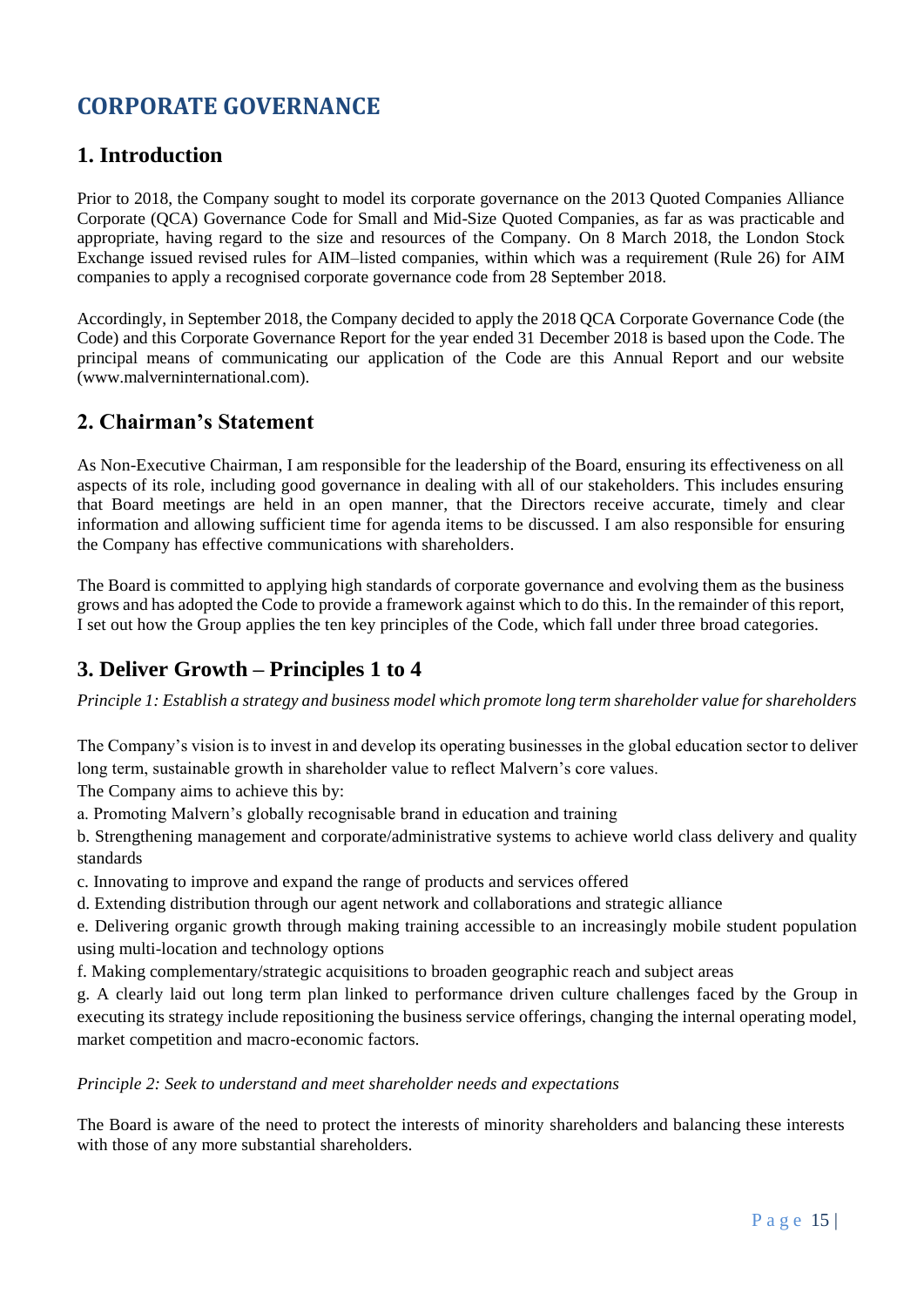# CORPORATE GOVERNANCE

## 1. Introduction

Prior to 2018, the Company sought to model its corporate governance on the 2013 Quoted Companies Alliance Corporate (QCA) Governance Code for Small and Mid-Size Quoted Companies, as far as was practicable and appropriate, having regard to the size and resources of the Company. On 8 March 2018, the London Stock Exchange issued revised rules for AIM–listed companies, within which was a requirement (Rule 26) for AIM companies to apply a recognised corporate governance code from 28 September 2018.

Accordingly, in September 2018, the Company decided to apply the 2018 QCA Corporate Governance Code (the Code) and this Corporate Governance Report for the year ended 31 December 2018 is based upon the Code. The principal means of communicating our application of the Code are this Annual Report and our website (www.malverninternational.com).

## 2. Chairman's Statement

As Non-Executive Chairman, I am responsible for the leadership of the Board, ensuring its effectiveness on all aspects of its role, including good governance in dealing with all of our stakeholders. This includes ensuring that Board meetings are held in an open manner, that the Directors receive accurate, timely and clear information and allowing sufficient time for agenda items to be discussed. I am also responsible for ensuring the Company has effective communications with shareholders.

The Board is committed to applying high standards of corporate governance and evolving them as the business grows and has adopted the Code to provide a framework against which to do this. In the remainder of this report, I set out how the Group applies the ten key principles of the Code, which fall under three broad categories.

## 3. Deliver Growth – Principles 1 to 4

*Principle 1: Establish a strategy and business model which promote long term shareholder value for shareholders*

The Company's vision is to invest in and develop its operating businesses in the global education sector to deliver long term, sustainable growth in shareholder value to reflect Malvern's core values.

The Company aims to achieve this by:

a. Promoting Malvern's globally recognisable brand in education and training

b. Strengthening management and corporate/administrative systems to achieve world class delivery and quality standards

c. Innovating to improve and expand the range of products and services offered

d. Extending distribution through our agent network and collaborations and strategic alliance

e. Delivering organic growth through making training accessible to an increasingly mobile student population using multi-location and technology options

f. Making complementary/strategic acquisitions to broaden geographic reach and subject areas

g. A clearly laid out long term plan linked to performance driven culture challenges faced by the Group in executing its strategy include repositioning the business service offerings, changing the internal operating model, market competition and macro-economic factors.

*Principle 2: Seek to understand and meet shareholder needs and expectations*

The Board is aware of the need to protect the interests of minority shareholders and balancing these interests with those of any more substantial shareholders.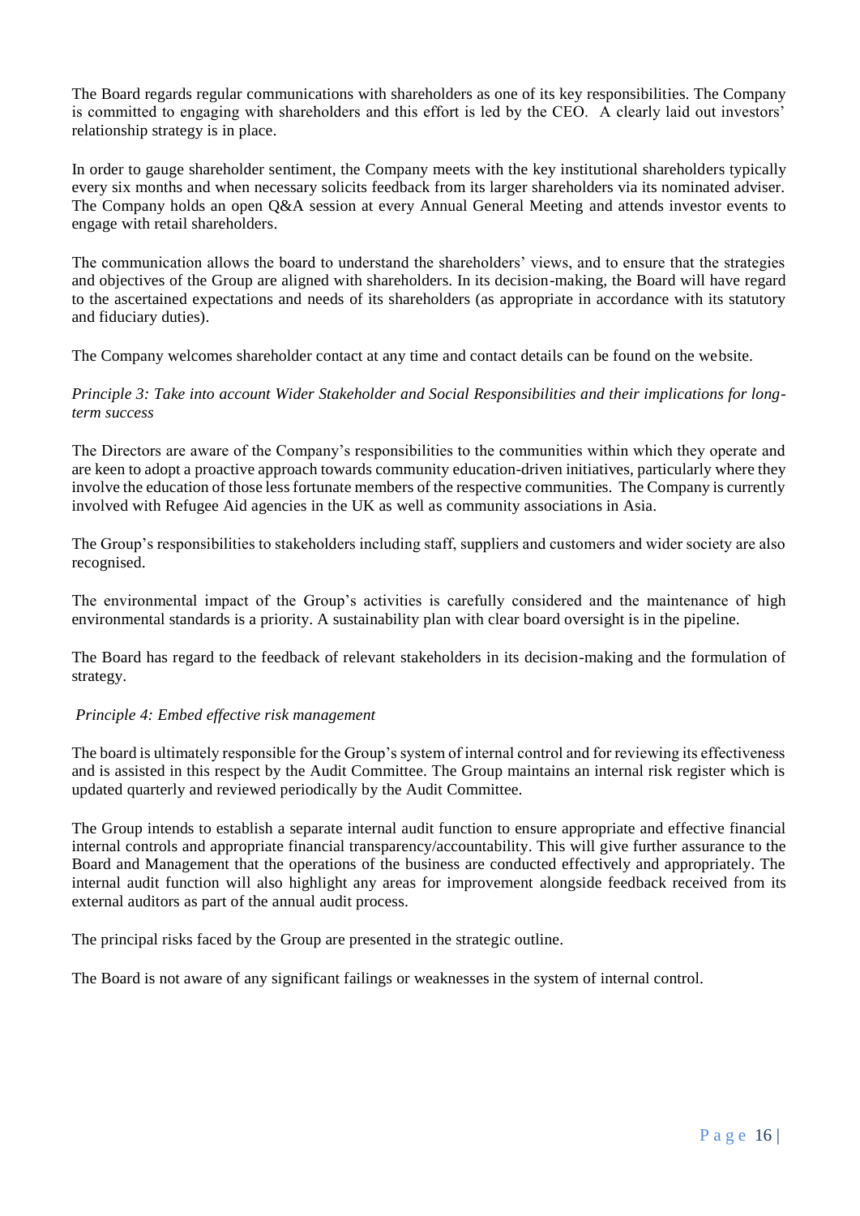The Board regards regular communications with shareholders as one of its key responsibilities. The Company is committed to engaging with shareholders and this effort is led by the CEO. A clearly laid out investors' relationship strategy is in place.

In order to gauge shareholder sentiment, the Company meets with the key institutional shareholders typically every six months and when necessary solicits feedback from its larger shareholders via its nominated adviser. The Company holds an open Q&A session at every Annual General Meeting and attends investor events to engage with retail shareholders.

The communication allows the board to understand the shareholders' views, and to ensure that the strategies and objectives of the Group are aligned with shareholders. In its decision-making, the Board will have regard to the ascertained expectations and needs of its shareholders (as appropriate in accordance with its statutory and fiduciary duties).

The Company welcomes shareholder contact at any time and contact details can be found on the website.

*Principle 3: Take into account Wider Stakeholder and Social Responsibilities and their implications for long-term success*

The Directors are aware of the Company's responsibilities to the communities within which they operate and are keen to adopt a proactive approach towards community education-driven initiatives, particularly where they involve the education of those less fortunate members of the respective communities. The Company is currently involved with Refugee Aid agencies in the UK as well as community associations in Asia.

The Group's responsibilities to stakeholders including staff, suppliers and customers and wider society are also recognised.

The environmental impact of the Group's activities is carefully considered and the maintenance of high environmental standards is a priority. A sustainability plan with clear board oversight is in the pipeline.

The Board has regard to the feedback of relevant stakeholders in its decision-making and the formulation of strategy.

*Principle 4: Embed effective risk management*

The board is ultimately responsible for the Group's system of internal control and for reviewing its effectiveness and is assisted in this respect by the Audit Committee. The Group maintains an internal risk register which is updated quarterly and reviewed periodically by the Audit Committee.

The Group intends to establish a separate internal audit function to ensure appropriate and effective financial internal controls and appropriate financial transparency/accountability. This will give further assurance to the Board and Management that the operations of the business are conducted effectively and appropriately. The internal audit function will also highlight any areas for improvement alongside feedback received from its external auditors as part of the annual audit process.

The principal risks faced by the Group are presented in the strategic outline.

The Board is not aware of any significant failings or weaknesses in the system of internal control.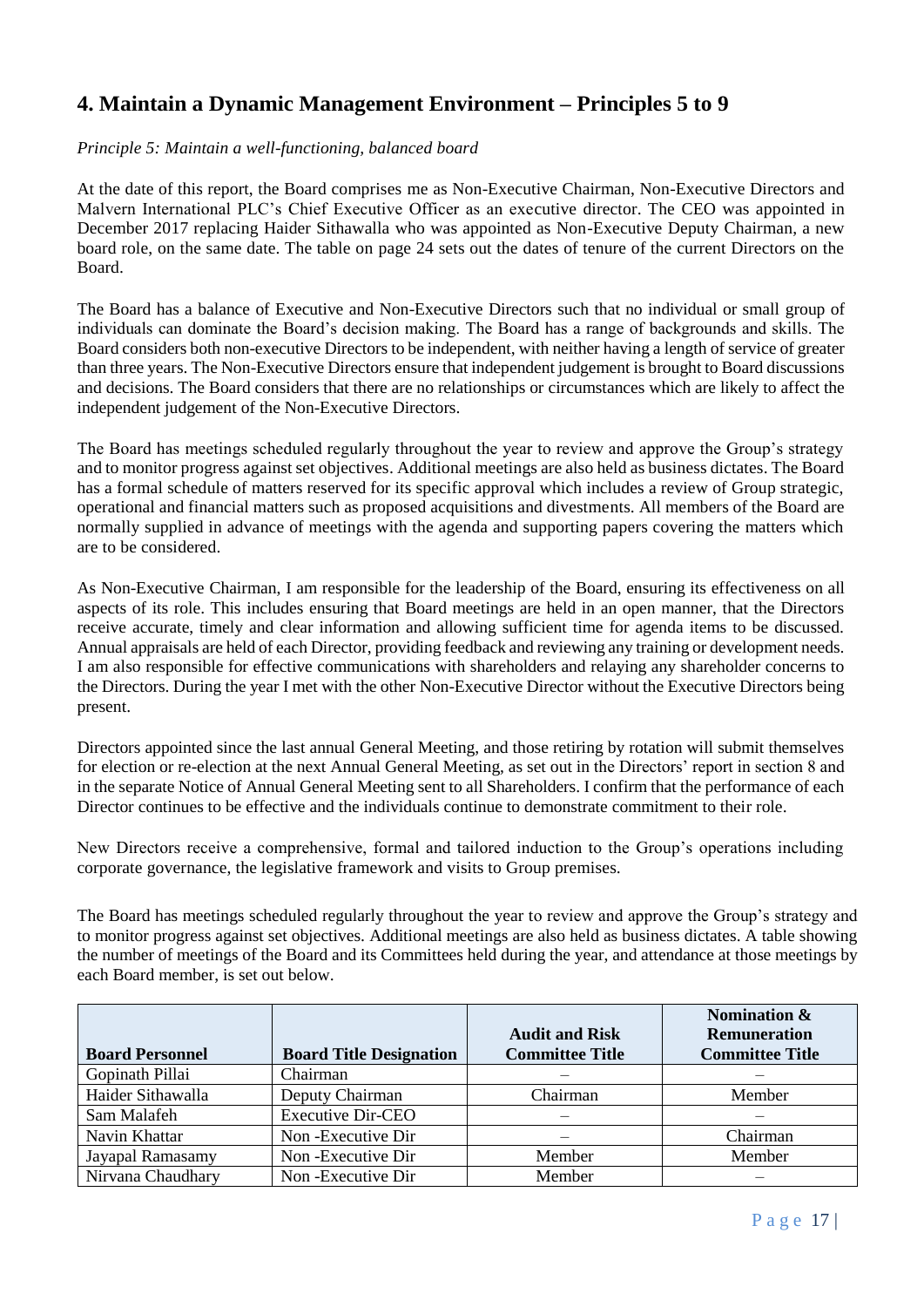## 4. Maintain a Dynamic Management Environment – Principles 5 to 9

*Principle 5: Maintain a well-functioning, balanced board*

At the date of this report, the Board comprises me as Non-Executive Chairman, Non-Executive Directors and Malvern International PLC's Chief Executive Officer as an executive director. The CEO was appointed in December 2017 replacing Haider Sithawalla who was appointed as Non-Executive Deputy Chairman, a new board role, on the same date. The table on page 24 sets out the dates of tenure of the current Directors on the Board.

The Board has a balance of Executive and Non-Executive Directors such that no individual or small group of individuals can dominate the Board's decision making. The Board has a range of backgrounds and skills. The Board considers both non-executive Directors to be independent, with neither having a length of service of greater than three years. The Non-Executive Directors ensure that independent judgement is brought to Board discussions and decisions. The Board considers that there are no relationships or circumstances which are likely to affect the independent judgement of the Non-Executive Directors.

The Board has meetings scheduled regularly throughout the year to review and approve the Group's strategy and to monitor progress against set objectives. Additional meetings are also held as business dictates. The Board has a formal schedule of matters reserved for its specific approval which includes a review of Group strategic, operational and financial matters such as proposed acquisitions and divestments. All members of the Board are normally supplied in advance of meetings with the agenda and supporting papers covering the matters which are to be considered.

As Non-Executive Chairman, I am responsible for the leadership of the Board, ensuring its effectiveness on all aspects of its role. This includes ensuring that Board meetings are held in an open manner, that the Directors receive accurate, timely and clear information and allowing sufficient time for agenda items to be discussed. Annual appraisals are held of each Director, providing feedback and reviewing any training or development needs. I am also responsible for effective communications with shareholders and relaying any shareholder concerns to the Directors. During the year I met with the other Non-Executive Director without the Executive Directors being present.

Directors appointed since the last annual General Meeting, and those retiring by rotation will submit themselves for election or re-election at the next Annual General Meeting, as set out in the Directors' report in section 8 and in the separate Notice of Annual General Meeting sent to all Shareholders. I confirm that the performance of each Director continues to be effective and the individuals continue to demonstrate commitment to their role.

New Directors receive a comprehensive, formal and tailored induction to the Group's operations including corporate governance, the legislative framework and visits to Group premises.

The Board has meetings scheduled regularly throughout the year to review and approve the Group's strategy and to monitor progress against set objectives. Additional meetings are also held as business dictates. A table showing the number of meetings of the Board and its Committees held during the year, and attendance at those meetings by each Board member, is set out below.

| Board Personnel | Board Title Designation | Audit and Risk Committee Title | Nomination & Remuneration Committee Title |
|---|---|---|---|
| Gopinath Pillai | Chairman | – | – |
| Haider Sithawalla | Deputy Chairman | Chairman | Member |
| Sam Malafeh | Executive Dir-CEO | – | – |
| Navin Khattar | Non -Executive Dir | – | Chairman |
| Jayapal Ramasamy | Non -Executive Dir | Member | Member |
| Nirvana Chaudhary | Non -Executive Dir | Member | – |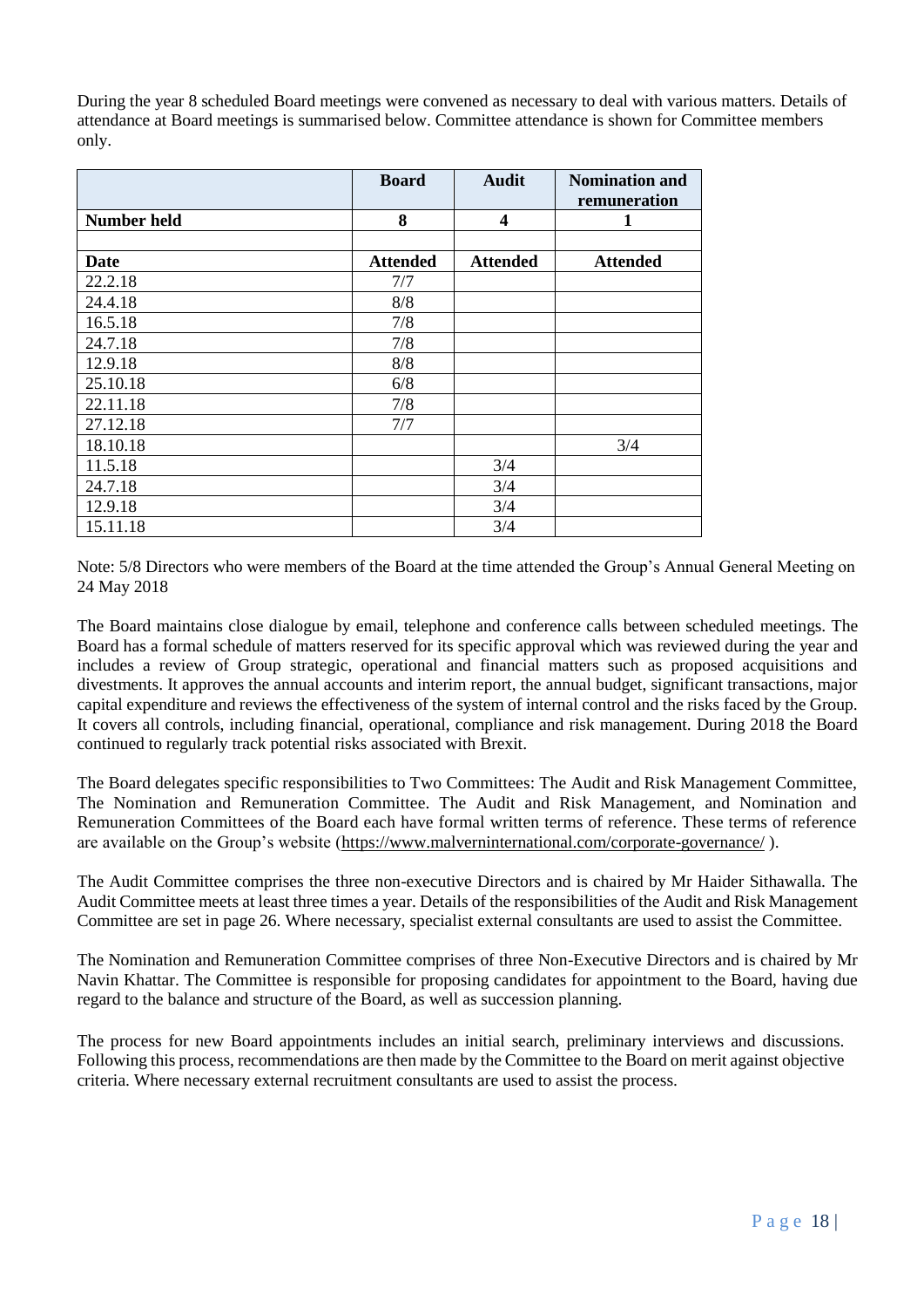During the year 8 scheduled Board meetings were convened as necessary to deal with various matters. Details of attendance at Board meetings is summarised below. Committee attendance is shown for Committee members only.

| | Board | Audit | Nomination and remuneration |
|---|---|---|---|
| **Number held** | **8** | **4** | **1** |
| | | | |
| **Date** | **Attended** | **Attended** | **Attended** |
| 22.2.18 | 7/7 | | |
| 24.4.18 | 8/8 | | |
| 16.5.18 | 7/8 | | |
| 24.7.18 | 7/8 | | |
| 12.9.18 | 8/8 | | |
| 25.10.18 | 6/8 | | |
| 22.11.18 | 7/8 | | |
| 27.12.18 | 7/7 | | |
| 18.10.18 | | | 3/4 |
| 11.5.18 | | 3/4 | |
| 24.7.18 | | 3/4 | |
| 12.9.18 | | 3/4 | |
| 15.11.18 | | 3/4 | |

Note: 5/8 Directors who were members of the Board at the time attended the Group's Annual General Meeting on 24 May 2018

The Board maintains close dialogue by email, telephone and conference calls between scheduled meetings. The Board has a formal schedule of matters reserved for its specific approval which was reviewed during the year and includes a review of Group strategic, operational and financial matters such as proposed acquisitions and divestments. It approves the annual accounts and interim report, the annual budget, significant transactions, major capital expenditure and reviews the effectiveness of the system of internal control and the risks faced by the Group. It covers all controls, including financial, operational, compliance and risk management. During 2018 the Board continued to regularly track potential risks associated with Brexit.

The Board delegates specific responsibilities to Two Committees: The Audit and Risk Management Committee, The Nomination and Remuneration Committee. The Audit and Risk Management, and Nomination and Remuneration Committees of the Board each have formal written terms of reference. These terms of reference are available on the Group's website (https://www.malverninternational.com/corporate-governance/ ).

The Audit Committee comprises the three non-executive Directors and is chaired by Mr Haider Sithawalla. The Audit Committee meets at least three times a year. Details of the responsibilities of the Audit and Risk Management Committee are set in page 26. Where necessary, specialist external consultants are used to assist the Committee.

The Nomination and Remuneration Committee comprises of three Non-Executive Directors and is chaired by Mr Navin Khattar. The Committee is responsible for proposing candidates for appointment to the Board, having due regard to the balance and structure of the Board, as well as succession planning.

The process for new Board appointments includes an initial search, preliminary interviews and discussions. Following this process, recommendations are then made by the Committee to the Board on merit against objective criteria. Where necessary external recruitment consultants are used to assist the process.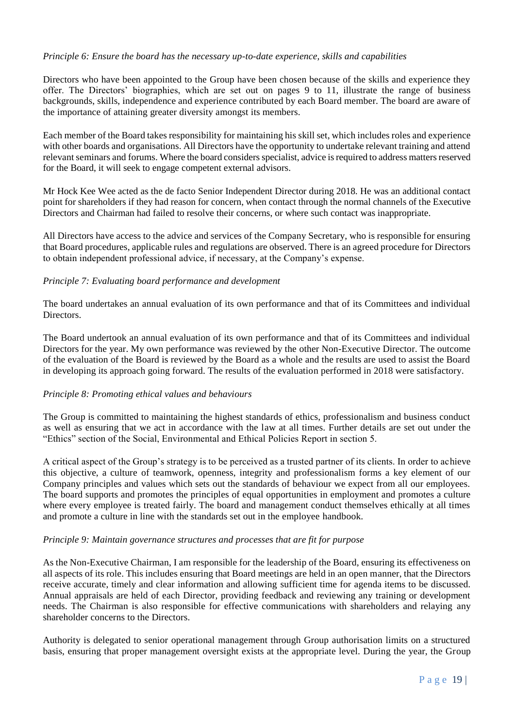*Principle 6: Ensure the board has the necessary up-to-date experience, skills and capabilities*

Directors who have been appointed to the Group have been chosen because of the skills and experience they offer. The Directors' biographies, which are set out on pages 9 to 11, illustrate the range of business backgrounds, skills, independence and experience contributed by each Board member. The board are aware of the importance of attaining greater diversity amongst its members.

Each member of the Board takes responsibility for maintaining his skill set, which includes roles and experience with other boards and organisations. All Directors have the opportunity to undertake relevant training and attend relevant seminars and forums. Where the board considers specialist, advice is required to address matters reserved for the Board, it will seek to engage competent external advisors.

Mr Hock Kee Wee acted as the de facto Senior Independent Director during 2018. He was an additional contact point for shareholders if they had reason for concern, when contact through the normal channels of the Executive Directors and Chairman had failed to resolve their concerns, or where such contact was inappropriate.

All Directors have access to the advice and services of the Company Secretary, who is responsible for ensuring that Board procedures, applicable rules and regulations are observed. There is an agreed procedure for Directors to obtain independent professional advice, if necessary, at the Company's expense.

*Principle 7: Evaluating board performance and development*

The board undertakes an annual evaluation of its own performance and that of its Committees and individual Directors.

The Board undertook an annual evaluation of its own performance and that of its Committees and individual Directors for the year. My own performance was reviewed by the other Non-Executive Director. The outcome of the evaluation of the Board is reviewed by the Board as a whole and the results are used to assist the Board in developing its approach going forward. The results of the evaluation performed in 2018 were satisfactory.

*Principle 8: Promoting ethical values and behaviours*

The Group is committed to maintaining the highest standards of ethics, professionalism and business conduct as well as ensuring that we act in accordance with the law at all times. Further details are set out under the "Ethics" section of the Social, Environmental and Ethical Policies Report in section 5.

A critical aspect of the Group's strategy is to be perceived as a trusted partner of its clients. In order to achieve this objective, a culture of teamwork, openness, integrity and professionalism forms a key element of our Company principles and values which sets out the standards of behaviour we expect from all our employees. The board supports and promotes the principles of equal opportunities in employment and promotes a culture where every employee is treated fairly. The board and management conduct themselves ethically at all times and promote a culture in line with the standards set out in the employee handbook.

*Principle 9: Maintain governance structures and processes that are fit for purpose*

As the Non-Executive Chairman, I am responsible for the leadership of the Board, ensuring its effectiveness on all aspects of its role. This includes ensuring that Board meetings are held in an open manner, that the Directors receive accurate, timely and clear information and allowing sufficient time for agenda items to be discussed. Annual appraisals are held of each Director, providing feedback and reviewing any training or development needs. The Chairman is also responsible for effective communications with shareholders and relaying any shareholder concerns to the Directors.

Authority is delegated to senior operational management through Group authorisation limits on a structured basis, ensuring that proper management oversight exists at the appropriate level. During the year, the Group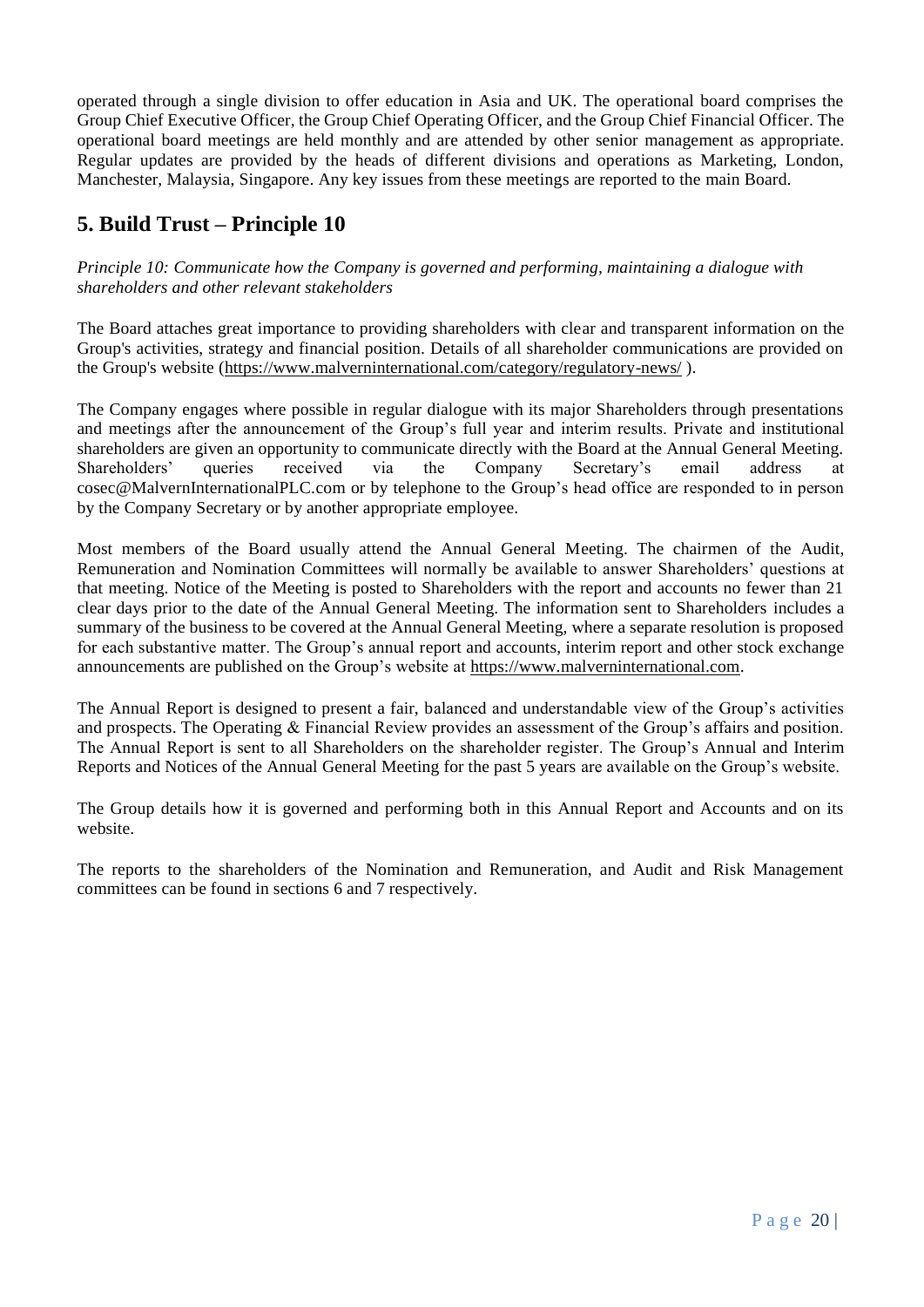operated through a single division to offer education in Asia and UK. The operational board comprises the Group Chief Executive Officer, the Group Chief Operating Officer, and the Group Chief Financial Officer. The operational board meetings are held monthly and are attended by other senior management as appropriate. Regular updates are provided by the heads of different divisions and operations as Marketing, London, Manchester, Malaysia, Singapore. Any key issues from these meetings are reported to the main Board.

## 5. Build Trust – Principle 10

*Principle 10: Communicate how the Company is governed and performing, maintaining a dialogue with shareholders and other relevant stakeholders*

The Board attaches great importance to providing shareholders with clear and transparent information on the Group's activities, strategy and financial position. Details of all shareholder communications are provided on the Group's website (https://www.malverninternational.com/category/regulatory-news/ ).

The Company engages where possible in regular dialogue with its major Shareholders through presentations and meetings after the announcement of the Group's full year and interim results. Private and institutional shareholders are given an opportunity to communicate directly with the Board at the Annual General Meeting. Shareholders' queries received via the Company Secretary's email address at cosec@MalvernInternationalPLC.com or by telephone to the Group's head office are responded to in person by the Company Secretary or by another appropriate employee.

Most members of the Board usually attend the Annual General Meeting. The chairmen of the Audit, Remuneration and Nomination Committees will normally be available to answer Shareholders' questions at that meeting. Notice of the Meeting is posted to Shareholders with the report and accounts no fewer than 21 clear days prior to the date of the Annual General Meeting. The information sent to Shareholders includes a summary of the business to be covered at the Annual General Meeting, where a separate resolution is proposed for each substantive matter. The Group's annual report and accounts, interim report and other stock exchange announcements are published on the Group's website at https://www.malverninternational.com.

The Annual Report is designed to present a fair, balanced and understandable view of the Group's activities and prospects. The Operating & Financial Review provides an assessment of the Group's affairs and position. The Annual Report is sent to all Shareholders on the shareholder register. The Group's Annual and Interim Reports and Notices of the Annual General Meeting for the past 5 years are available on the Group's website.

The Group details how it is governed and performing both in this Annual Report and Accounts and on its website.

The reports to the shareholders of the Nomination and Remuneration, and Audit and Risk Management committees can be found in sections 6 and 7 respectively.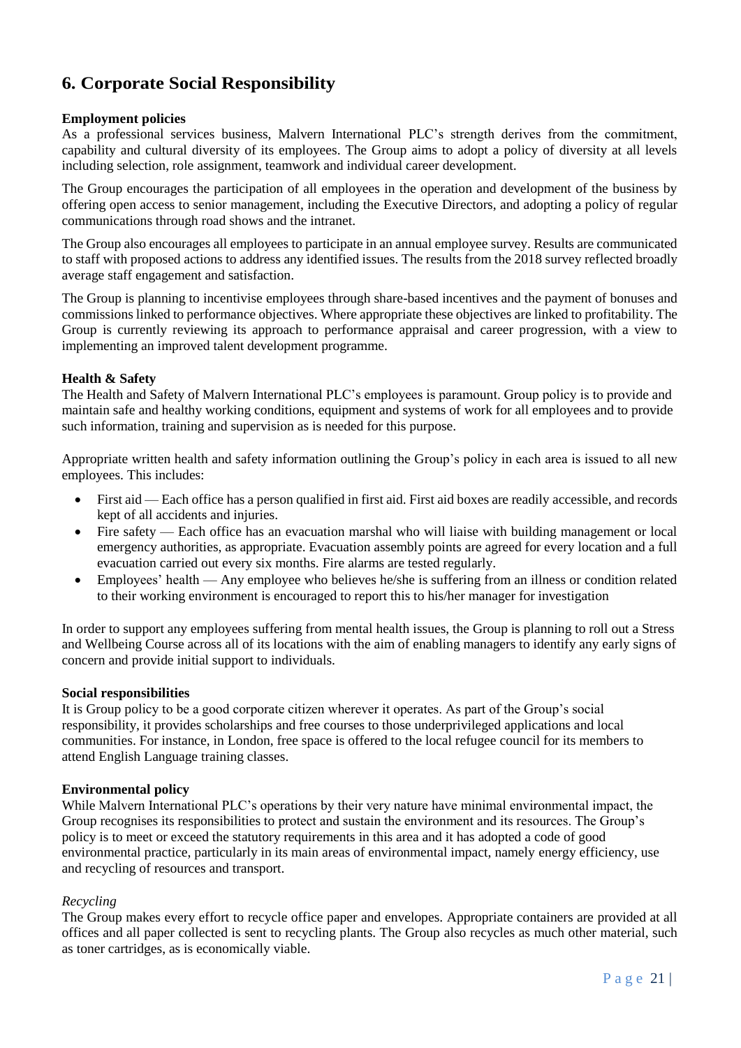## 6. Corporate Social Responsibility

**Employment policies**

As a professional services business, Malvern International PLC's strength derives from the commitment, capability and cultural diversity of its employees. The Group aims to adopt a policy of diversity at all levels including selection, role assignment, teamwork and individual career development.

The Group encourages the participation of all employees in the operation and development of the business by offering open access to senior management, including the Executive Directors, and adopting a policy of regular communications through road shows and the intranet.

The Group also encourages all employees to participate in an annual employee survey. Results are communicated to staff with proposed actions to address any identified issues. The results from the 2018 survey reflected broadly average staff engagement and satisfaction.

The Group is planning to incentivise employees through share-based incentives and the payment of bonuses and commissions linked to performance objectives. Where appropriate these objectives are linked to profitability. The Group is currently reviewing its approach to performance appraisal and career progression, with a view to implementing an improved talent development programme.

**Health & Safety**

The Health and Safety of Malvern International PLC's employees is paramount. Group policy is to provide and maintain safe and healthy working conditions, equipment and systems of work for all employees and to provide such information, training and supervision as is needed for this purpose.

Appropriate written health and safety information outlining the Group's policy in each area is issued to all new employees. This includes:

- First aid — Each office has a person qualified in first aid. First aid boxes are readily accessible, and records kept of all accidents and injuries.
- Fire safety — Each office has an evacuation marshal who will liaise with building management or local emergency authorities, as appropriate. Evacuation assembly points are agreed for every location and a full evacuation carried out every six months. Fire alarms are tested regularly.
- Employees' health — Any employee who believes he/she is suffering from an illness or condition related to their working environment is encouraged to report this to his/her manager for investigation

In order to support any employees suffering from mental health issues, the Group is planning to roll out a Stress and Wellbeing Course across all of its locations with the aim of enabling managers to identify any early signs of concern and provide initial support to individuals.

**Social responsibilities**

It is Group policy to be a good corporate citizen wherever it operates. As part of the Group's social responsibility, it provides scholarships and free courses to those underprivileged applications and local communities. For instance, in London, free space is offered to the local refugee council for its members to attend English Language training classes.

**Environmental policy**

While Malvern International PLC's operations by their very nature have minimal environmental impact, the Group recognises its responsibilities to protect and sustain the environment and its resources. The Group's policy is to meet or exceed the statutory requirements in this area and it has adopted a code of good environmental practice, particularly in its main areas of environmental impact, namely energy efficiency, use and recycling of resources and transport.

*Recycling*

The Group makes every effort to recycle office paper and envelopes. Appropriate containers are provided at all offices and all paper collected is sent to recycling plants. The Group also recycles as much other material, such as toner cartridges, as is economically viable.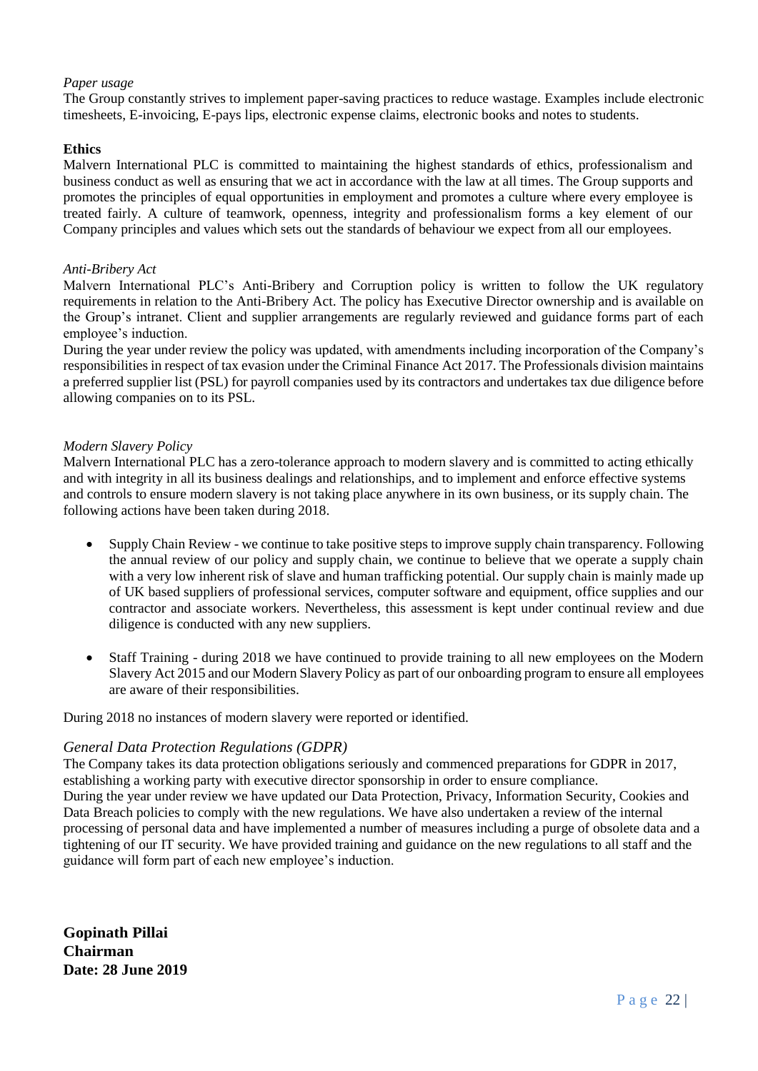*Paper usage*

The Group constantly strives to implement paper-saving practices to reduce wastage. Examples include electronic timesheets, E-invoicing, E-pays lips, electronic expense claims, electronic books and notes to students.

**Ethics**

Malvern International PLC is committed to maintaining the highest standards of ethics, professionalism and business conduct as well as ensuring that we act in accordance with the law at all times. The Group supports and promotes the principles of equal opportunities in employment and promotes a culture where every employee is treated fairly. A culture of teamwork, openness, integrity and professionalism forms a key element of our Company principles and values which sets out the standards of behaviour we expect from all our employees.

*Anti-Bribery Act*

Malvern International PLC's Anti-Bribery and Corruption policy is written to follow the UK regulatory requirements in relation to the Anti-Bribery Act. The policy has Executive Director ownership and is available on the Group's intranet. Client and supplier arrangements are regularly reviewed and guidance forms part of each employee's induction.

During the year under review the policy was updated, with amendments including incorporation of the Company's responsibilities in respect of tax evasion under the Criminal Finance Act 2017. The Professionals division maintains a preferred supplier list (PSL) for payroll companies used by its contractors and undertakes tax due diligence before allowing companies on to its PSL.

*Modern Slavery Policy*

Malvern International PLC has a zero-tolerance approach to modern slavery and is committed to acting ethically and with integrity in all its business dealings and relationships, and to implement and enforce effective systems and controls to ensure modern slavery is not taking place anywhere in its own business, or its supply chain. The following actions have been taken during 2018.

- Supply Chain Review - we continue to take positive steps to improve supply chain transparency. Following the annual review of our policy and supply chain, we continue to believe that we operate a supply chain with a very low inherent risk of slave and human trafficking potential. Our supply chain is mainly made up of UK based suppliers of professional services, computer software and equipment, office supplies and our contractor and associate workers. Nevertheless, this assessment is kept under continual review and due diligence is conducted with any new suppliers.

- Staff Training - during 2018 we have continued to provide training to all new employees on the Modern Slavery Act 2015 and our Modern Slavery Policy as part of our onboarding program to ensure all employees are aware of their responsibilities.

During 2018 no instances of modern slavery were reported or identified.

*General Data Protection Regulations (GDPR)*

The Company takes its data protection obligations seriously and commenced preparations for GDPR in 2017, establishing a working party with executive director sponsorship in order to ensure compliance.

During the year under review we have updated our Data Protection, Privacy, Information Security, Cookies and Data Breach policies to comply with the new regulations. We have also undertaken a review of the internal processing of personal data and have implemented a number of measures including a purge of obsolete data and a tightening of our IT security. We have provided training and guidance on the new regulations to all staff and the guidance will form part of each new employee's induction.

**Gopinath Pillai**
**Chairman**
**Date: 28 June 2019**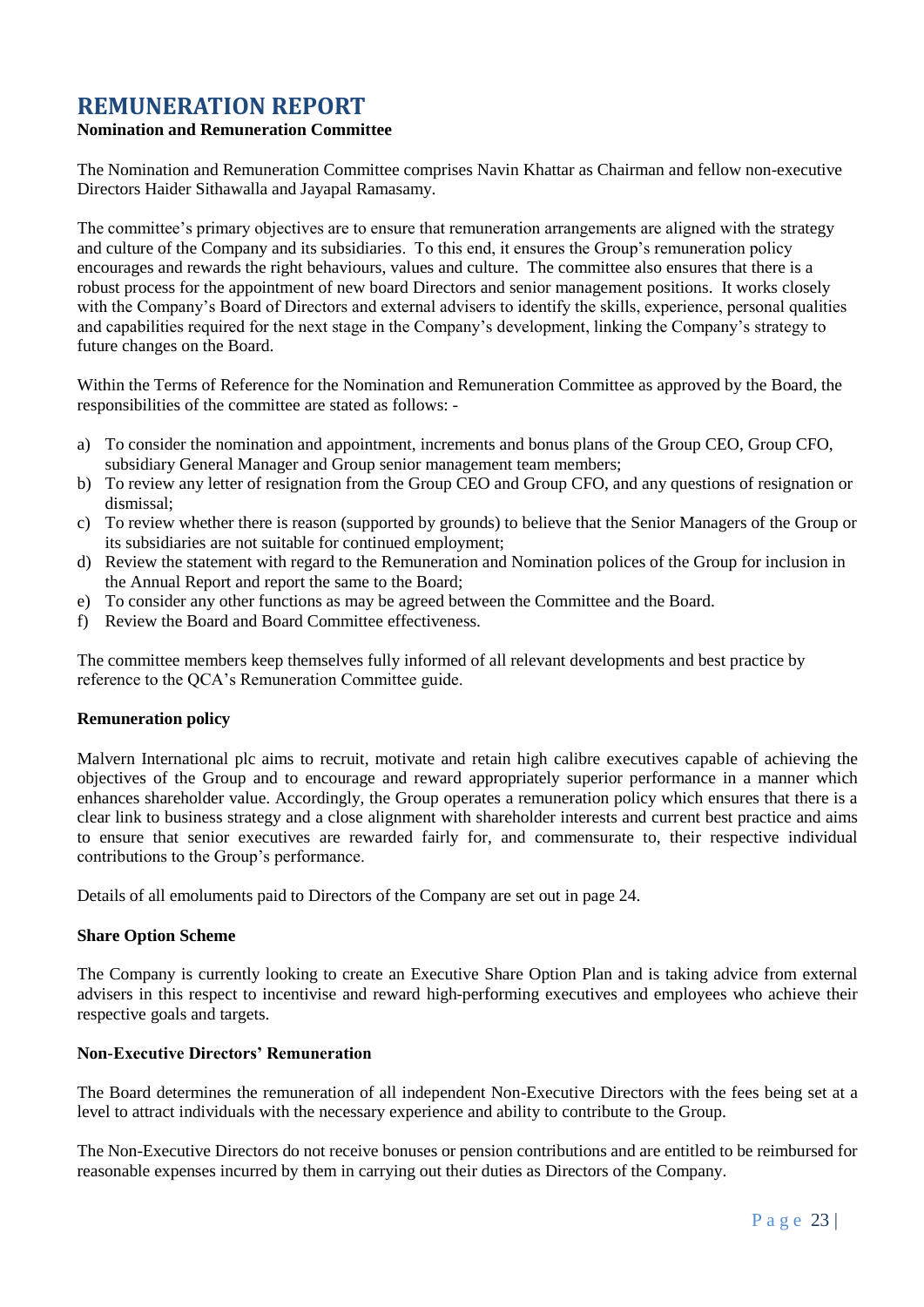# REMUNERATION REPORT

**Nomination and Remuneration Committee**

The Nomination and Remuneration Committee comprises Navin Khattar as Chairman and fellow non-executive Directors Haider Sithawalla and Jayapal Ramasamy.

The committee's primary objectives are to ensure that remuneration arrangements are aligned with the strategy and culture of the Company and its subsidiaries. To this end, it ensures the Group's remuneration policy encourages and rewards the right behaviours, values and culture. The committee also ensures that there is a robust process for the appointment of new board Directors and senior management positions. It works closely with the Company's Board of Directors and external advisers to identify the skills, experience, personal qualities and capabilities required for the next stage in the Company's development, linking the Company's strategy to future changes on the Board.

Within the Terms of Reference for the Nomination and Remuneration Committee as approved by the Board, the responsibilities of the committee are stated as follows: -

a) To consider the nomination and appointment, increments and bonus plans of the Group CEO, Group CFO, subsidiary General Manager and Group senior management team members;
b) To review any letter of resignation from the Group CEO and Group CFO, and any questions of resignation or dismissal;
c) To review whether there is reason (supported by grounds) to believe that the Senior Managers of the Group or its subsidiaries are not suitable for continued employment;
d) Review the statement with regard to the Remuneration and Nomination polices of the Group for inclusion in the Annual Report and report the same to the Board;
e) To consider any other functions as may be agreed between the Committee and the Board.
f) Review the Board and Board Committee effectiveness.

The committee members keep themselves fully informed of all relevant developments and best practice by reference to the QCA's Remuneration Committee guide.

**Remuneration policy**

Malvern International plc aims to recruit, motivate and retain high calibre executives capable of achieving the objectives of the Group and to encourage and reward appropriately superior performance in a manner which enhances shareholder value. Accordingly, the Group operates a remuneration policy which ensures that there is a clear link to business strategy and a close alignment with shareholder interests and current best practice and aims to ensure that senior executives are rewarded fairly for, and commensurate to, their respective individual contributions to the Group's performance.

Details of all emoluments paid to Directors of the Company are set out in page 24.

**Share Option Scheme**

The Company is currently looking to create an Executive Share Option Plan and is taking advice from external advisers in this respect to incentivise and reward high-performing executives and employees who achieve their respective goals and targets.

**Non-Executive Directors' Remuneration**

The Board determines the remuneration of all independent Non-Executive Directors with the fees being set at a level to attract individuals with the necessary experience and ability to contribute to the Group.

The Non-Executive Directors do not receive bonuses or pension contributions and are entitled to be reimbursed for reasonable expenses incurred by them in carrying out their duties as Directors of the Company.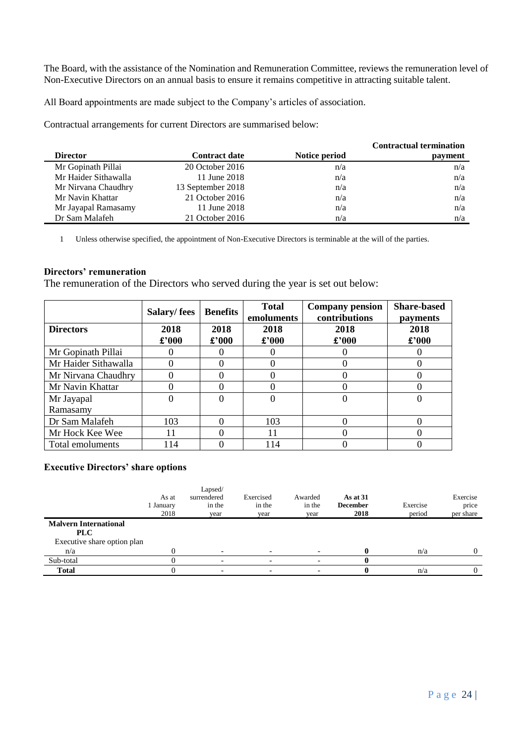The Board, with the assistance of the Nomination and Remuneration Committee, reviews the remuneration level of Non-Executive Directors on an annual basis to ensure it remains competitive in attracting suitable talent.

All Board appointments are made subject to the Company's articles of association.

Contractual arrangements for current Directors are summarised below:

| Director | Contract date | Notice period | Contractual termination payment |
|---|---|---|---|
| Mr Gopinath Pillai | 20 October 2016 | n/a | n/a |
| Mr Haider Sithawalla | 11 June 2018 | n/a | n/a |
| Mr Nirvana Chaudhry | 13 September 2018 | n/a | n/a |
| Mr Navin Khattar | 21 October 2016 | n/a | n/a |
| Mr Jayapal Ramasamy | 11 June 2018 | n/a | n/a |
| Dr Sam Malafeh | 21 October 2016 | n/a | n/a |

1 Unless otherwise specified, the appointment of Non-Executive Directors is terminable at the will of the parties.

**Directors' remuneration**

The remuneration of the Directors who served during the year is set out below:

| | Salary/ fees | Benefits | Total emoluments | Company pension contributions | Share-based payments |
|---|---|---|---|---|---|
| **Directors** | **2018 £'000** | **2018 £'000** | **2018 £'000** | **2018 £'000** | **2018 £'000** |
| Mr Gopinath Pillai | 0 | 0 | 0 | 0 | 0 |
| Mr Haider Sithawalla | 0 | 0 | 0 | 0 | 0 |
| Mr Nirvana Chaudhry | 0 | 0 | 0 | 0 | 0 |
| Mr Navin Khattar | 0 | 0 | 0 | 0 | 0 |
| Mr Jayapal Ramasamy | 0 | 0 | 0 | 0 | 0 |
| Dr Sam Malafeh | 103 | 0 | 103 | 0 | 0 |
| Mr Hock Kee Wee | 11 | 0 | 11 | 0 | 0 |
| Total emoluments | 114 | 0 | 114 | 0 | 0 |

**Executive Directors' share options**

| | As at 1 January 2018 | Lapsed/ surrendered in the year | Exercised in the year | Awarded in the year | **As at 31 December 2018** | Exercise period | Exercise price per share |
|---|---|---|---|---|---|---|---|
| **Malvern International PLC** | | | | | | | |
| Executive share option plan | | | | | | | |
| n/a | 0 | - | - | - | **0** | n/a | 0 |
| Sub-total | 0 | - | - | - | **0** | | |
| **Total** | 0 | - | - | - | **0** | n/a | 0 |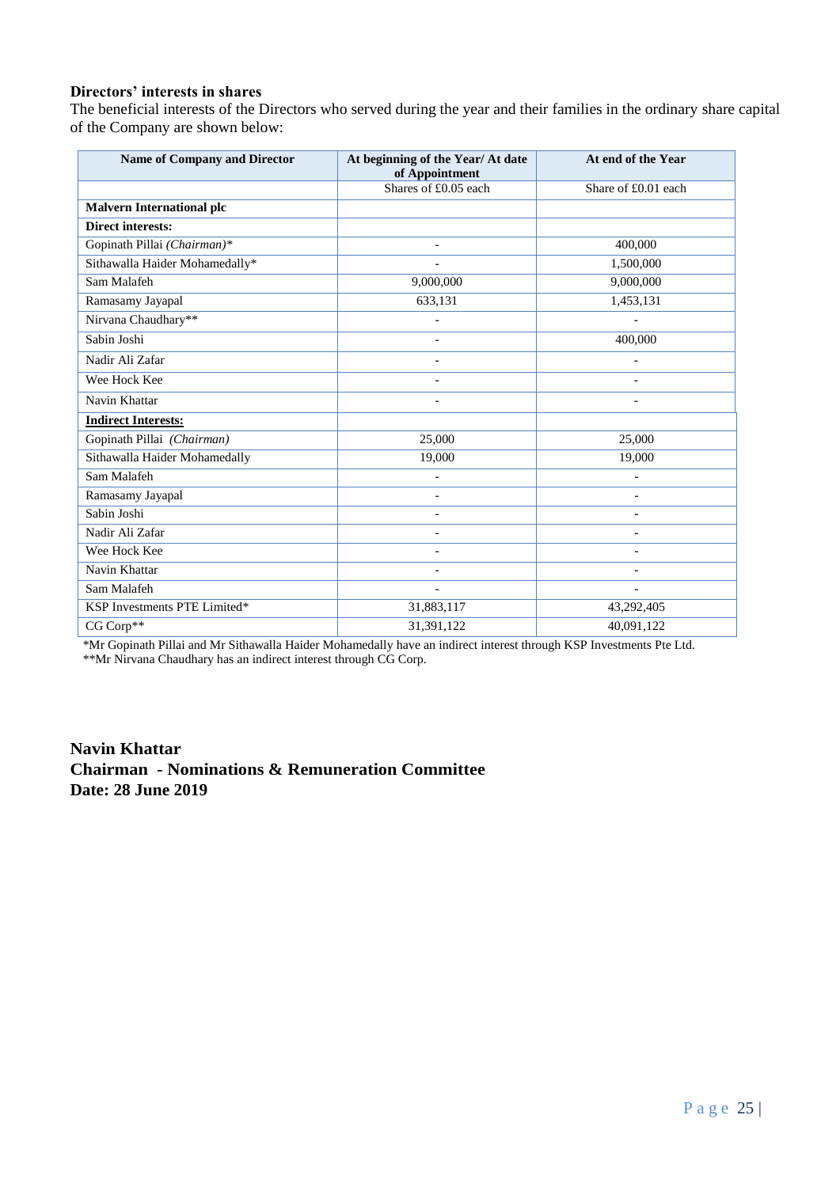**Directors' interests in shares**

The beneficial interests of the Directors who served during the year and their families in the ordinary share capital of the Company are shown below:

| Name of Company and Director | At beginning of the Year/ At date of Appointment | At end of the Year |
|---|---|---|
| | Shares of £0.05 each | Share of £0.01 each |
| **Malvern International plc** | | |
| **Direct interests:** | | |
| Gopinath Pillai *(Chairman)** | - | 400,000 |
| Sithawalla Haider Mohamedally* | - | 1,500,000 |
| Sam Malafeh | 9,000,000 | 9,000,000 |
| Ramasamy Jayapal | 633,131 | 1,453,131 |
| Nirvana Chaudhary** | - | - |
| Sabin Joshi | - | 400,000 |
| Nadir Ali Zafar | - | - |
| Wee Hock Kee | - | - |
| Navin Khattar | - | - |
| **Indirect Interests:** | | |
| Gopinath Pillai *(Chairman)* | 25,000 | 25,000 |
| Sithawalla Haider Mohamedally | 19,000 | 19,000 |
| Sam Malafeh | - | - |
| Ramasamy Jayapal | - | - |
| Sabin Joshi | - | - |
| Nadir Ali Zafar | - | - |
| Wee Hock Kee | - | - |
| Navin Khattar | - | - |
| Sam Malafeh | - | - |
| KSP Investments PTE Limited* | 31,883,117 | 43,292,405 |
| CG Corp** | 31,391,122 | 40,091,122 |

*Mr Gopinath Pillai and Mr Sithawalla Haider Mohamedally have an indirect interest through KSP Investments Pte Ltd.

**Mr Nirvana Chaudhary has an indirect interest through CG Corp.

**Navin Khattar**
**Chairman - Nominations & Remuneration Committee**
**Date: 28 June 2019**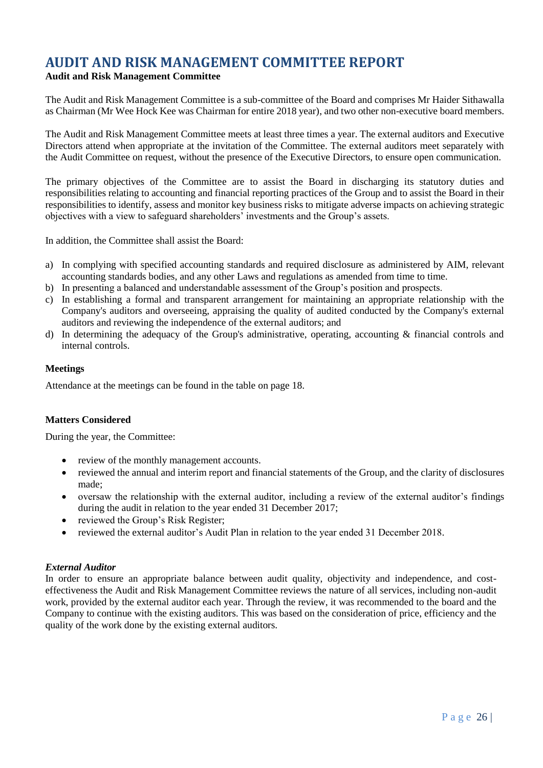# AUDIT AND RISK MANAGEMENT COMMITTEE REPORT

**Audit and Risk Management Committee**

The Audit and Risk Management Committee is a sub-committee of the Board and comprises Mr Haider Sithawalla as Chairman (Mr Wee Hock Kee was Chairman for entire 2018 year), and two other non-executive board members.

The Audit and Risk Management Committee meets at least three times a year. The external auditors and Executive Directors attend when appropriate at the invitation of the Committee. The external auditors meet separately with the Audit Committee on request, without the presence of the Executive Directors, to ensure open communication.

The primary objectives of the Committee are to assist the Board in discharging its statutory duties and responsibilities relating to accounting and financial reporting practices of the Group and to assist the Board in their responsibilities to identify, assess and monitor key business risks to mitigate adverse impacts on achieving strategic objectives with a view to safeguard shareholders' investments and the Group's assets.

In addition, the Committee shall assist the Board:

a) In complying with specified accounting standards and required disclosure as administered by AIM, relevant accounting standards bodies, and any other Laws and regulations as amended from time to time.
b) In presenting a balanced and understandable assessment of the Group's position and prospects.
c) In establishing a formal and transparent arrangement for maintaining an appropriate relationship with the Company's auditors and overseeing, appraising the quality of audited conducted by the Company's external auditors and reviewing the independence of the external auditors; and
d) In determining the adequacy of the Group's administrative, operating, accounting & financial controls and internal controls.

**Meetings**

Attendance at the meetings can be found in the table on page 18.

**Matters Considered**

During the year, the Committee:

- review of the monthly management accounts.
- reviewed the annual and interim report and financial statements of the Group, and the clarity of disclosures made;
- oversaw the relationship with the external auditor, including a review of the external auditor's findings during the audit in relation to the year ended 31 December 2017;
- reviewed the Group's Risk Register;
- reviewed the external auditor's Audit Plan in relation to the year ended 31 December 2018.

***External Auditor***

In order to ensure an appropriate balance between audit quality, objectivity and independence, and cost-effectiveness the Audit and Risk Management Committee reviews the nature of all services, including non-audit work, provided by the external auditor each year. Through the review, it was recommended to the board and the Company to continue with the existing auditors. This was based on the consideration of price, efficiency and the quality of the work done by the existing external auditors.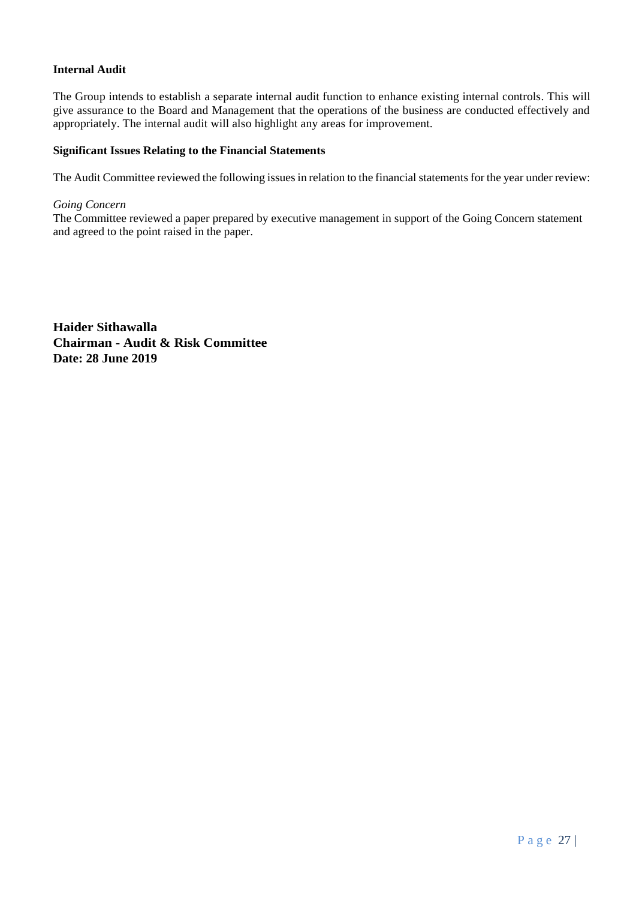**Internal Audit**

The Group intends to establish a separate internal audit function to enhance existing internal controls. This will give assurance to the Board and Management that the operations of the business are conducted effectively and appropriately. The internal audit will also highlight any areas for improvement.

**Significant Issues Relating to the Financial Statements**

The Audit Committee reviewed the following issues in relation to the financial statements for the year under review:

*Going Concern*
The Committee reviewed a paper prepared by executive management in support of the Going Concern statement and agreed to the point raised in the paper.

**Haider Sithawalla**
**Chairman - Audit & Risk Committee**
**Date: 28 June 2019**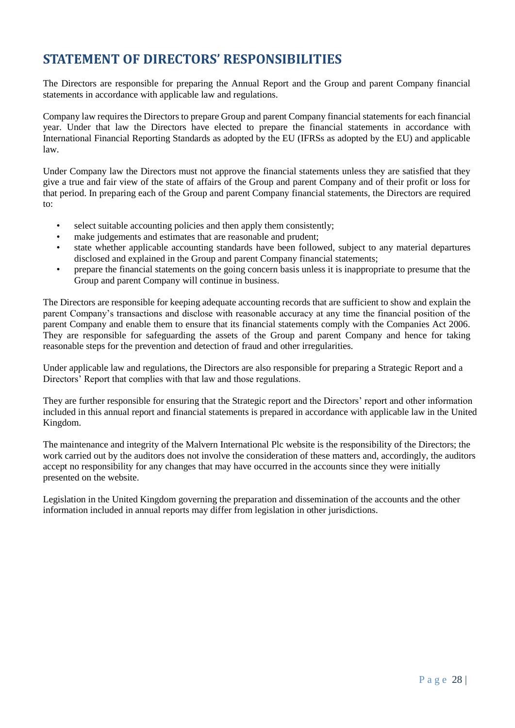# STATEMENT OF DIRECTORS' RESPONSIBILITIES

The Directors are responsible for preparing the Annual Report and the Group and parent Company financial statements in accordance with applicable law and regulations.

Company law requires the Directors to prepare Group and parent Company financial statements for each financial year. Under that law the Directors have elected to prepare the financial statements in accordance with International Financial Reporting Standards as adopted by the EU (IFRSs as adopted by the EU) and applicable law.

Under Company law the Directors must not approve the financial statements unless they are satisfied that they give a true and fair view of the state of affairs of the Group and parent Company and of their profit or loss for that period. In preparing each of the Group and parent Company financial statements, the Directors are required to:

- select suitable accounting policies and then apply them consistently;
- make judgements and estimates that are reasonable and prudent;
- state whether applicable accounting standards have been followed, subject to any material departures disclosed and explained in the Group and parent Company financial statements;
- prepare the financial statements on the going concern basis unless it is inappropriate to presume that the Group and parent Company will continue in business.

The Directors are responsible for keeping adequate accounting records that are sufficient to show and explain the parent Company's transactions and disclose with reasonable accuracy at any time the financial position of the parent Company and enable them to ensure that its financial statements comply with the Companies Act 2006. They are responsible for safeguarding the assets of the Group and parent Company and hence for taking reasonable steps for the prevention and detection of fraud and other irregularities.

Under applicable law and regulations, the Directors are also responsible for preparing a Strategic Report and a Directors' Report that complies with that law and those regulations.

They are further responsible for ensuring that the Strategic report and the Directors' report and other information included in this annual report and financial statements is prepared in accordance with applicable law in the United Kingdom.

The maintenance and integrity of the Malvern International Plc website is the responsibility of the Directors; the work carried out by the auditors does not involve the consideration of these matters and, accordingly, the auditors accept no responsibility for any changes that may have occurred in the accounts since they were initially presented on the website.

Legislation in the United Kingdom governing the preparation and dissemination of the accounts and the other information included in annual reports may differ from legislation in other jurisdictions.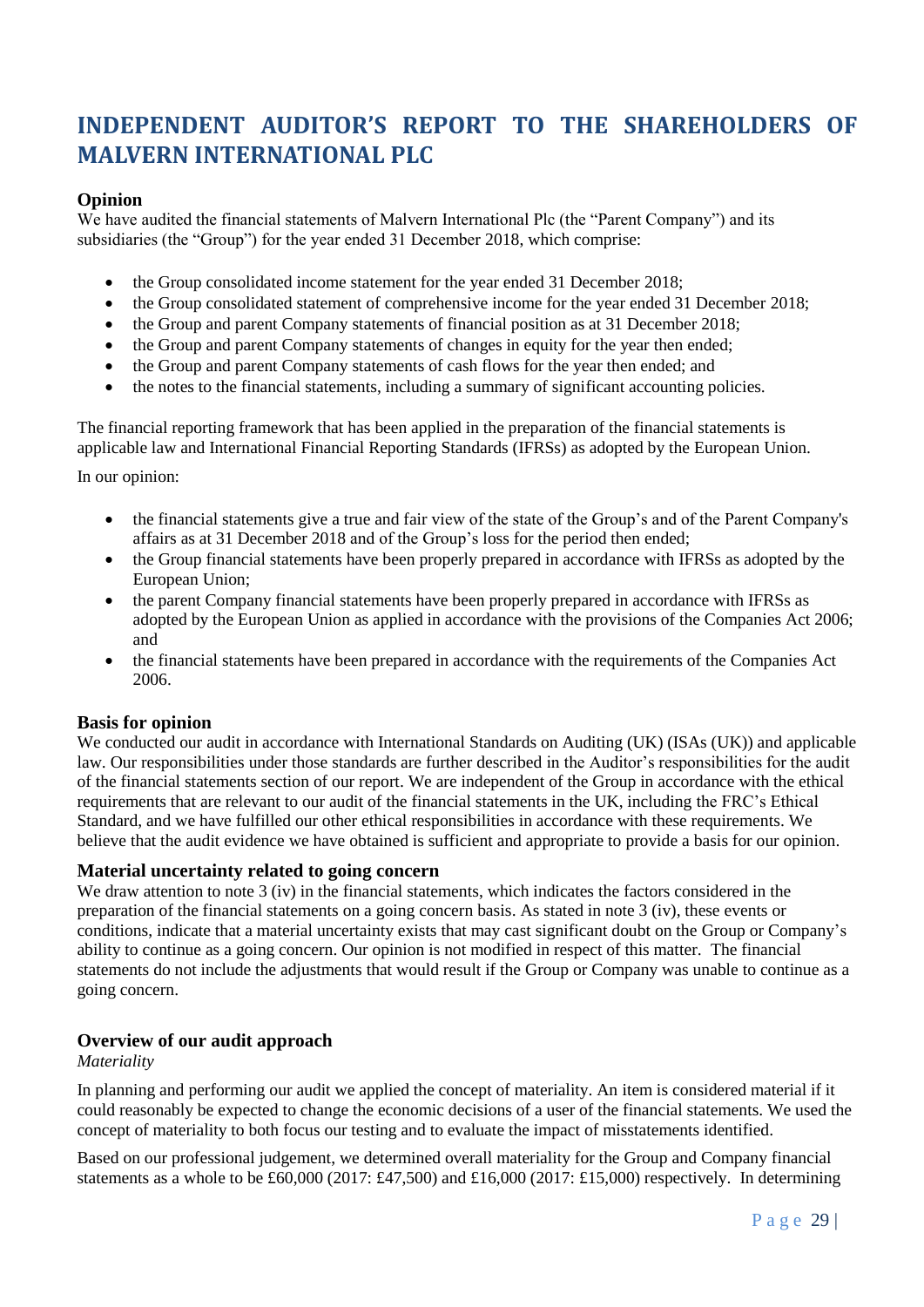# INDEPENDENT AUDITOR'S REPORT TO THE SHAREHOLDERS OF MALVERN INTERNATIONAL PLC

## Opinion

We have audited the financial statements of Malvern International Plc (the "Parent Company") and its subsidiaries (the "Group") for the year ended 31 December 2018, which comprise:

- the Group consolidated income statement for the year ended 31 December 2018;
- the Group consolidated statement of comprehensive income for the year ended 31 December 2018;
- the Group and parent Company statements of financial position as at 31 December 2018;
- the Group and parent Company statements of changes in equity for the year then ended;
- the Group and parent Company statements of cash flows for the year then ended; and
- the notes to the financial statements, including a summary of significant accounting policies.

The financial reporting framework that has been applied in the preparation of the financial statements is applicable law and International Financial Reporting Standards (IFRSs) as adopted by the European Union.

In our opinion:

- the financial statements give a true and fair view of the state of the Group's and of the Parent Company's affairs as at 31 December 2018 and of the Group's loss for the period then ended;
- the Group financial statements have been properly prepared in accordance with IFRSs as adopted by the European Union;
- the parent Company financial statements have been properly prepared in accordance with IFRSs as adopted by the European Union as applied in accordance with the provisions of the Companies Act 2006; and
- the financial statements have been prepared in accordance with the requirements of the Companies Act 2006.

## Basis for opinion

We conducted our audit in accordance with International Standards on Auditing (UK) (ISAs (UK)) and applicable law. Our responsibilities under those standards are further described in the Auditor's responsibilities for the audit of the financial statements section of our report. We are independent of the Group in accordance with the ethical requirements that are relevant to our audit of the financial statements in the UK, including the FRC's Ethical Standard, and we have fulfilled our other ethical responsibilities in accordance with these requirements. We believe that the audit evidence we have obtained is sufficient and appropriate to provide a basis for our opinion.

## Material uncertainty related to going concern

We draw attention to note 3 (iv) in the financial statements, which indicates the factors considered in the preparation of the financial statements on a going concern basis. As stated in note 3 (iv), these events or conditions, indicate that a material uncertainty exists that may cast significant doubt on the Group or Company's ability to continue as a going concern. Our opinion is not modified in respect of this matter. The financial statements do not include the adjustments that would result if the Group or Company was unable to continue as a going concern.

## Overview of our audit approach

*Materiality*

In planning and performing our audit we applied the concept of materiality. An item is considered material if it could reasonably be expected to change the economic decisions of a user of the financial statements. We used the concept of materiality to both focus our testing and to evaluate the impact of misstatements identified.

Based on our professional judgement, we determined overall materiality for the Group and Company financial statements as a whole to be £60,000 (2017: £47,500) and £16,000 (2017: £15,000) respectively. In determining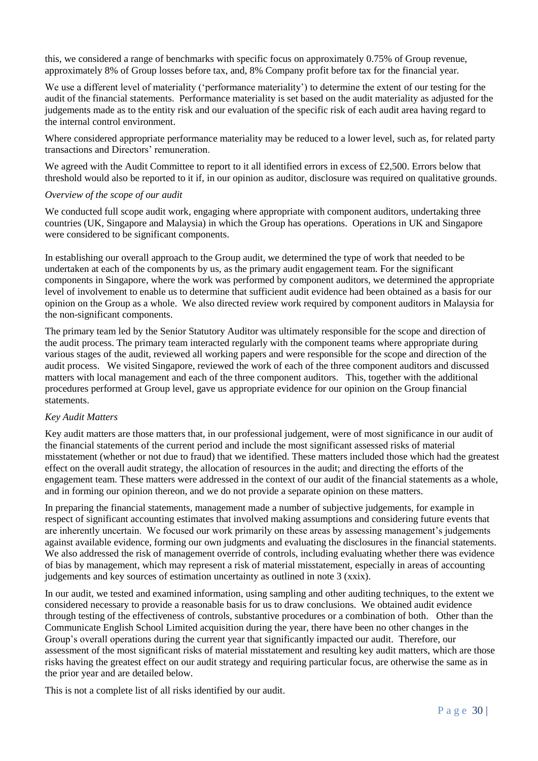this, we considered a range of benchmarks with specific focus on approximately 0.75% of Group revenue, approximately 8% of Group losses before tax, and, 8% Company profit before tax for the financial year.

We use a different level of materiality ('performance materiality') to determine the extent of our testing for the audit of the financial statements. Performance materiality is set based on the audit materiality as adjusted for the judgements made as to the entity risk and our evaluation of the specific risk of each audit area having regard to the internal control environment.

Where considered appropriate performance materiality may be reduced to a lower level, such as, for related party transactions and Directors' remuneration.

We agreed with the Audit Committee to report to it all identified errors in excess of £2,500. Errors below that threshold would also be reported to it if, in our opinion as auditor, disclosure was required on qualitative grounds.

*Overview of the scope of our audit*

We conducted full scope audit work, engaging where appropriate with component auditors, undertaking three countries (UK, Singapore and Malaysia) in which the Group has operations. Operations in UK and Singapore were considered to be significant components.

In establishing our overall approach to the Group audit, we determined the type of work that needed to be undertaken at each of the components by us, as the primary audit engagement team. For the significant components in Singapore, where the work was performed by component auditors, we determined the appropriate level of involvement to enable us to determine that sufficient audit evidence had been obtained as a basis for our opinion on the Group as a whole. We also directed review work required by component auditors in Malaysia for the non-significant components.

The primary team led by the Senior Statutory Auditor was ultimately responsible for the scope and direction of the audit process. The primary team interacted regularly with the component teams where appropriate during various stages of the audit, reviewed all working papers and were responsible for the scope and direction of the audit process. We visited Singapore, reviewed the work of each of the three component auditors and discussed matters with local management and each of the three component auditors. This, together with the additional procedures performed at Group level, gave us appropriate evidence for our opinion on the Group financial statements.

*Key Audit Matters*

Key audit matters are those matters that, in our professional judgement, were of most significance in our audit of the financial statements of the current period and include the most significant assessed risks of material misstatement (whether or not due to fraud) that we identified. These matters included those which had the greatest effect on the overall audit strategy, the allocation of resources in the audit; and directing the efforts of the engagement team. These matters were addressed in the context of our audit of the financial statements as a whole, and in forming our opinion thereon, and we do not provide a separate opinion on these matters.

In preparing the financial statements, management made a number of subjective judgements, for example in respect of significant accounting estimates that involved making assumptions and considering future events that are inherently uncertain. We focused our work primarily on these areas by assessing management's judgements against available evidence, forming our own judgments and evaluating the disclosures in the financial statements. We also addressed the risk of management override of controls, including evaluating whether there was evidence of bias by management, which may represent a risk of material misstatement, especially in areas of accounting judgements and key sources of estimation uncertainty as outlined in note 3 (xxix).

In our audit, we tested and examined information, using sampling and other auditing techniques, to the extent we considered necessary to provide a reasonable basis for us to draw conclusions. We obtained audit evidence through testing of the effectiveness of controls, substantive procedures or a combination of both. Other than the Communicate English School Limited acquisition during the year, there have been no other changes in the Group's overall operations during the current year that significantly impacted our audit. Therefore, our assessment of the most significant risks of material misstatement and resulting key audit matters, which are those risks having the greatest effect on our audit strategy and requiring particular focus, are otherwise the same as in the prior year and are detailed below.

This is not a complete list of all risks identified by our audit.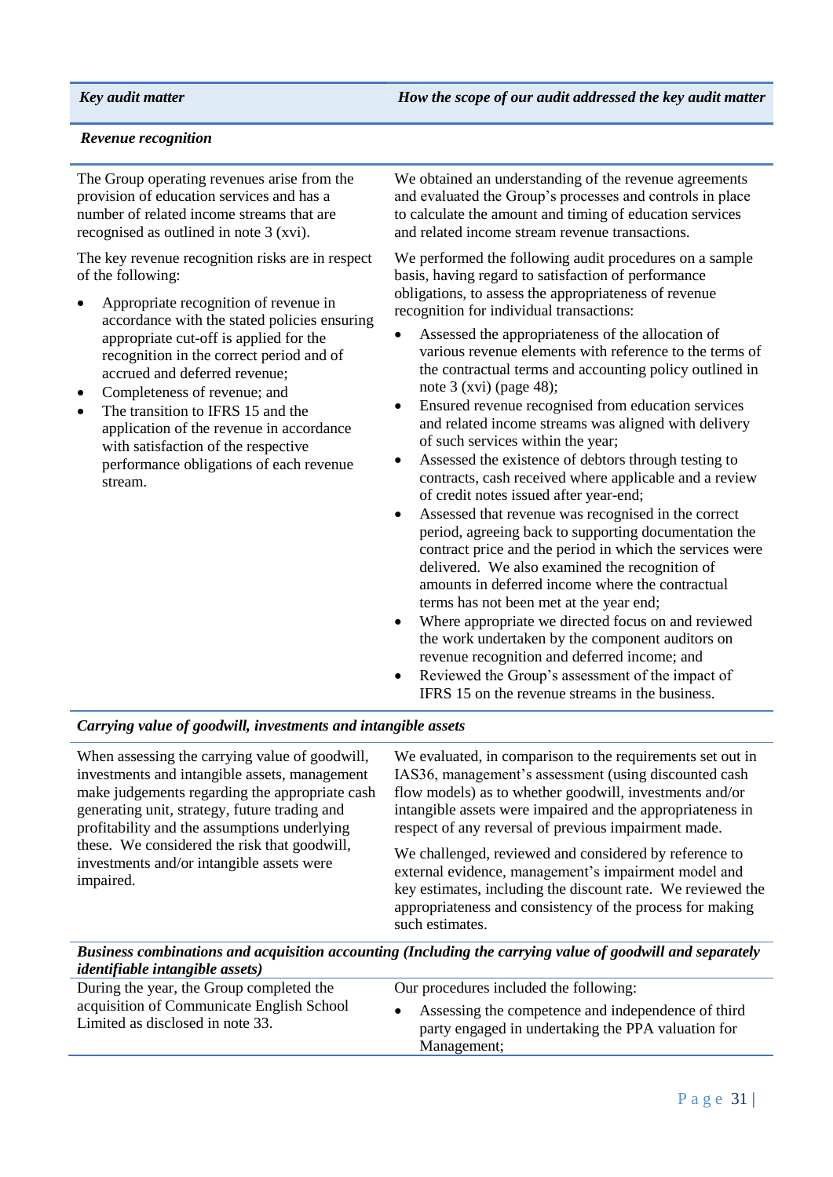| *Key audit matter* | *How the scope of our audit addressed the key audit matter* |
|---|---|
| ***Revenue recognition*** | |
| The Group operating revenues arise from the provision of education services and has a number of related income streams that are recognised as outlined in note 3 (xvi).<br><br>The key revenue recognition risks are in respect of the following:<br><br>• Appropriate recognition of revenue in accordance with the stated policies ensuring appropriate cut-off is applied for the recognition in the correct period and of accrued and deferred revenue;<br>• Completeness of revenue; and<br>• The transition to IFRS 15 and the application of the revenue in accordance with satisfaction of the respective performance obligations of each revenue stream. | We obtained an understanding of the revenue agreements and evaluated the Group's processes and controls in place to calculate the amount and timing of education services and related income stream revenue transactions.<br><br>We performed the following audit procedures on a sample basis, having regard to satisfaction of performance obligations, to assess the appropriateness of revenue recognition for individual transactions:<br><br>• Assessed the appropriateness of the allocation of various revenue elements with reference to the terms of the contractual terms and accounting policy outlined in note 3 (xvi) (page 48);<br>• Ensured revenue recognised from education services and related income streams was aligned with delivery of such services within the year;<br>• Assessed the existence of debtors through testing to contracts, cash received where applicable and a review of credit notes issued after year-end;<br>• Assessed that revenue was recognised in the correct period, agreeing back to supporting documentation the contract price and the period in which the services were delivered. We also examined the recognition of amounts in deferred income where the contractual terms has not been met at the year end;<br>• Where appropriate we directed focus on and reviewed the work undertaken by the component auditors on revenue recognition and deferred income; and<br>• Reviewed the Group's assessment of the impact of IFRS 15 on the revenue streams in the business. |
| ***Carrying value of goodwill, investments and intangible assets*** | |
| When assessing the carrying value of goodwill, investments and intangible assets, management make judgements regarding the appropriate cash generating unit, strategy, future trading and profitability and the assumptions underlying these. We considered the risk that goodwill, investments and/or intangible assets were impaired. | We evaluated, in comparison to the requirements set out in IAS36, management's assessment (using discounted cash flow models) as to whether goodwill, investments and/or intangible assets were impaired and the appropriateness in respect of any reversal of previous impairment made.<br><br>We challenged, reviewed and considered by reference to external evidence, management's impairment model and key estimates, including the discount rate. We reviewed the appropriateness and consistency of the process for making such estimates. |
| ***Business combinations and acquisition accounting (Including the carrying value of goodwill and separately identifiable intangible assets)*** | |
| During the year, the Group completed the acquisition of Communicate English School Limited as disclosed in note 33. | Our procedures included the following:<br><br>• Assessing the competence and independence of third party engaged in undertaking the PPA valuation for Management; |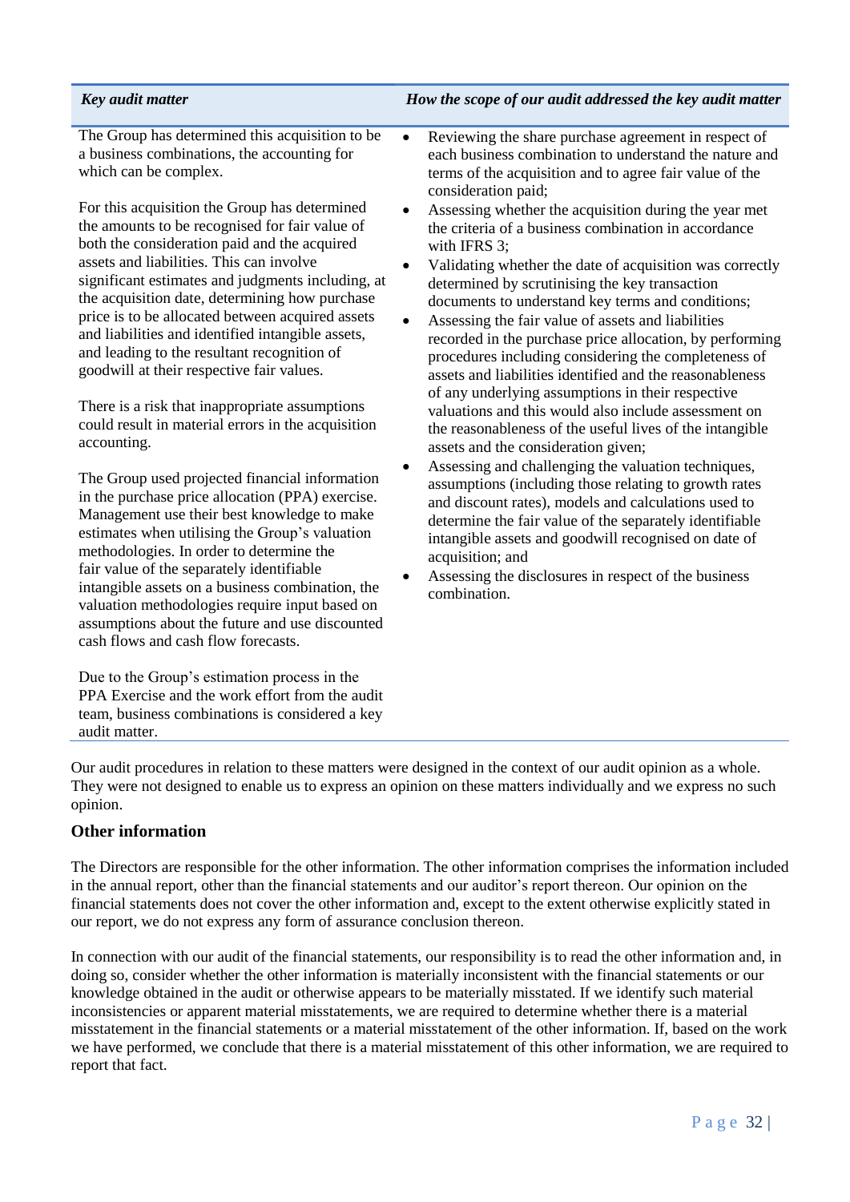| *Key audit matter* | *How the scope of our audit addressed the key audit matter* |
|---|---|
| The Group has determined this acquisition to be a business combinations, the accounting for which can be complex.<br><br>For this acquisition the Group has determined the amounts to be recognised for fair value of both the consideration paid and the acquired assets and liabilities. This can involve significant estimates and judgments including, at the acquisition date, determining how purchase price is to be allocated between acquired assets and liabilities and identified intangible assets, and leading to the resultant recognition of goodwill at their respective fair values.<br><br>There is a risk that inappropriate assumptions could result in material errors in the acquisition accounting.<br><br>The Group used projected financial information in the purchase price allocation (PPA) exercise. Management use their best knowledge to make estimates when utilising the Group's valuation methodologies. In order to determine the fair value of the separately identifiable intangible assets on a business combination, the valuation methodologies require input based on assumptions about the future and use discounted cash flows and cash flow forecasts.<br><br>Due to the Group's estimation process in the PPA Exercise and the work effort from the audit team, business combinations is considered a key audit matter. | • Reviewing the share purchase agreement in respect of each business combination to understand the nature and terms of the acquisition and to agree fair value of the consideration paid;<br>• Assessing whether the acquisition during the year met the criteria of a business combination in accordance with IFRS 3;<br>• Validating whether the date of acquisition was correctly determined by scrutinising the key transaction documents to understand key terms and conditions;<br>• Assessing the fair value of assets and liabilities recorded in the purchase price allocation, by performing procedures including considering the completeness of assets and liabilities identified and the reasonableness of any underlying assumptions in their respective valuations and this would also include assessment on the reasonableness of the useful lives of the intangible assets and the consideration given;<br>• Assessing and challenging the valuation techniques, assumptions (including those relating to growth rates and discount rates), models and calculations used to determine the fair value of the separately identifiable intangible assets and goodwill recognised on date of acquisition; and<br>• Assessing the disclosures in respect of the business combination. |

Our audit procedures in relation to these matters were designed in the context of our audit opinion as a whole. They were not designed to enable us to express an opinion on these matters individually and we express no such opinion.

## Other information

The Directors are responsible for the other information. The other information comprises the information included in the annual report, other than the financial statements and our auditor's report thereon. Our opinion on the financial statements does not cover the other information and, except to the extent otherwise explicitly stated in our report, we do not express any form of assurance conclusion thereon.

In connection with our audit of the financial statements, our responsibility is to read the other information and, in doing so, consider whether the other information is materially inconsistent with the financial statements or our knowledge obtained in the audit or otherwise appears to be materially misstated. If we identify such material inconsistencies or apparent material misstatements, we are required to determine whether there is a material misstatement in the financial statements or a material misstatement of the other information. If, based on the work we have performed, we conclude that there is a material misstatement of this other information, we are required to report that fact.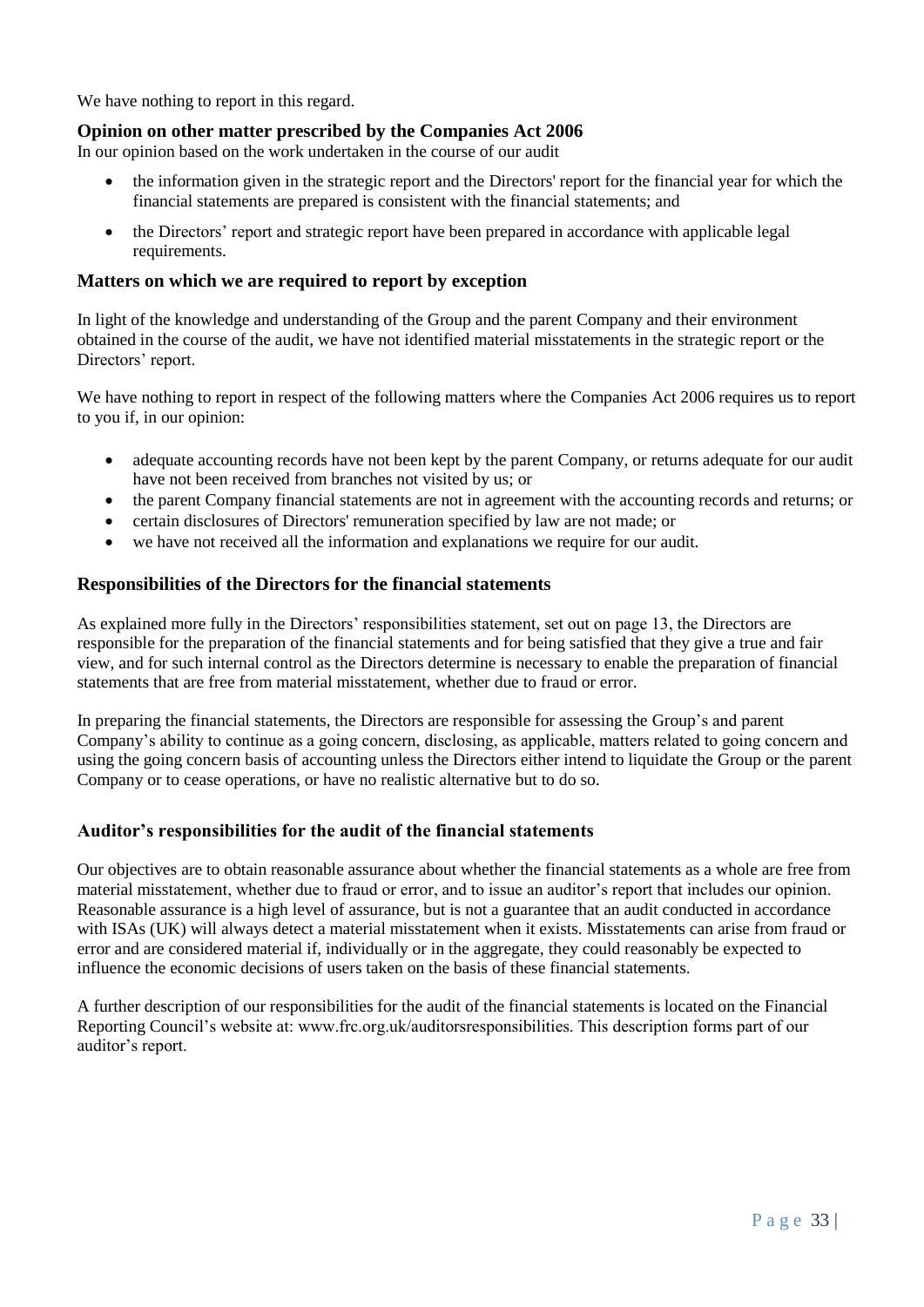We have nothing to report in this regard.

### Opinion on other matter prescribed by the Companies Act 2006

In our opinion based on the work undertaken in the course of our audit

- the information given in the strategic report and the Directors' report for the financial year for which the financial statements are prepared is consistent with the financial statements; and
- the Directors' report and strategic report have been prepared in accordance with applicable legal requirements.

### Matters on which we are required to report by exception

In light of the knowledge and understanding of the Group and the parent Company and their environment obtained in the course of the audit, we have not identified material misstatements in the strategic report or the Directors' report.

We have nothing to report in respect of the following matters where the Companies Act 2006 requires us to report to you if, in our opinion:

- adequate accounting records have not been kept by the parent Company, or returns adequate for our audit have not been received from branches not visited by us; or
- the parent Company financial statements are not in agreement with the accounting records and returns; or
- certain disclosures of Directors' remuneration specified by law are not made; or
- we have not received all the information and explanations we require for our audit.

### Responsibilities of the Directors for the financial statements

As explained more fully in the Directors' responsibilities statement, set out on page 13, the Directors are responsible for the preparation of the financial statements and for being satisfied that they give a true and fair view, and for such internal control as the Directors determine is necessary to enable the preparation of financial statements that are free from material misstatement, whether due to fraud or error.

In preparing the financial statements, the Directors are responsible for assessing the Group's and parent Company's ability to continue as a going concern, disclosing, as applicable, matters related to going concern and using the going concern basis of accounting unless the Directors either intend to liquidate the Group or the parent Company or to cease operations, or have no realistic alternative but to do so.

### Auditor's responsibilities for the audit of the financial statements

Our objectives are to obtain reasonable assurance about whether the financial statements as a whole are free from material misstatement, whether due to fraud or error, and to issue an auditor's report that includes our opinion. Reasonable assurance is a high level of assurance, but is not a guarantee that an audit conducted in accordance with ISAs (UK) will always detect a material misstatement when it exists. Misstatements can arise from fraud or error and are considered material if, individually or in the aggregate, they could reasonably be expected to influence the economic decisions of users taken on the basis of these financial statements.

A further description of our responsibilities for the audit of the financial statements is located on the Financial Reporting Council's website at: www.frc.org.uk/auditorsresponsibilities. This description forms part of our auditor's report.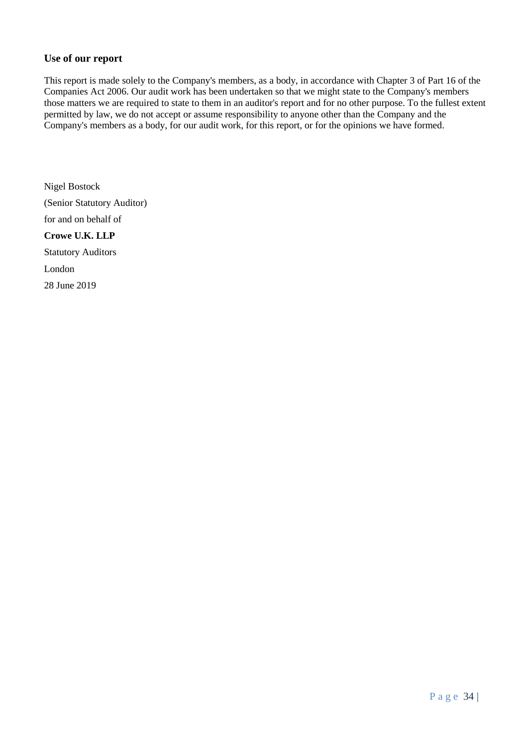## Use of our report

This report is made solely to the Company's members, as a body, in accordance with Chapter 3 of Part 16 of the Companies Act 2006. Our audit work has been undertaken so that we might state to the Company's members those matters we are required to state to them in an auditor's report and for no other purpose. To the fullest extent permitted by law, we do not accept or assume responsibility to anyone other than the Company and the Company's members as a body, for our audit work, for this report, or for the opinions we have formed.

Nigel Bostock

(Senior Statutory Auditor)

for and on behalf of

**Crowe U.K. LLP**

Statutory Auditors

London

28 June 2019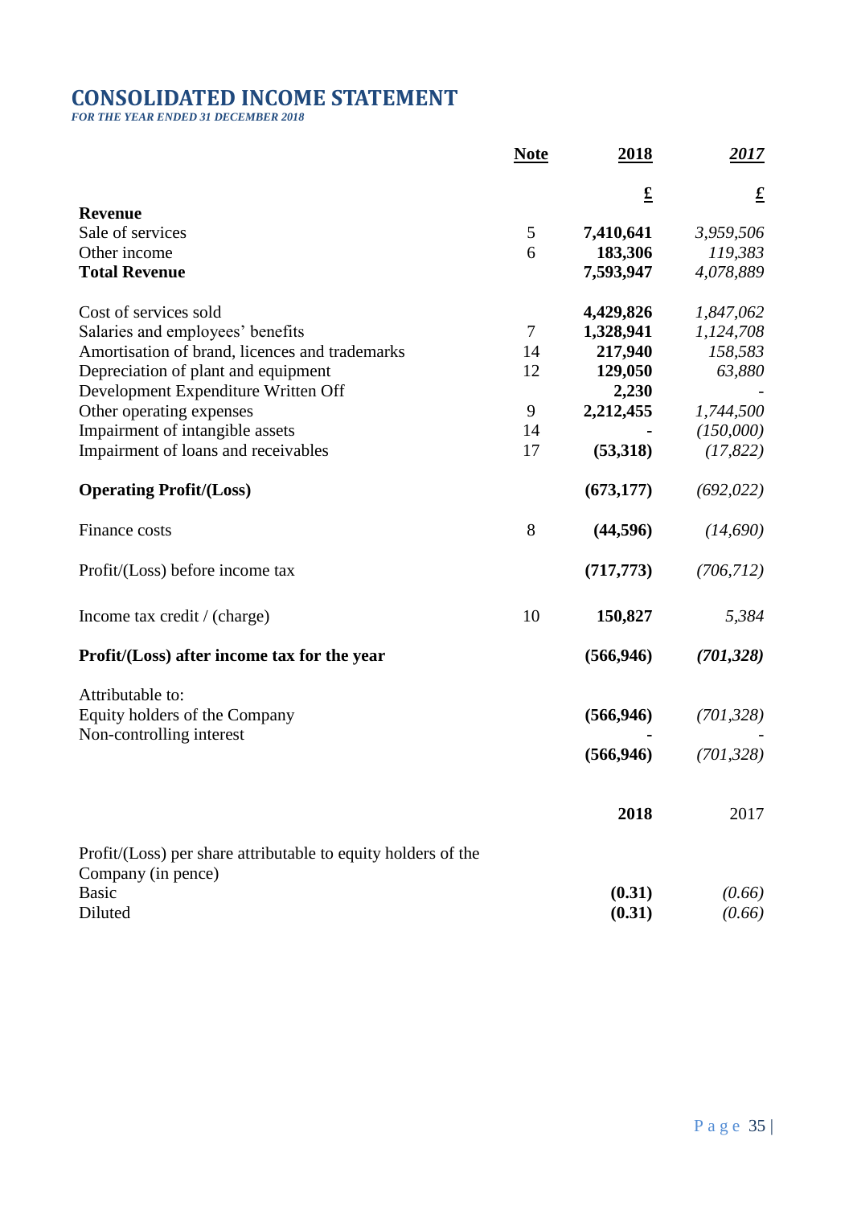# CONSOLIDATED INCOME STATEMENT

*FOR THE YEAR ENDED 31 DECEMBER 2018*

| | Note | 2018 | 2017 |
|---|---|---|---|
| | | £ | £ |
| **Revenue** | | | |
| Sale of services | 5 | **7,410,641** | *3,959,506* |
| Other income | 6 | **183,306** | *119,383* |
| **Total Revenue** | | **7,593,947** | *4,078,889* |
| | | | |
| Cost of services sold | | **4,429,826** | *1,847,062* |
| Salaries and employees' benefits | 7 | **1,328,941** | *1,124,708* |
| Amortisation of brand, licences and trademarks | 14 | **217,940** | *158,583* |
| Depreciation of plant and equipment | 12 | **129,050** | *63,880* |
| Development Expenditure Written Off | | **2,230** | - |
| Other operating expenses | 9 | **2,212,455** | *1,744,500* |
| Impairment of intangible assets | 14 | **-** | *(150,000)* |
| Impairment of loans and receivables | 17 | **(53,318)** | *(17,822)* |
| | | | |
| **Operating Profit/(Loss)** | | **(673,177)** | *(692,022)* |
| | | | |
| Finance costs | 8 | **(44,596)** | *(14,690)* |
| | | | |
| Profit/(Loss) before income tax | | **(717,773)** | *(706,712)* |
| | | | |
| Income tax credit / (charge) | 10 | **150,827** | *5,384* |
| | | | |
| **Profit/(Loss) after income tax for the year** | | **(566,946)** | ***(701,328)*** |
| | | | |
| Attributable to: | | | |
| Equity holders of the Company | | **(566,946)** | *(701,328)* |
| Non-controlling interest | | **-** | - |
| | | **(566,946)** | *(701,328)* |

| | 2018 | 2017 |
|---|---|---|
| Profit/(Loss) per share attributable to equity holders of the Company (in pence) | | |
| Basic | **(0.31)** | *(0.66)* |
| Diluted | **(0.31)** | *(0.66)* |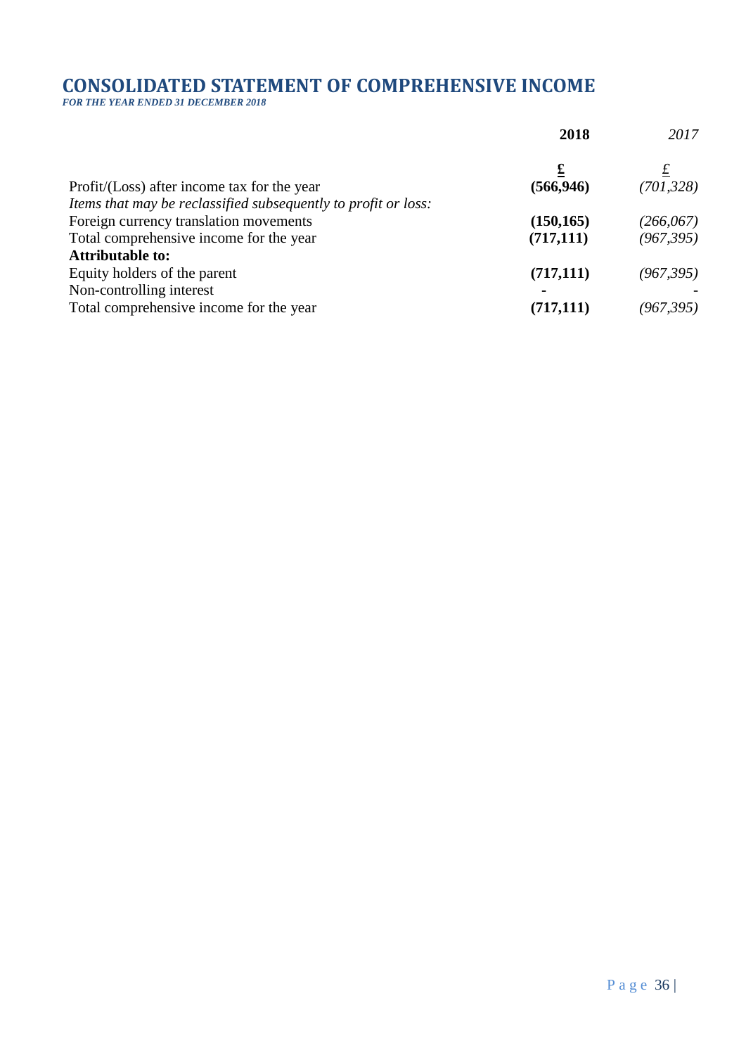# CONSOLIDATED STATEMENT OF COMPREHENSIVE INCOME

***FOR THE YEAR ENDED 31 DECEMBER 2018***

| | **2018** | *2017* |
|---|---|---|
| | **£** | *£* |
| Profit/(Loss) after income tax for the year | **(566,946)** | *(701,328)* |
| *Items that may be reclassified subsequently to profit or loss:* | | |
| Foreign currency translation movements | **(150,165)** | *(266,067)* |
| Total comprehensive income for the year | **(717,111)** | *(967,395)* |
| **Attributable to:** | | |
| Equity holders of the parent | **(717,111)** | *(967,395)* |
| Non-controlling interest | **-** | *-* |
| Total comprehensive income for the year | **(717,111)** | *(967,395)* |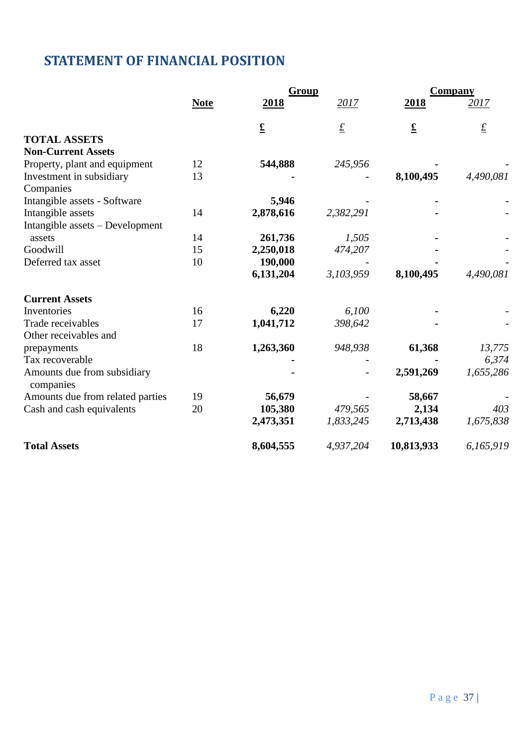# STATEMENT OF FINANCIAL POSITION

| | Note | Group | | Company | |
|---|---|---|---|---|---|
| | | **2018** | *2017* | **2018** | *2017* |
| | | **£** | *£* | **£** | *£* |
| **TOTAL ASSETS** | | | | | |
| **Non-Current Assets** | | | | | |
| Property, plant and equipment | 12 | **544,888** | *245,956* | **-** | - |
| Investment in subsidiary Companies | 13 | **-** | - | **8,100,495** | *4,490,081* |
| Intangible assets - Software | | **5,946** | - | **-** | - |
| Intangible assets | 14 | **2,878,616** | *2,382,291* | **-** | - |
| Intangible assets – Development assets | 14 | **261,736** | *1,505* | **-** | - |
| Goodwill | 15 | **2,250,018** | *474,207* | **-** | - |
| Deferred tax asset | 10 | **190,000** | - | **-** | - |
| | | **6,131,204** | *3,103,959* | **8,100,495** | *4,490,081* |
| **Current Assets** | | | | | |
| Inventories | 16 | **6,220** | *6,100* | **-** | - |
| Trade receivables | 17 | **1,041,712** | *398,642* | **-** | - |
| Other receivables and prepayments | 18 | **1,263,360** | *948,938* | **61,368** | *13,775* |
| Tax recoverable | | **-** | - | **-** | *6,374* |
| Amounts due from subsidiary companies | | **-** | - | **2,591,269** | *1,655,286* |
| Amounts due from related parties | 19 | **56,679** | - | **58,667** | - |
| Cash and cash equivalents | 20 | **105,380** | *479,565* | **2,134** | *403* |
| | | **2,473,351** | *1,833,245* | **2,713,438** | *1,675,838* |
| **Total Assets** | | **8,604,555** | *4,937,204* | **10,813,933** | *6,165,919* |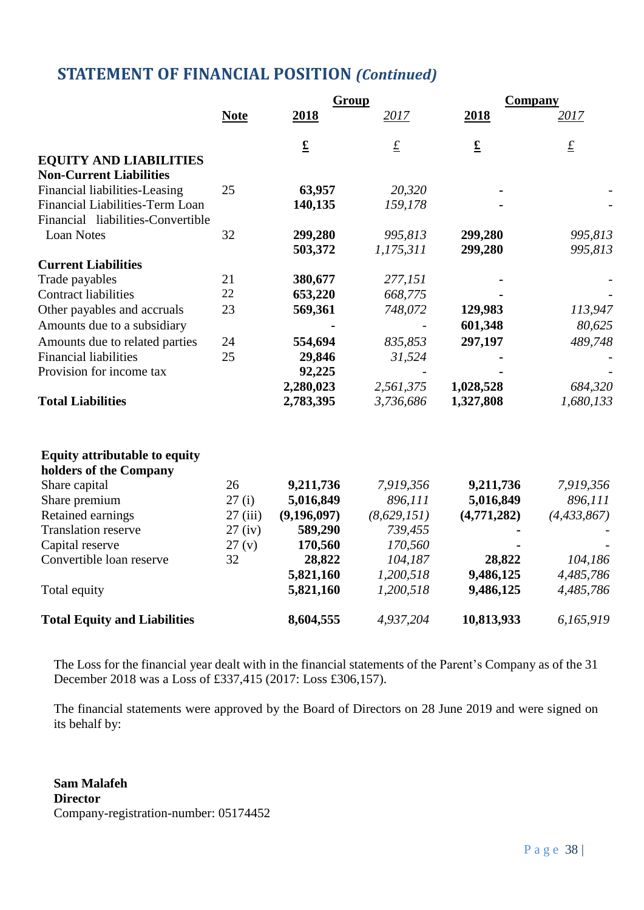## STATEMENT OF FINANCIAL POSITION *(Continued)*

| | Note | Group 2018 | Group *2017* | Company 2018 | Company *2017* |
|---|---|---|---|---|---|
| | | **£** | *£* | **£** | *£* |
| **EQUITY AND LIABILITIES** | | | | | |
| **Non-Current Liabilities** | | | | | |
| Financial liabilities-Leasing | 25 | **63,957** | *20,320* | **-** | - |
| Financial Liabilities-Term Loan | | **140,135** | *159,178* | **-** | - |
| Financial liabilities-Convertible Loan Notes | 32 | **299,280** | *995,813* | **299,280** | *995,813* |
| | | **503,372** | *1,175,311* | **299,280** | *995,813* |
| **Current Liabilities** | | | | | |
| Trade payables | 21 | **380,677** | *277,151* | **-** | - |
| Contract liabilities | 22 | **653,220** | *668,775* | **-** | - |
| Other payables and accruals | 23 | **569,361** | *748,072* | **129,983** | *113,947* |
| Amounts due to a subsidiary | | **-** | - | **601,348** | *80,625* |
| Amounts due to related parties | 24 | **554,694** | *835,853* | **297,197** | *489,748* |
| Financial liabilities | 25 | **29,846** | *31,524* | **-** | - |
| Provision for income tax | | **92,225** | - | **-** | - |
| | | **2,280,023** | *2,561,375* | **1,028,528** | *684,320* |
| **Total Liabilities** | | **2,783,395** | *3,736,686* | **1,327,808** | *1,680,133* |
| | | | | | |
| **Equity attributable to equity holders of the Company** | | | | | |
| Share capital | 26 | **9,211,736** | *7,919,356* | **9,211,736** | *7,919,356* |
| Share premium | 27 (i) | **5,016,849** | *896,111* | **5,016,849** | *896,111* |
| Retained earnings | 27 (iii) | **(9,196,097)** | *(8,629,151)* | **(4,771,282)** | *(4,433,867)* |
| Translation reserve | 27 (iv) | **589,290** | *739,455* | **-** | - |
| Capital reserve | 27 (v) | **170,560** | *170,560* | **-** | - |
| Convertible loan reserve | 32 | **28,822** | *104,187* | **28,822** | *104,186* |
| | | **5,821,160** | *1,200,518* | **9,486,125** | *4,485,786* |
| Total equity | | **5,821,160** | *1,200,518* | **9,486,125** | *4,485,786* |
| **Total Equity and Liabilities** | | **8,604,555** | *4,937,204* | **10,813,933** | *6,165,919* |

The Loss for the financial year dealt with in the financial statements of the Parent's Company as of the 31 December 2018 was a Loss of £337,415 (2017: Loss £306,157).

The financial statements were approved by the Board of Directors on 28 June 2019 and were signed on its behalf by:

**Sam Malafeh**
**Director**
Company-registration-number: 05174452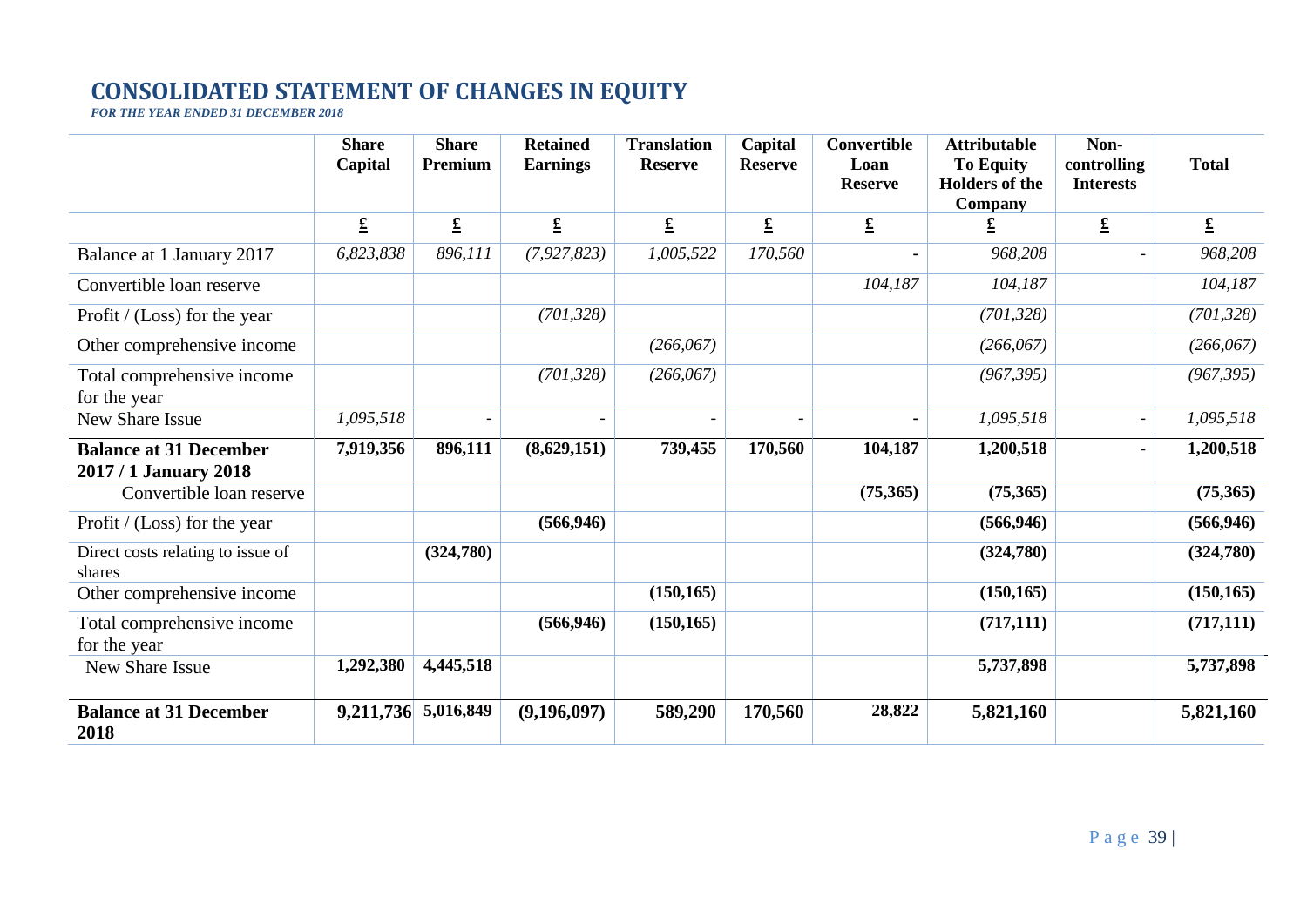# CONSOLIDATED STATEMENT OF CHANGES IN EQUITY

*FOR THE YEAR ENDED 31 DECEMBER 2018*

| | Share Capital | Share Premium | Retained Earnings | Translation Reserve | Capital Reserve | Convertible Loan Reserve | Attributable To Equity Holders of the Company | Non-controlling Interests | Total |
|---|---|---|---|---|---|---|---|---|---|
| | £ | £ | £ | £ | £ | £ | £ | £ | £ |
| Balance at 1 January 2017 | *6,823,838* | *896,111* | *(7,927,823)* | *1,005,522* | *170,560* | - | *968,208* | - | *968,208* |
| Convertible loan reserve | | | | | | *104,187* | *104,187* | | *104,187* |
| Profit / (Loss) for the year | | | *(701,328)* | | | | *(701,328)* | | *(701,328)* |
| Other comprehensive income | | | | *(266,067)* | | | *(266,067)* | | *(266,067)* |
| Total comprehensive income for the year | | | *(701,328)* | *(266,067)* | | | *(967,395)* | | *(967,395)* |
| New Share Issue | *1,095,518* | - | - | - | - | - | *1,095,518* | - | *1,095,518* |
| **Balance at 31 December 2017 / 1 January 2018** | **7,919,356** | **896,111** | **(8,629,151)** | **739,455** | **170,560** | **104,187** | **1,200,518** | **-** | **1,200,518** |
| Convertible loan reserve | | | | | | **(75,365)** | **(75,365)** | | **(75,365)** |
| Profit / (Loss) for the year | | | **(566,946)** | | | | **(566,946)** | | **(566,946)** |
| Direct costs relating to issue of shares | | **(324,780)** | | | | | **(324,780)** | | **(324,780)** |
| Other comprehensive income | | | | **(150,165)** | | | **(150,165)** | | **(150,165)** |
| Total comprehensive income for the year | | | **(566,946)** | **(150,165)** | | | **(717,111)** | | **(717,111)** |
| New Share Issue | **1,292,380** | **4,445,518** | | | | | **5,737,898** | | **5,737,898** |
| **Balance at 31 December 2018** | **9,211,736** | **5,016,849** | **(9,196,097)** | **589,290** | **170,560** | **28,822** | **5,821,160** | | **5,821,160** |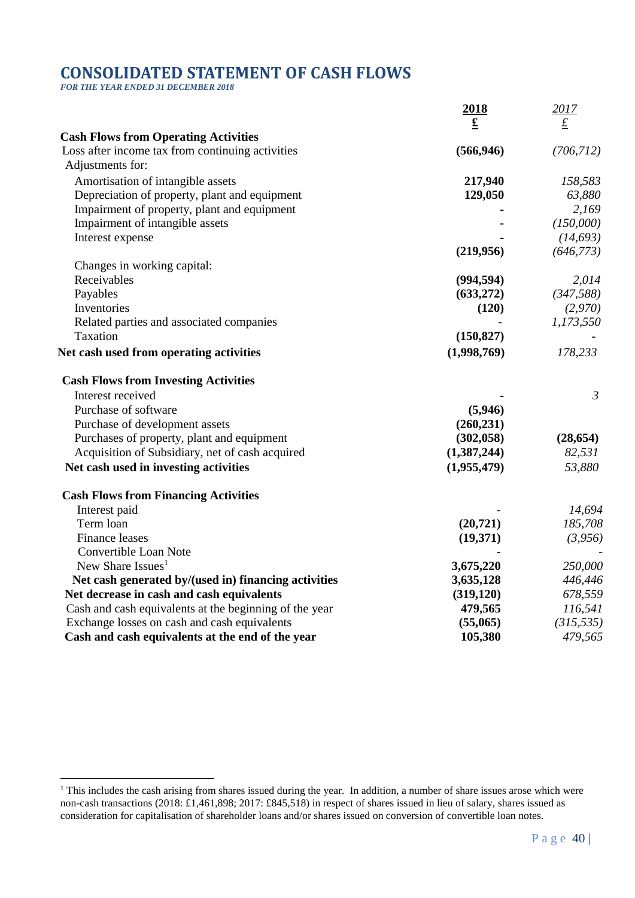# CONSOLIDATED STATEMENT OF CASH FLOWS

*FOR THE YEAR ENDED 31 DECEMBER 2018*

| | 2018 £ | 2017 £ |
|---|---|---|
| **Cash Flows from Operating Activities** | | |
| Loss after income tax from continuing activities | **(566,946)** | *(706,712)* |
| Adjustments for: | | |
| Amortisation of intangible assets | **217,940** | *158,583* |
| Depreciation of property, plant and equipment | **129,050** | *63,880* |
| Impairment of property, plant and equipment | **-** | *2,169* |
| Impairment of intangible assets | **-** | *(150,000)* |
| Interest expense | **-** | *(14,693)* |
| | **(219,956)** | *(646,773)* |
| Changes in working capital: | | |
| Receivables | **(994,594)** | *2,014* |
| Payables | **(633,272)** | *(347,588)* |
| Inventories | **(120)** | *(2,970)* |
| Related parties and associated companies | **-** | *1,173,550* |
| Taxation | **(150,827)** | *-* |
| **Net cash used from operating activities** | **(1,998,769)** | *178,233* |
| **Cash Flows from Investing Activities** | | |
| Interest received | **-** | *3* |
| Purchase of software | **(5,946)** | |
| Purchase of development assets | **(260,231)** | |
| Purchases of property, plant and equipment | **(302,058)** | **(28,654)** |
| Acquisition of Subsidiary, net of cash acquired | **(1,387,244)** | *82,531* |
| **Net cash used in investing activities** | **(1,955,479)** | *53,880* |
| **Cash Flows from Financing Activities** | | |
| Interest paid | **-** | *14,694* |
| Term loan | **(20,721)** | *185,708* |
| Finance leases | **(19,371)** | *(3,956)* |
| Convertible Loan Note | **-** | *-* |
| New Share Issues[1] | **3,675,220** | *250,000* |
| **Net cash generated by/(used in) financing activities** | **3,635,128** | *446,446* |
| **Net decrease in cash and cash equivalents** | **(319,120)** | *678,559* |
| Cash and cash equivalents at the beginning of the year | **479,565** | *116,541* |
| Exchange losses on cash and cash equivalents | **(55,065)** | *(315,535)* |
| **Cash and cash equivalents at the end of the year** | **105,380** | *479,565* |

[1] This includes the cash arising from shares issued during the year. In addition, a number of share issues arose which were non-cash transactions (2018: £1,461,898; 2017: £845,518) in respect of shares issued in lieu of salary, shares issued as consideration for capitalisation of shareholder loans and/or shares issued on conversion of convertible loan notes.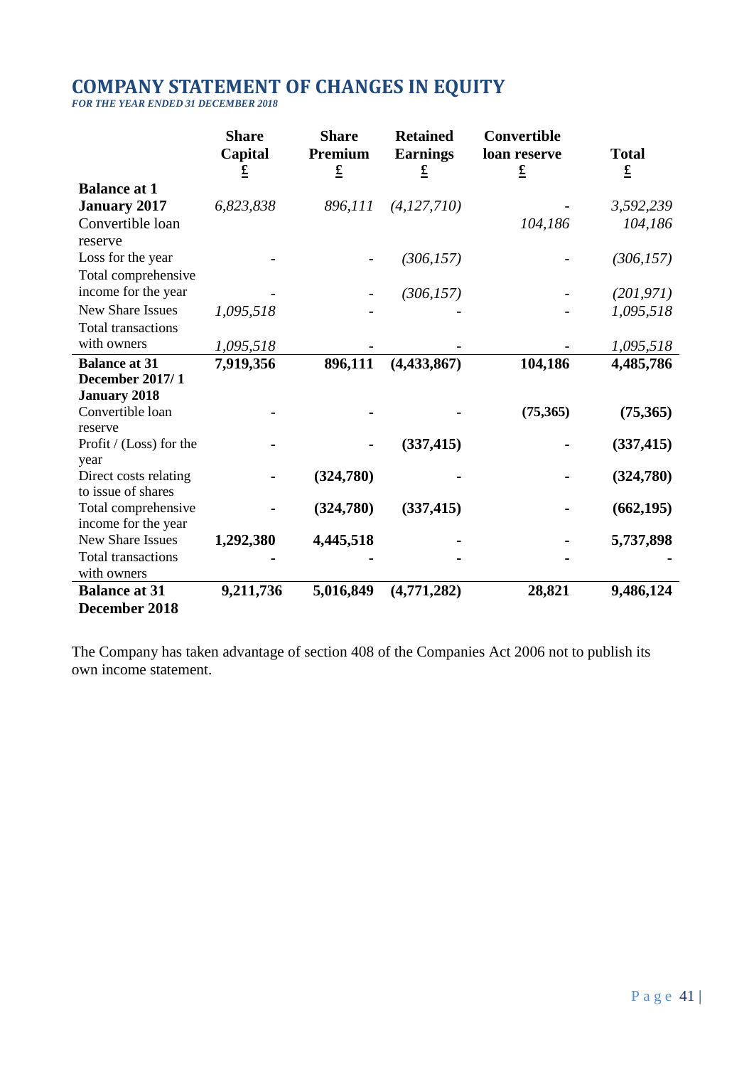# COMPANY STATEMENT OF CHANGES IN EQUITY

*FOR THE YEAR ENDED 31 DECEMBER 2018*

| | Share Capital £ | Share Premium £ | Retained Earnings £ | Convertible loan reserve £ | Total £ |
|---|---|---|---|---|---|
| **Balance at 1 January 2017** | *6,823,838* | *896,111* | *(4,127,710)* | - | *3,592,239* |
| Convertible loan reserve | | | | *104,186* | *104,186* |
| Loss for the year | - | - | *(306,157)* | - | *(306,157)* |
| Total comprehensive income for the year | - | - | *(306,157)* | - | *(201,971)* |
| New Share Issues | *1,095,518* | - | - | - | *1,095,518* |
| Total transactions with owners | *1,095,518* | - | - | - | *1,095,518* |
| **Balance at 31 December 2017/ 1 January 2018** | **7,919,356** | **896,111** | **(4,433,867)** | **104,186** | **4,485,786** |
| Convertible loan reserve | **-** | **-** | **-** | **(75,365)** | **(75,365)** |
| Profit / (Loss) for the year | **-** | **-** | **(337,415)** | **-** | **(337,415)** |
| Direct costs relating to issue of shares | **-** | **(324,780)** | **-** | **-** | **(324,780)** |
| Total comprehensive income for the year | **-** | **(324,780)** | **(337,415)** | **-** | **(662,195)** |
| New Share Issues | **1,292,380** | **4,445,518** | **-** | **-** | **5,737,898** |
| Total transactions with owners | **-** | **-** | **-** | **-** | **-** |
| **Balance at 31 December 2018** | **9,211,736** | **5,016,849** | **(4,771,282)** | **28,821** | **9,486,124** |

The Company has taken advantage of section 408 of the Companies Act 2006 not to publish its own income statement.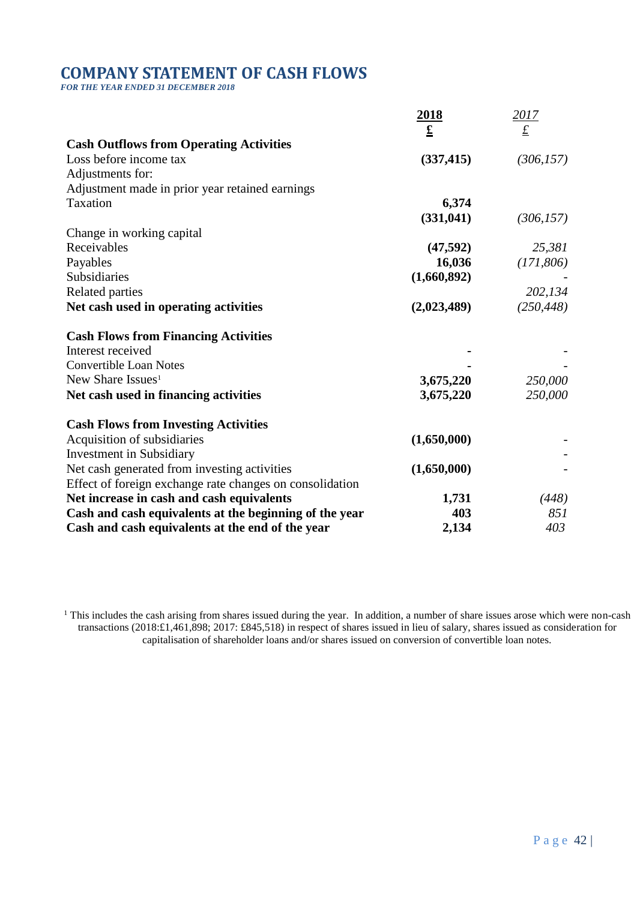# COMPANY STATEMENT OF CASH FLOWS

***FOR THE YEAR ENDED 31 DECEMBER 2018***

| | **2018** | *2017* |
|---|---|---|
| | **£** | *£* |
| **Cash Outflows from Operating Activities** | | |
| Loss before income tax | **(337,415)** | *(306,157)* |
| Adjustments for: | | |
| Adjustment made in prior year retained earnings | | |
| Taxation | **6,374** | |
| | **(331,041)** | *(306,157)* |
| Change in working capital | | |
| Receivables | **(47,592)** | *25,381* |
| Payables | **16,036** | *(171,806)* |
| Subsidiaries | **(1,660,892)** | *-* |
| Related parties | | *202,134* |
| **Net cash used in operating activities** | **(2,023,489)** | *(250,448)* |
| | | |
| **Cash Flows from Financing Activities** | | |
| Interest received | **-** | *-* |
| Convertible Loan Notes | **-** | *-* |
| New Share Issues[1] | **3,675,220** | *250,000* |
| **Net cash used in financing activities** | **3,675,220** | *250,000* |
| | | |
| **Cash Flows from Investing Activities** | | |
| Acquisition of subsidiaries | **(1,650,000)** | *-* |
| Investment in Subsidiary | | *-* |
| Net cash generated from investing activities | **(1,650,000)** | *-* |
| Effect of foreign exchange rate changes on consolidation | | |
| **Net increase in cash and cash equivalents** | **1,731** | *(448)* |
| **Cash and cash equivalents at the beginning of the year** | **403** | *851* |
| **Cash and cash equivalents at the end of the year** | **2,134** | *403* |

[1] This includes the cash arising from shares issued during the year. In addition, a number of share issues arose which were non-cash transactions (2018:£1,461,898; 2017: £845,518) in respect of shares issued in lieu of salary, shares issued as consideration for capitalisation of shareholder loans and/or shares issued on conversion of convertible loan notes.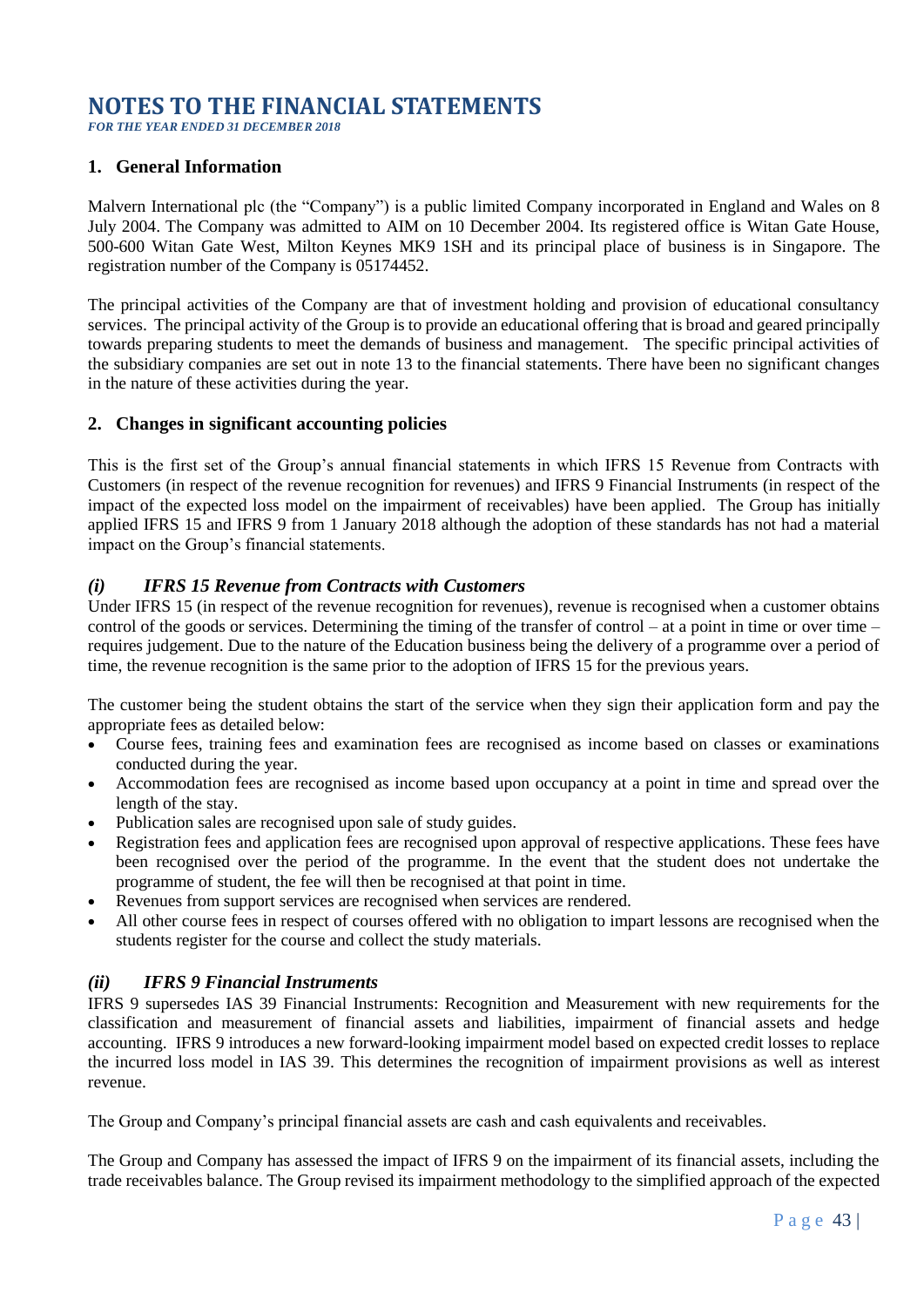# NOTES TO THE FINANCIAL STATEMENTS

*FOR THE YEAR ENDED 31 DECEMBER 2018*

## 1. General Information

Malvern International plc (the "Company") is a public limited Company incorporated in England and Wales on 8 July 2004. The Company was admitted to AIM on 10 December 2004. Its registered office is Witan Gate House, 500-600 Witan Gate West, Milton Keynes MK9 1SH and its principal place of business is in Singapore. The registration number of the Company is 05174452.

The principal activities of the Company are that of investment holding and provision of educational consultancy services. The principal activity of the Group is to provide an educational offering that is broad and geared principally towards preparing students to meet the demands of business and management. The specific principal activities of the subsidiary companies are set out in note 13 to the financial statements. There have been no significant changes in the nature of these activities during the year.

## 2. Changes in significant accounting policies

This is the first set of the Group's annual financial statements in which IFRS 15 Revenue from Contracts with Customers (in respect of the revenue recognition for revenues) and IFRS 9 Financial Instruments (in respect of the impact of the expected loss model on the impairment of receivables) have been applied. The Group has initially applied IFRS 15 and IFRS 9 from 1 January 2018 although the adoption of these standards has not had a material impact on the Group's financial statements.

### *(i) IFRS 15 Revenue from Contracts with Customers*

Under IFRS 15 (in respect of the revenue recognition for revenues), revenue is recognised when a customer obtains control of the goods or services. Determining the timing of the transfer of control – at a point in time or over time – requires judgement. Due to the nature of the Education business being the delivery of a programme over a period of time, the revenue recognition is the same prior to the adoption of IFRS 15 for the previous years.

The customer being the student obtains the start of the service when they sign their application form and pay the appropriate fees as detailed below:

- Course fees, training fees and examination fees are recognised as income based on classes or examinations conducted during the year.
- Accommodation fees are recognised as income based upon occupancy at a point in time and spread over the length of the stay.
- Publication sales are recognised upon sale of study guides.
- Registration fees and application fees are recognised upon approval of respective applications. These fees have been recognised over the period of the programme. In the event that the student does not undertake the programme of student, the fee will then be recognised at that point in time.
- Revenues from support services are recognised when services are rendered.
- All other course fees in respect of courses offered with no obligation to impart lessons are recognised when the students register for the course and collect the study materials.

### *(ii) IFRS 9 Financial Instruments*

IFRS 9 supersedes IAS 39 Financial Instruments: Recognition and Measurement with new requirements for the classification and measurement of financial assets and liabilities, impairment of financial assets and hedge accounting. IFRS 9 introduces a new forward-looking impairment model based on expected credit losses to replace the incurred loss model in IAS 39. This determines the recognition of impairment provisions as well as interest revenue.

The Group and Company's principal financial assets are cash and cash equivalents and receivables.

The Group and Company has assessed the impact of IFRS 9 on the impairment of its financial assets, including the trade receivables balance. The Group revised its impairment methodology to the simplified approach of the expected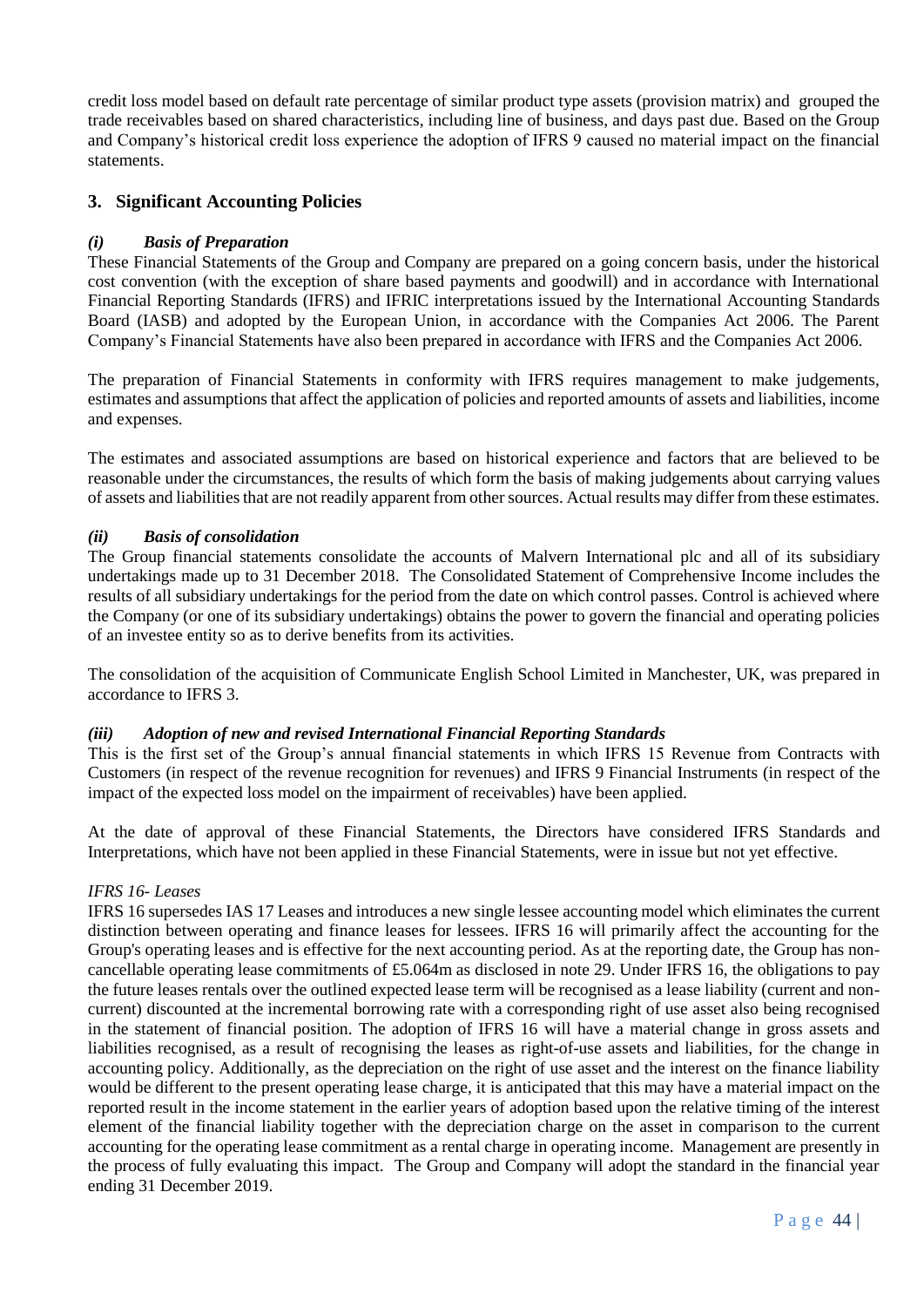credit loss model based on default rate percentage of similar product type assets (provision matrix) and grouped the trade receivables based on shared characteristics, including line of business, and days past due. Based on the Group and Company's historical credit loss experience the adoption of IFRS 9 caused no material impact on the financial statements.

## 3. Significant Accounting Policies

### *(i) Basis of Preparation*

These Financial Statements of the Group and Company are prepared on a going concern basis, under the historical cost convention (with the exception of share based payments and goodwill) and in accordance with International Financial Reporting Standards (IFRS) and IFRIC interpretations issued by the International Accounting Standards Board (IASB) and adopted by the European Union, in accordance with the Companies Act 2006. The Parent Company's Financial Statements have also been prepared in accordance with IFRS and the Companies Act 2006.

The preparation of Financial Statements in conformity with IFRS requires management to make judgements, estimates and assumptions that affect the application of policies and reported amounts of assets and liabilities, income and expenses.

The estimates and associated assumptions are based on historical experience and factors that are believed to be reasonable under the circumstances, the results of which form the basis of making judgements about carrying values of assets and liabilities that are not readily apparent from other sources. Actual results may differ from these estimates.

### *(ii) Basis of consolidation*

The Group financial statements consolidate the accounts of Malvern International plc and all of its subsidiary undertakings made up to 31 December 2018. The Consolidated Statement of Comprehensive Income includes the results of all subsidiary undertakings for the period from the date on which control passes. Control is achieved where the Company (or one of its subsidiary undertakings) obtains the power to govern the financial and operating policies of an investee entity so as to derive benefits from its activities.

The consolidation of the acquisition of Communicate English School Limited in Manchester, UK, was prepared in accordance to IFRS 3.

### *(iii) Adoption of new and revised International Financial Reporting Standards*

This is the first set of the Group's annual financial statements in which IFRS 15 Revenue from Contracts with Customers (in respect of the revenue recognition for revenues) and IFRS 9 Financial Instruments (in respect of the impact of the expected loss model on the impairment of receivables) have been applied.

At the date of approval of these Financial Statements, the Directors have considered IFRS Standards and Interpretations, which have not been applied in these Financial Statements, were in issue but not yet effective.

*IFRS 16- Leases*

IFRS 16 supersedes IAS 17 Leases and introduces a new single lessee accounting model which eliminates the current distinction between operating and finance leases for lessees. IFRS 16 will primarily affect the accounting for the Group's operating leases and is effective for the next accounting period. As at the reporting date, the Group has non-cancellable operating lease commitments of £5.064m as disclosed in note 29. Under IFRS 16, the obligations to pay the future leases rentals over the outlined expected lease term will be recognised as a lease liability (current and non-current) discounted at the incremental borrowing rate with a corresponding right of use asset also being recognised in the statement of financial position. The adoption of IFRS 16 will have a material change in gross assets and liabilities recognised, as a result of recognising the leases as right-of-use assets and liabilities, for the change in accounting policy. Additionally, as the depreciation on the right of use asset and the interest on the finance liability would be different to the present operating lease charge, it is anticipated that this may have a material impact on the reported result in the income statement in the earlier years of adoption based upon the relative timing of the interest element of the financial liability together with the depreciation charge on the asset in comparison to the current accounting for the operating lease commitment as a rental charge in operating income. Management are presently in the process of fully evaluating this impact. The Group and Company will adopt the standard in the financial year ending 31 December 2019.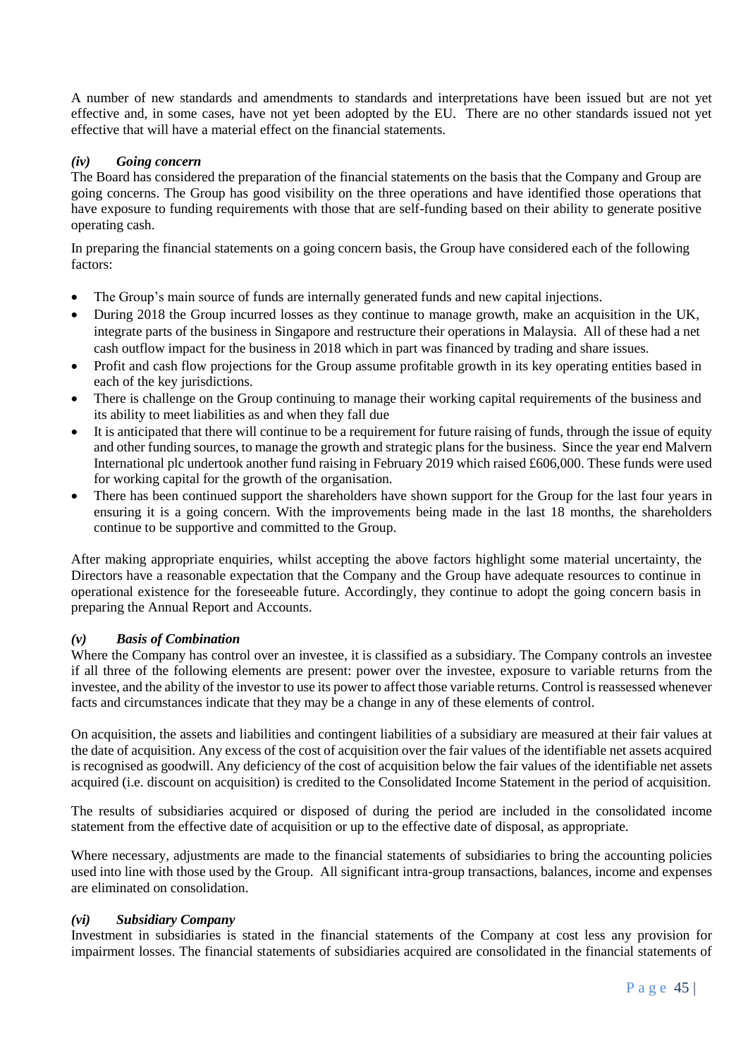A number of new standards and amendments to standards and interpretations have been issued but are not yet effective and, in some cases, have not yet been adopted by the EU. There are no other standards issued not yet effective that will have a material effect on the financial statements.

### *(iv) Going concern*

The Board has considered the preparation of the financial statements on the basis that the Company and Group are going concerns. The Group has good visibility on the three operations and have identified those operations that have exposure to funding requirements with those that are self-funding based on their ability to generate positive operating cash.

In preparing the financial statements on a going concern basis, the Group have considered each of the following factors:

- The Group's main source of funds are internally generated funds and new capital injections.
- During 2018 the Group incurred losses as they continue to manage growth, make an acquisition in the UK, integrate parts of the business in Singapore and restructure their operations in Malaysia. All of these had a net cash outflow impact for the business in 2018 which in part was financed by trading and share issues.
- Profit and cash flow projections for the Group assume profitable growth in its key operating entities based in each of the key jurisdictions.
- There is challenge on the Group continuing to manage their working capital requirements of the business and its ability to meet liabilities as and when they fall due
- It is anticipated that there will continue to be a requirement for future raising of funds, through the issue of equity and other funding sources, to manage the growth and strategic plans for the business. Since the year end Malvern International plc undertook another fund raising in February 2019 which raised £606,000. These funds were used for working capital for the growth of the organisation.
- There has been continued support the shareholders have shown support for the Group for the last four years in ensuring it is a going concern. With the improvements being made in the last 18 months, the shareholders continue to be supportive and committed to the Group.

After making appropriate enquiries, whilst accepting the above factors highlight some material uncertainty, the Directors have a reasonable expectation that the Company and the Group have adequate resources to continue in operational existence for the foreseeable future. Accordingly, they continue to adopt the going concern basis in preparing the Annual Report and Accounts.

### *(v) Basis of Combination*

Where the Company has control over an investee, it is classified as a subsidiary. The Company controls an investee if all three of the following elements are present: power over the investee, exposure to variable returns from the investee, and the ability of the investor to use its power to affect those variable returns. Control is reassessed whenever facts and circumstances indicate that they may be a change in any of these elements of control.

On acquisition, the assets and liabilities and contingent liabilities of a subsidiary are measured at their fair values at the date of acquisition. Any excess of the cost of acquisition over the fair values of the identifiable net assets acquired is recognised as goodwill. Any deficiency of the cost of acquisition below the fair values of the identifiable net assets acquired (i.e. discount on acquisition) is credited to the Consolidated Income Statement in the period of acquisition.

The results of subsidiaries acquired or disposed of during the period are included in the consolidated income statement from the effective date of acquisition or up to the effective date of disposal, as appropriate.

Where necessary, adjustments are made to the financial statements of subsidiaries to bring the accounting policies used into line with those used by the Group. All significant intra-group transactions, balances, income and expenses are eliminated on consolidation.

### *(vi) Subsidiary Company*

Investment in subsidiaries is stated in the financial statements of the Company at cost less any provision for impairment losses. The financial statements of subsidiaries acquired are consolidated in the financial statements of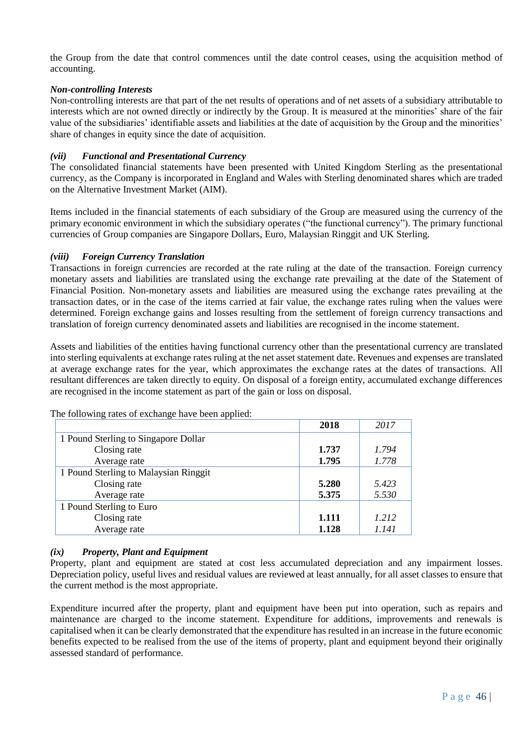the Group from the date that control commences until the date control ceases, using the acquisition method of accounting.

***Non-controlling Interests***

Non-controlling interests are that part of the net results of operations and of net assets of a subsidiary attributable to interests which are not owned directly or indirectly by the Group. It is measured at the minorities' share of the fair value of the subsidiaries' identifiable assets and liabilities at the date of acquisition by the Group and the minorities' share of changes in equity since the date of acquisition.

***(vii) Functional and Presentational Currency***

The consolidated financial statements have been presented with United Kingdom Sterling as the presentational currency, as the Company is incorporated in England and Wales with Sterling denominated shares which are traded on the Alternative Investment Market (AIM).

Items included in the financial statements of each subsidiary of the Group are measured using the currency of the primary economic environment in which the subsidiary operates ("the functional currency"). The primary functional currencies of Group companies are Singapore Dollars, Euro, Malaysian Ringgit and UK Sterling.

***(viii) Foreign Currency Translation***

Transactions in foreign currencies are recorded at the rate ruling at the date of the transaction. Foreign currency monetary assets and liabilities are translated using the exchange rate prevailing at the date of the Statement of Financial Position. Non-monetary assets and liabilities are measured using the exchange rates prevailing at the transaction dates, or in the case of the items carried at fair value, the exchange rates ruling when the values were determined. Foreign exchange gains and losses resulting from the settlement of foreign currency transactions and translation of foreign currency denominated assets and liabilities are recognised in the income statement.

Assets and liabilities of the entities having functional currency other than the presentational currency are translated into sterling equivalents at exchange rates ruling at the net asset statement date. Revenues and expenses are translated at average exchange rates for the year, which approximates the exchange rates at the dates of transactions. All resultant differences are taken directly to equity. On disposal of a foreign entity, accumulated exchange differences are recognised in the income statement as part of the gain or loss on disposal.

The following rates of exchange have been applied:

| | **2018** | *2017* |
|---|---|---|
| 1 Pound Sterling to Singapore Dollar | | |
| Closing rate | **1.737** | *1.794* |
| Average rate | **1.795** | *1.778* |
| 1 Pound Sterling to Malaysian Ringgit | | |
| Closing rate | **5.280** | *5.423* |
| Average rate | **5.375** | *5.530* |
| 1 Pound Sterling to Euro | | |
| Closing rate | **1.111** | *1.212* |
| Average rate | **1.128** | *1.141* |

***(ix) Property, Plant and Equipment***

Property, plant and equipment are stated at cost less accumulated depreciation and any impairment losses. Depreciation policy, useful lives and residual values are reviewed at least annually, for all asset classes to ensure that the current method is the most appropriate.

Expenditure incurred after the property, plant and equipment have been put into operation, such as repairs and maintenance are charged to the income statement. Expenditure for additions, improvements and renewals is capitalised when it can be clearly demonstrated that the expenditure has resulted in an increase in the future economic benefits expected to be realised from the use of the items of property, plant and equipment beyond their originally assessed standard of performance.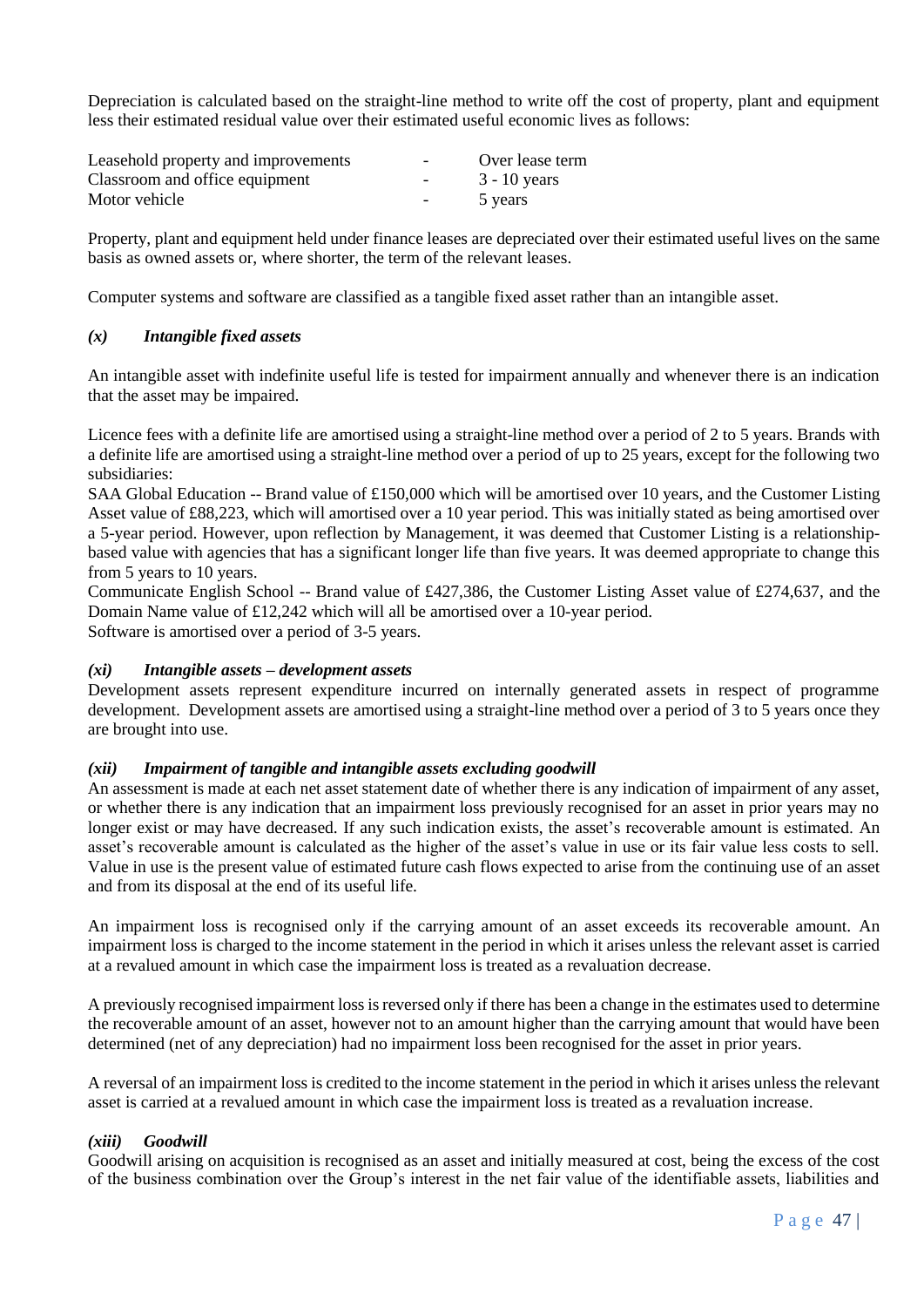Depreciation is calculated based on the straight-line method to write off the cost of property, plant and equipment less their estimated residual value over their estimated useful economic lives as follows:

| | | |
|---|---|---|
| Leasehold property and improvements | - | Over lease term |
| Classroom and office equipment | - | 3 - 10 years |
| Motor vehicle | - | 5 years |

Property, plant and equipment held under finance leases are depreciated over their estimated useful lives on the same basis as owned assets or, where shorter, the term of the relevant leases.

Computer systems and software are classified as a tangible fixed asset rather than an intangible asset.

### *(x) Intangible fixed assets*

An intangible asset with indefinite useful life is tested for impairment annually and whenever there is an indication that the asset may be impaired.

Licence fees with a definite life are amortised using a straight-line method over a period of 2 to 5 years. Brands with a definite life are amortised using a straight-line method over a period of up to 25 years, except for the following two subsidiaries:

SAA Global Education -- Brand value of £150,000 which will be amortised over 10 years, and the Customer Listing Asset value of £88,223, which will amortised over a 10 year period. This was initially stated as being amortised over a 5-year period. However, upon reflection by Management, it was deemed that Customer Listing is a relationship-based value with agencies that has a significant longer life than five years. It was deemed appropriate to change this from 5 years to 10 years.

Communicate English School -- Brand value of £427,386, the Customer Listing Asset value of £274,637, and the Domain Name value of £12,242 which will all be amortised over a 10-year period.

Software is amortised over a period of 3-5 years.

### *(xi) Intangible assets – development assets*

Development assets represent expenditure incurred on internally generated assets in respect of programme development. Development assets are amortised using a straight-line method over a period of 3 to 5 years once they are brought into use.

### *(xii) Impairment of tangible and intangible assets excluding goodwill*

An assessment is made at each net asset statement date of whether there is any indication of impairment of any asset, or whether there is any indication that an impairment loss previously recognised for an asset in prior years may no longer exist or may have decreased. If any such indication exists, the asset's recoverable amount is estimated. An asset's recoverable amount is calculated as the higher of the asset's value in use or its fair value less costs to sell. Value in use is the present value of estimated future cash flows expected to arise from the continuing use of an asset and from its disposal at the end of its useful life.

An impairment loss is recognised only if the carrying amount of an asset exceeds its recoverable amount. An impairment loss is charged to the income statement in the period in which it arises unless the relevant asset is carried at a revalued amount in which case the impairment loss is treated as a revaluation decrease.

A previously recognised impairment loss is reversed only if there has been a change in the estimates used to determine the recoverable amount of an asset, however not to an amount higher than the carrying amount that would have been determined (net of any depreciation) had no impairment loss been recognised for the asset in prior years.

A reversal of an impairment loss is credited to the income statement in the period in which it arises unless the relevant asset is carried at a revalued amount in which case the impairment loss is treated as a revaluation increase.

### *(xiii) Goodwill*

Goodwill arising on acquisition is recognised as an asset and initially measured at cost, being the excess of the cost of the business combination over the Group's interest in the net fair value of the identifiable assets, liabilities and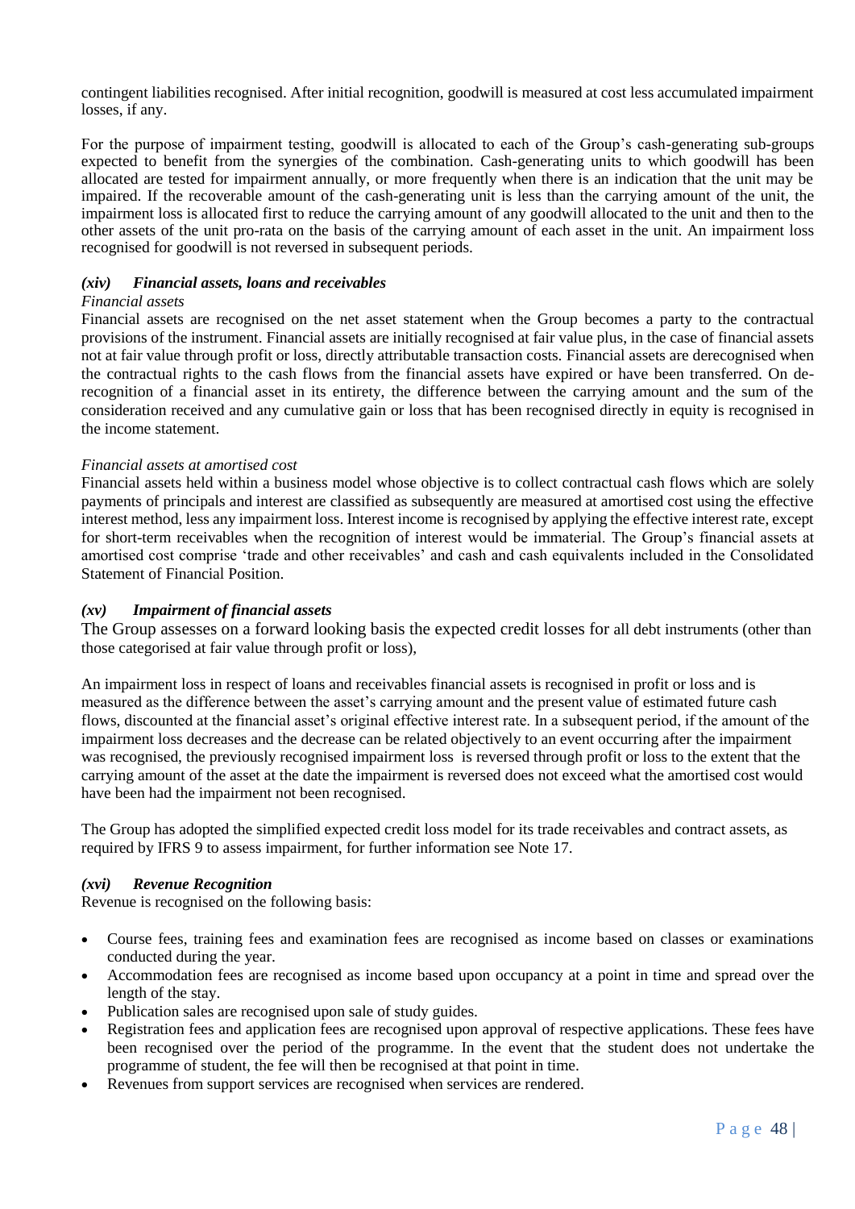contingent liabilities recognised. After initial recognition, goodwill is measured at cost less accumulated impairment losses, if any.

For the purpose of impairment testing, goodwill is allocated to each of the Group's cash-generating sub-groups expected to benefit from the synergies of the combination. Cash-generating units to which goodwill has been allocated are tested for impairment annually, or more frequently when there is an indication that the unit may be impaired. If the recoverable amount of the cash-generating unit is less than the carrying amount of the unit, the impairment loss is allocated first to reduce the carrying amount of any goodwill allocated to the unit and then to the other assets of the unit pro-rata on the basis of the carrying amount of each asset in the unit. An impairment loss recognised for goodwill is not reversed in subsequent periods.

### *(xiv) Financial assets, loans and receivables*

*Financial assets*

Financial assets are recognised on the net asset statement when the Group becomes a party to the contractual provisions of the instrument. Financial assets are initially recognised at fair value plus, in the case of financial assets not at fair value through profit or loss, directly attributable transaction costs. Financial assets are derecognised when the contractual rights to the cash flows from the financial assets have expired or have been transferred. On de-recognition of a financial asset in its entirety, the difference between the carrying amount and the sum of the consideration received and any cumulative gain or loss that has been recognised directly in equity is recognised in the income statement.

*Financial assets at amortised cost*

Financial assets held within a business model whose objective is to collect contractual cash flows which are solely payments of principals and interest are classified as subsequently are measured at amortised cost using the effective interest method, less any impairment loss. Interest income is recognised by applying the effective interest rate, except for short-term receivables when the recognition of interest would be immaterial. The Group's financial assets at amortised cost comprise 'trade and other receivables' and cash and cash equivalents included in the Consolidated Statement of Financial Position.

### *(xv) Impairment of financial assets*

The Group assesses on a forward looking basis the expected credit losses for all debt instruments (other than those categorised at fair value through profit or loss),

An impairment loss in respect of loans and receivables financial assets is recognised in profit or loss and is measured as the difference between the asset's carrying amount and the present value of estimated future cash flows, discounted at the financial asset's original effective interest rate. In a subsequent period, if the amount of the impairment loss decreases and the decrease can be related objectively to an event occurring after the impairment was recognised, the previously recognised impairment loss is reversed through profit or loss to the extent that the carrying amount of the asset at the date the impairment is reversed does not exceed what the amortised cost would have been had the impairment not been recognised.

The Group has adopted the simplified expected credit loss model for its trade receivables and contract assets, as required by IFRS 9 to assess impairment, for further information see Note 17.

### *(xvi) Revenue Recognition*

Revenue is recognised on the following basis:

- Course fees, training fees and examination fees are recognised as income based on classes or examinations conducted during the year.
- Accommodation fees are recognised as income based upon occupancy at a point in time and spread over the length of the stay.
- Publication sales are recognised upon sale of study guides.
- Registration fees and application fees are recognised upon approval of respective applications. These fees have been recognised over the period of the programme. In the event that the student does not undertake the programme of student, the fee will then be recognised at that point in time.
- Revenues from support services are recognised when services are rendered.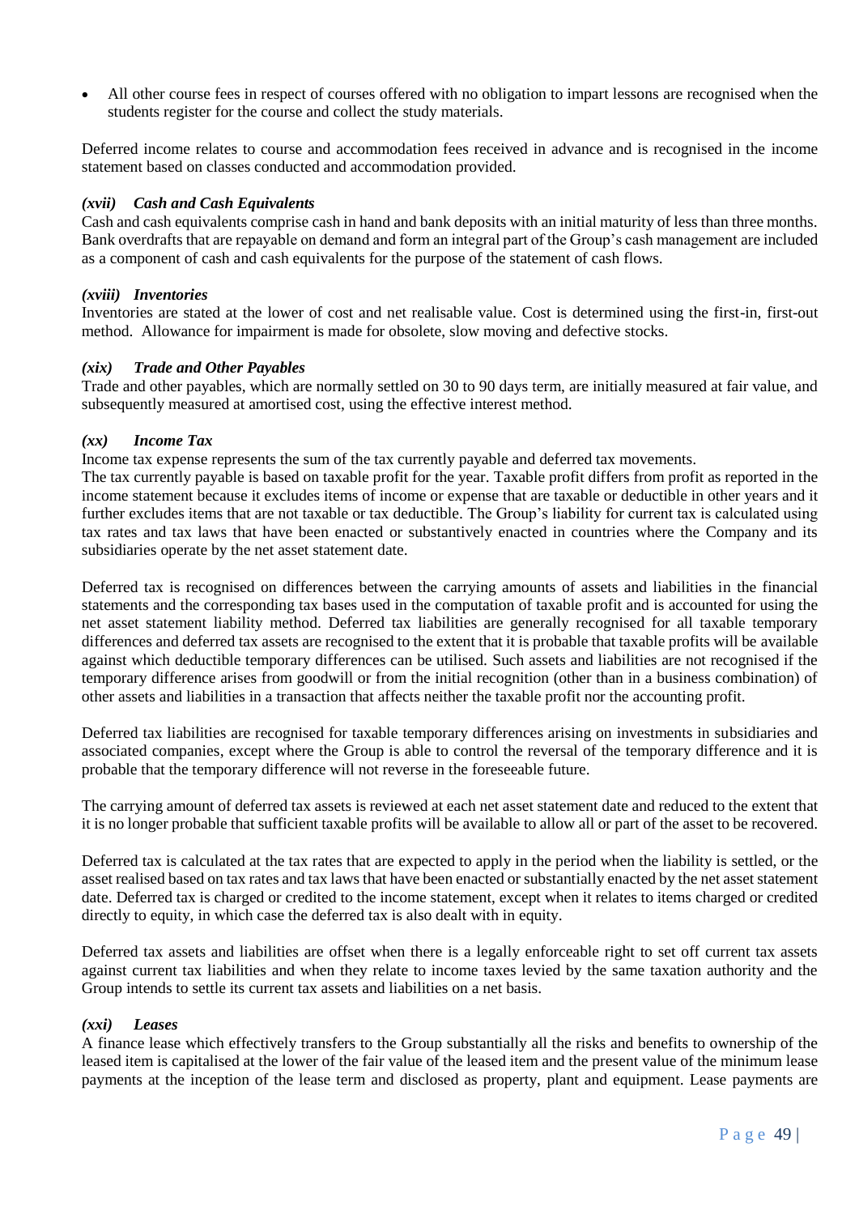- All other course fees in respect of courses offered with no obligation to impart lessons are recognised when the students register for the course and collect the study materials.

Deferred income relates to course and accommodation fees received in advance and is recognised in the income statement based on classes conducted and accommodation provided.

### *(xvii) Cash and Cash Equivalents*

Cash and cash equivalents comprise cash in hand and bank deposits with an initial maturity of less than three months. Bank overdrafts that are repayable on demand and form an integral part of the Group's cash management are included as a component of cash and cash equivalents for the purpose of the statement of cash flows.

### *(xviii) Inventories*

Inventories are stated at the lower of cost and net realisable value. Cost is determined using the first-in, first-out method. Allowance for impairment is made for obsolete, slow moving and defective stocks.

### *(xix) Trade and Other Payables*

Trade and other payables, which are normally settled on 30 to 90 days term, are initially measured at fair value, and subsequently measured at amortised cost, using the effective interest method.

### *(xx) Income Tax*

Income tax expense represents the sum of the tax currently payable and deferred tax movements.

The tax currently payable is based on taxable profit for the year. Taxable profit differs from profit as reported in the income statement because it excludes items of income or expense that are taxable or deductible in other years and it further excludes items that are not taxable or tax deductible. The Group's liability for current tax is calculated using tax rates and tax laws that have been enacted or substantively enacted in countries where the Company and its subsidiaries operate by the net asset statement date.

Deferred tax is recognised on differences between the carrying amounts of assets and liabilities in the financial statements and the corresponding tax bases used in the computation of taxable profit and is accounted for using the net asset statement liability method. Deferred tax liabilities are generally recognised for all taxable temporary differences and deferred tax assets are recognised to the extent that it is probable that taxable profits will be available against which deductible temporary differences can be utilised. Such assets and liabilities are not recognised if the temporary difference arises from goodwill or from the initial recognition (other than in a business combination) of other assets and liabilities in a transaction that affects neither the taxable profit nor the accounting profit.

Deferred tax liabilities are recognised for taxable temporary differences arising on investments in subsidiaries and associated companies, except where the Group is able to control the reversal of the temporary difference and it is probable that the temporary difference will not reverse in the foreseeable future.

The carrying amount of deferred tax assets is reviewed at each net asset statement date and reduced to the extent that it is no longer probable that sufficient taxable profits will be available to allow all or part of the asset to be recovered.

Deferred tax is calculated at the tax rates that are expected to apply in the period when the liability is settled, or the asset realised based on tax rates and tax laws that have been enacted or substantially enacted by the net asset statement date. Deferred tax is charged or credited to the income statement, except when it relates to items charged or credited directly to equity, in which case the deferred tax is also dealt with in equity.

Deferred tax assets and liabilities are offset when there is a legally enforceable right to set off current tax assets against current tax liabilities and when they relate to income taxes levied by the same taxation authority and the Group intends to settle its current tax assets and liabilities on a net basis.

### *(xxi) Leases*

A finance lease which effectively transfers to the Group substantially all the risks and benefits to ownership of the leased item is capitalised at the lower of the fair value of the leased item and the present value of the minimum lease payments at the inception of the lease term and disclosed as property, plant and equipment. Lease payments are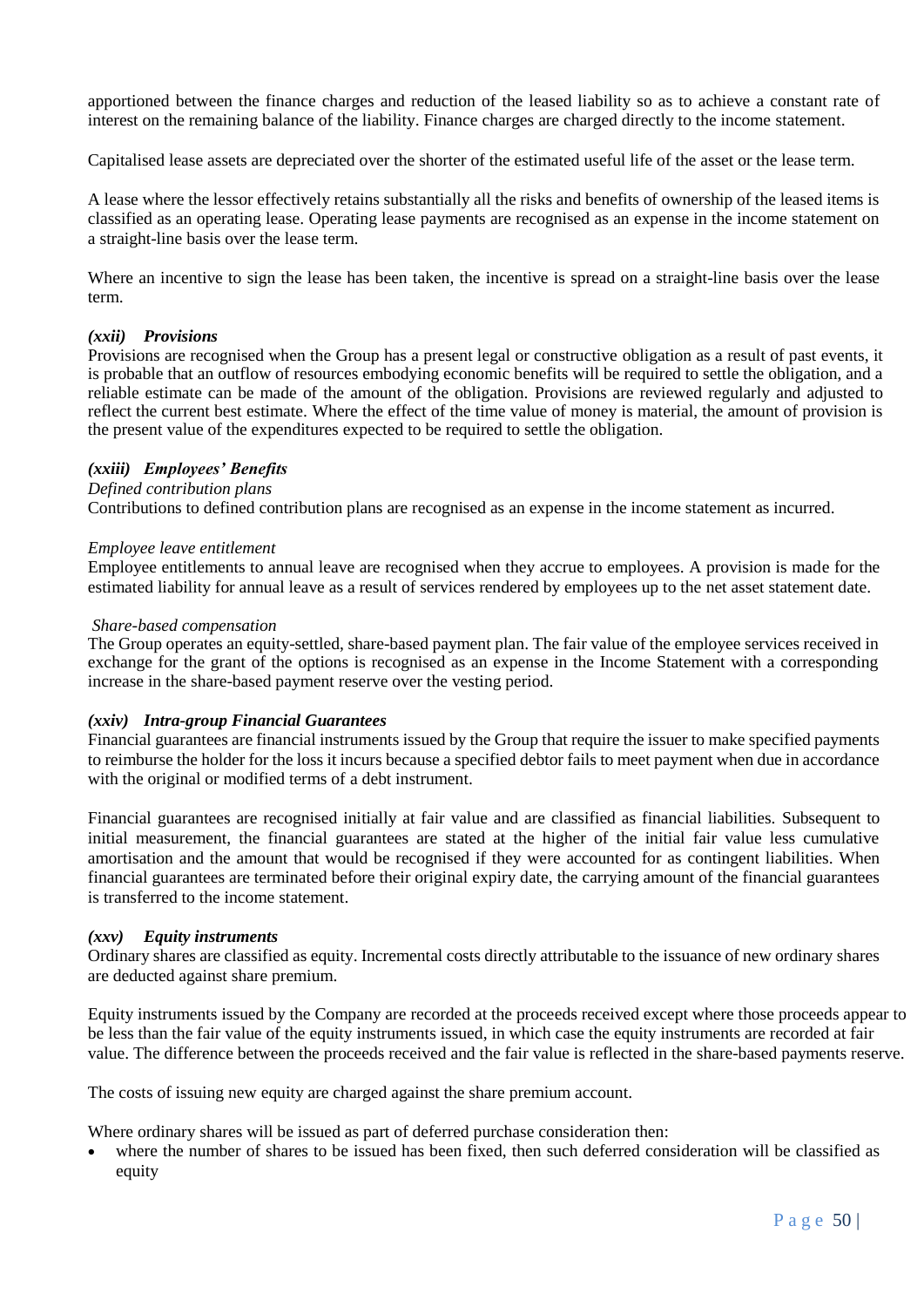apportioned between the finance charges and reduction of the leased liability so as to achieve a constant rate of interest on the remaining balance of the liability. Finance charges are charged directly to the income statement.

Capitalised lease assets are depreciated over the shorter of the estimated useful life of the asset or the lease term.

A lease where the lessor effectively retains substantially all the risks and benefits of ownership of the leased items is classified as an operating lease. Operating lease payments are recognised as an expense in the income statement on a straight-line basis over the lease term.

Where an incentive to sign the lease has been taken, the incentive is spread on a straight-line basis over the lease term.

***(xxii) Provisions***

Provisions are recognised when the Group has a present legal or constructive obligation as a result of past events, it is probable that an outflow of resources embodying economic benefits will be required to settle the obligation, and a reliable estimate can be made of the amount of the obligation. Provisions are reviewed regularly and adjusted to reflect the current best estimate. Where the effect of the time value of money is material, the amount of provision is the present value of the expenditures expected to be required to settle the obligation.

***(xxiii) Employees' Benefits***

*Defined contribution plans*

Contributions to defined contribution plans are recognised as an expense in the income statement as incurred.

*Employee leave entitlement*

Employee entitlements to annual leave are recognised when they accrue to employees. A provision is made for the estimated liability for annual leave as a result of services rendered by employees up to the net asset statement date.

*Share-based compensation*

The Group operates an equity-settled, share-based payment plan. The fair value of the employee services received in exchange for the grant of the options is recognised as an expense in the Income Statement with a corresponding increase in the share-based payment reserve over the vesting period.

***(xxiv) Intra-group Financial Guarantees***

Financial guarantees are financial instruments issued by the Group that require the issuer to make specified payments to reimburse the holder for the loss it incurs because a specified debtor fails to meet payment when due in accordance with the original or modified terms of a debt instrument.

Financial guarantees are recognised initially at fair value and are classified as financial liabilities. Subsequent to initial measurement, the financial guarantees are stated at the higher of the initial fair value less cumulative amortisation and the amount that would be recognised if they were accounted for as contingent liabilities. When financial guarantees are terminated before their original expiry date, the carrying amount of the financial guarantees is transferred to the income statement.

***(xxv) Equity instruments***

Ordinary shares are classified as equity. Incremental costs directly attributable to the issuance of new ordinary shares are deducted against share premium.

Equity instruments issued by the Company are recorded at the proceeds received except where those proceeds appear to be less than the fair value of the equity instruments issued, in which case the equity instruments are recorded at fair value. The difference between the proceeds received and the fair value is reflected in the share-based payments reserve.

The costs of issuing new equity are charged against the share premium account.

Where ordinary shares will be issued as part of deferred purchase consideration then:

- where the number of shares to be issued has been fixed, then such deferred consideration will be classified as equity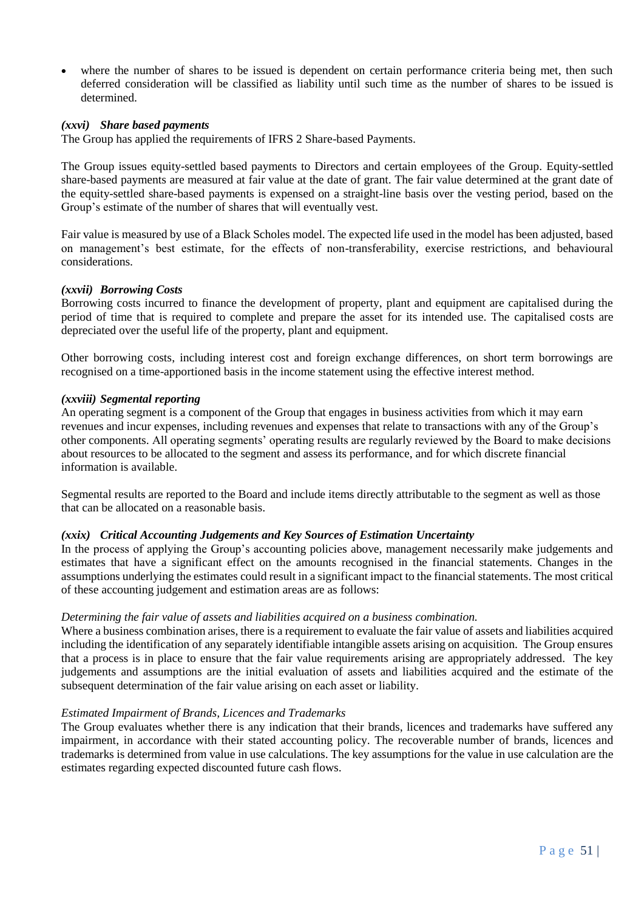- where the number of shares to be issued is dependent on certain performance criteria being met, then such deferred consideration will be classified as liability until such time as the number of shares to be issued is determined.

***(xxvi) Share based payments***

The Group has applied the requirements of IFRS 2 Share-based Payments.

The Group issues equity-settled based payments to Directors and certain employees of the Group. Equity-settled share-based payments are measured at fair value at the date of grant. The fair value determined at the grant date of the equity-settled share-based payments is expensed on a straight-line basis over the vesting period, based on the Group's estimate of the number of shares that will eventually vest.

Fair value is measured by use of a Black Scholes model. The expected life used in the model has been adjusted, based on management's best estimate, for the effects of non-transferability, exercise restrictions, and behavioural considerations.

***(xxvii) Borrowing Costs***

Borrowing costs incurred to finance the development of property, plant and equipment are capitalised during the period of time that is required to complete and prepare the asset for its intended use. The capitalised costs are depreciated over the useful life of the property, plant and equipment.

Other borrowing costs, including interest cost and foreign exchange differences, on short term borrowings are recognised on a time-apportioned basis in the income statement using the effective interest method.

***(xxviii) Segmental reporting***

An operating segment is a component of the Group that engages in business activities from which it may earn revenues and incur expenses, including revenues and expenses that relate to transactions with any of the Group's other components. All operating segments' operating results are regularly reviewed by the Board to make decisions about resources to be allocated to the segment and assess its performance, and for which discrete financial information is available.

Segmental results are reported to the Board and include items directly attributable to the segment as well as those that can be allocated on a reasonable basis.

***(xxix) Critical Accounting Judgements and Key Sources of Estimation Uncertainty***

In the process of applying the Group's accounting policies above, management necessarily make judgements and estimates that have a significant effect on the amounts recognised in the financial statements. Changes in the assumptions underlying the estimates could result in a significant impact to the financial statements. The most critical of these accounting judgement and estimation areas are as follows:

*Determining the fair value of assets and liabilities acquired on a business combination.*

Where a business combination arises, there is a requirement to evaluate the fair value of assets and liabilities acquired including the identification of any separately identifiable intangible assets arising on acquisition. The Group ensures that a process is in place to ensure that the fair value requirements arising are appropriately addressed. The key judgements and assumptions are the initial evaluation of assets and liabilities acquired and the estimate of the subsequent determination of the fair value arising on each asset or liability.

*Estimated Impairment of Brands, Licences and Trademarks*

The Group evaluates whether there is any indication that their brands, licences and trademarks have suffered any impairment, in accordance with their stated accounting policy. The recoverable number of brands, licences and trademarks is determined from value in use calculations. The key assumptions for the value in use calculation are the estimates regarding expected discounted future cash flows.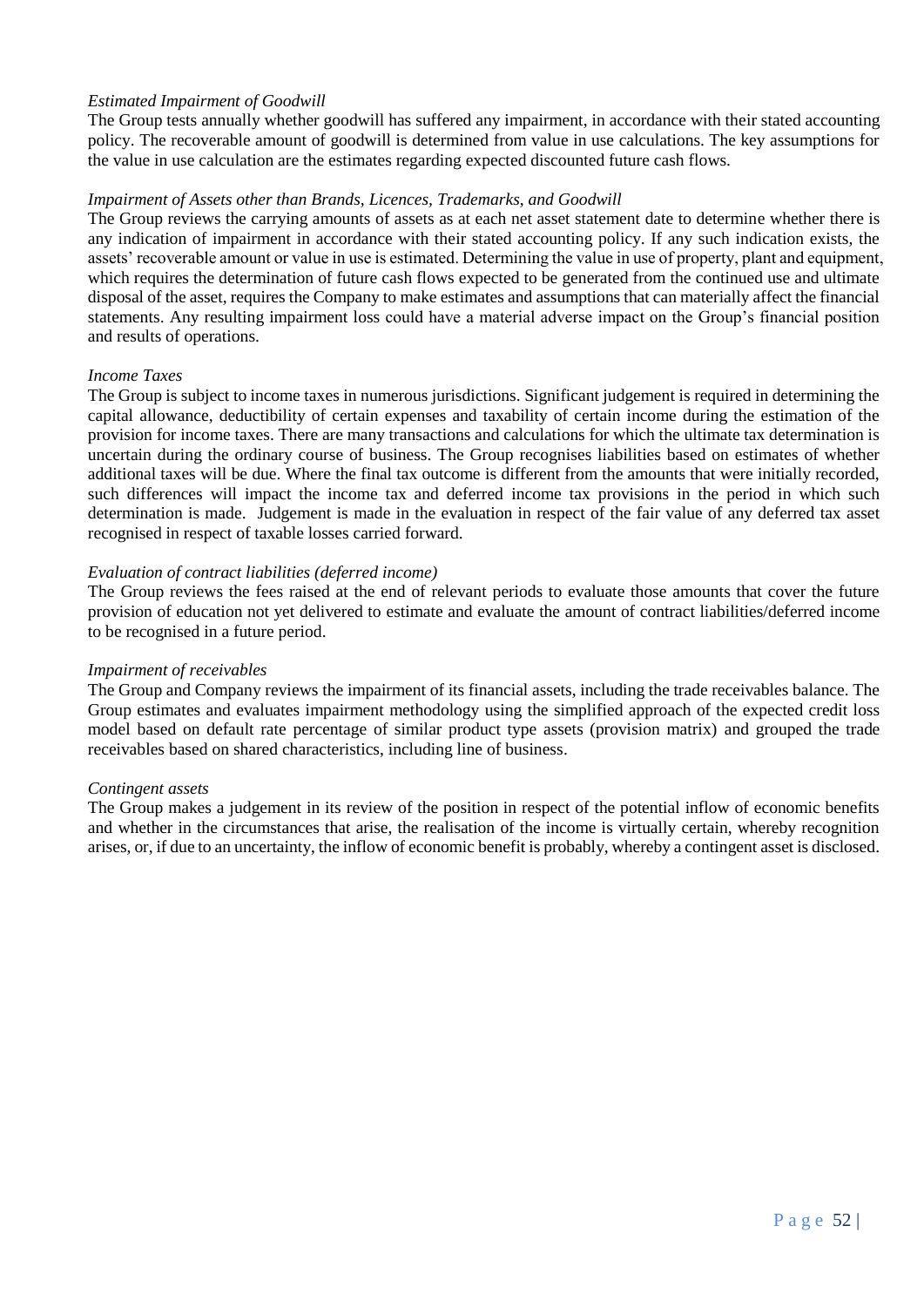*Estimated Impairment of Goodwill*

The Group tests annually whether goodwill has suffered any impairment, in accordance with their stated accounting policy. The recoverable amount of goodwill is determined from value in use calculations. The key assumptions for the value in use calculation are the estimates regarding expected discounted future cash flows.

*Impairment of Assets other than Brands, Licences, Trademarks, and Goodwill*

The Group reviews the carrying amounts of assets as at each net asset statement date to determine whether there is any indication of impairment in accordance with their stated accounting policy. If any such indication exists, the assets' recoverable amount or value in use is estimated. Determining the value in use of property, plant and equipment, which requires the determination of future cash flows expected to be generated from the continued use and ultimate disposal of the asset, requires the Company to make estimates and assumptions that can materially affect the financial statements. Any resulting impairment loss could have a material adverse impact on the Group's financial position and results of operations.

*Income Taxes*

The Group is subject to income taxes in numerous jurisdictions. Significant judgement is required in determining the capital allowance, deductibility of certain expenses and taxability of certain income during the estimation of the provision for income taxes. There are many transactions and calculations for which the ultimate tax determination is uncertain during the ordinary course of business. The Group recognises liabilities based on estimates of whether additional taxes will be due. Where the final tax outcome is different from the amounts that were initially recorded, such differences will impact the income tax and deferred income tax provisions in the period in which such determination is made. Judgement is made in the evaluation in respect of the fair value of any deferred tax asset recognised in respect of taxable losses carried forward.

*Evaluation of contract liabilities (deferred income)*

The Group reviews the fees raised at the end of relevant periods to evaluate those amounts that cover the future provision of education not yet delivered to estimate and evaluate the amount of contract liabilities/deferred income to be recognised in a future period.

*Impairment of receivables*

The Group and Company reviews the impairment of its financial assets, including the trade receivables balance. The Group estimates and evaluates impairment methodology using the simplified approach of the expected credit loss model based on default rate percentage of similar product type assets (provision matrix) and grouped the trade receivables based on shared characteristics, including line of business.

*Contingent assets*

The Group makes a judgement in its review of the position in respect of the potential inflow of economic benefits and whether in the circumstances that arise, the realisation of the income is virtually certain, whereby recognition arises, or, if due to an uncertainty, the inflow of economic benefit is probably, whereby a contingent asset is disclosed.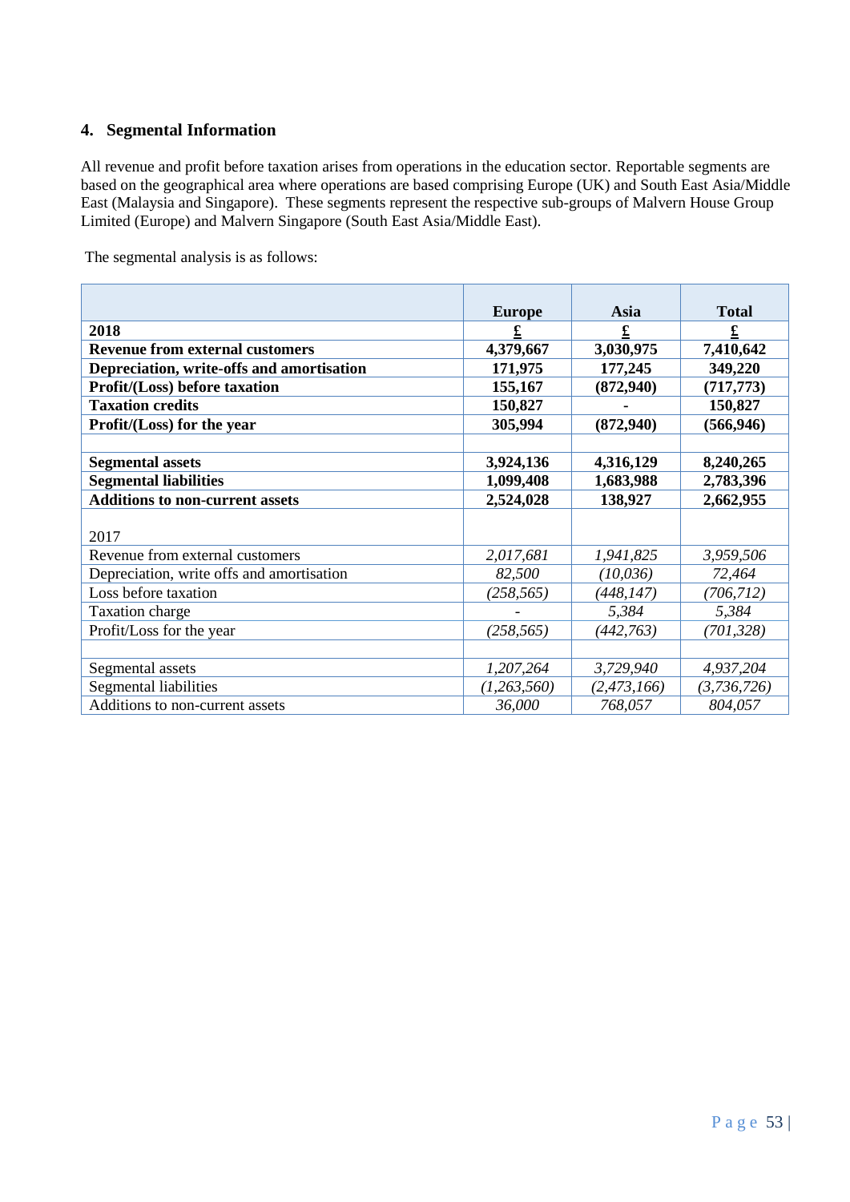## 4. Segmental Information

All revenue and profit before taxation arises from operations in the education sector. Reportable segments are based on the geographical area where operations are based comprising Europe (UK) and South East Asia/Middle East (Malaysia and Singapore). These segments represent the respective sub-groups of Malvern House Group Limited (Europe) and Malvern Singapore (South East Asia/Middle East).

The segmental analysis is as follows:

| | Europe | Asia | Total |
|---|---|---|---|
| **2018** | **£** | **£** | **£** |
| **Revenue from external customers** | **4,379,667** | **3,030,975** | **7,410,642** |
| **Depreciation, write-offs and amortisation** | **171,975** | **177,245** | **349,220** |
| **Profit/(Loss) before taxation** | **155,167** | **(872,940)** | **(717,773)** |
| **Taxation credits** | **150,827** | **-** | **150,827** |
| **Profit/(Loss) for the year** | **305,994** | **(872,940)** | **(566,946)** |
| | | | |
| **Segmental assets** | **3,924,136** | **4,316,129** | **8,240,265** |
| **Segmental liabilities** | **1,099,408** | **1,683,988** | **2,783,396** |
| **Additions to non-current assets** | **2,524,028** | **138,927** | **2,662,955** |
| 2017 | | | |
| Revenue from external customers | *2,017,681* | *1,941,825* | *3,959,506* |
| Depreciation, write offs and amortisation | *82,500* | *(10,036)* | *72,464* |
| Loss before taxation | *(258,565)* | *(448,147)* | *(706,712)* |
| Taxation charge | - | *5,384* | *5,384* |
| Profit/Loss for the year | *(258,565)* | *(442,763)* | *(701,328)* |
| | | | |
| Segmental assets | *1,207,264* | *3,729,940* | *4,937,204* |
| Segmental liabilities | *(1,263,560)* | *(2,473,166)* | *(3,736,726)* |
| Additions to non-current assets | *36,000* | *768,057* | *804,057* |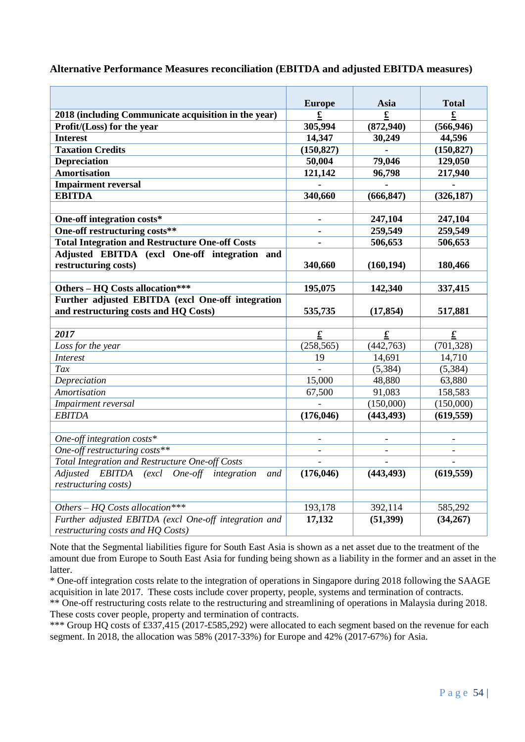**Alternative Performance Measures reconciliation (EBITDA and adjusted EBITDA measures)**

| | Europe | Asia | Total |
|---|---|---|---|
| **2018 (including Communicate acquisition in the year)** | **£** | **£** | **£** |
| **Profit/(Loss) for the year** | **305,994** | **(872,940)** | **(566,946)** |
| **Interest** | **14,347** | **30,249** | **44,596** |
| **Taxation Credits** | **(150,827)** | **-** | **(150,827)** |
| **Depreciation** | **50,004** | **79,046** | **129,050** |
| **Amortisation** | **121,142** | **96,798** | **217,940** |
| **Impairment reversal** | **-** | **-** | **-** |
| **EBITDA** | **340,660** | **(666,847)** | **(326,187)** |
| | | | |
| **One-off integration costs*** | **-** | **247,104** | **247,104** |
| **One-off restructuring costs**** | **-** | **259,549** | **259,549** |
| **Total Integration and Restructure One-off Costs** | **-** | **506,653** | **506,653** |
| **Adjusted EBITDA (excl One-off integration and restructuring costs)** | **340,660** | **(160,194)** | **180,466** |
| | | | |
| **Others – HQ Costs allocation***** | **195,075** | **142,340** | **337,415** |
| **Further adjusted EBITDA (excl One-off integration and restructuring costs and HQ Costs)** | **535,735** | **(17,854)** | **517,881** |
| | | | |
| ***2017*** | **£** | **£** | **£** |
| *Loss for the year* | (258,565) | (442,763) | (701,328) |
| *Interest* | 19 | 14,691 | 14,710 |
| *Tax* | - | (5,384) | (5,384) |
| *Depreciation* | 15,000 | 48,880 | 63,880 |
| *Amortisation* | 67,500 | 91,083 | 158,583 |
| *Impairment reversal* | - | (150,000) | (150,000) |
| *EBITDA* | **(176,046)** | **(443,493)** | **(619,559)** |
| | | | |
| *One-off integration costs** | - | - | - |
| *One-off restructuring costs*** | - | - | - |
| *Total Integration and Restructure One-off Costs* | - | - | - |
| *Adjusted EBITDA (excl One-off integration and restructuring costs)* | **(176,046)** | **(443,493)** | **(619,559)** |
| | | | |
| *Others – HQ Costs allocation**** | 193,178 | 392,114 | 585,292 |
| *Further adjusted EBITDA (excl One-off integration and restructuring costs and HQ Costs)* | **17,132** | **(51,399)** | **(34,267)** |

Note that the Segmental liabilities figure for South East Asia is shown as a net asset due to the treatment of the amount due from Europe to South East Asia for funding being shown as a liability in the former and an asset in the latter.

* One-off integration costs relate to the integration of operations in Singapore during 2018 following the SAAGE acquisition in late 2017. These costs include cover property, people, systems and termination of contracts.

** One-off restructuring costs relate to the restructuring and streamlining of operations in Malaysia during 2018. These costs cover people, property and termination of contracts.

*** Group HQ costs of £337,415 (2017-£585,292) were allocated to each segment based on the revenue for each segment. In 2018, the allocation was 58% (2017-33%) for Europe and 42% (2017-67%) for Asia.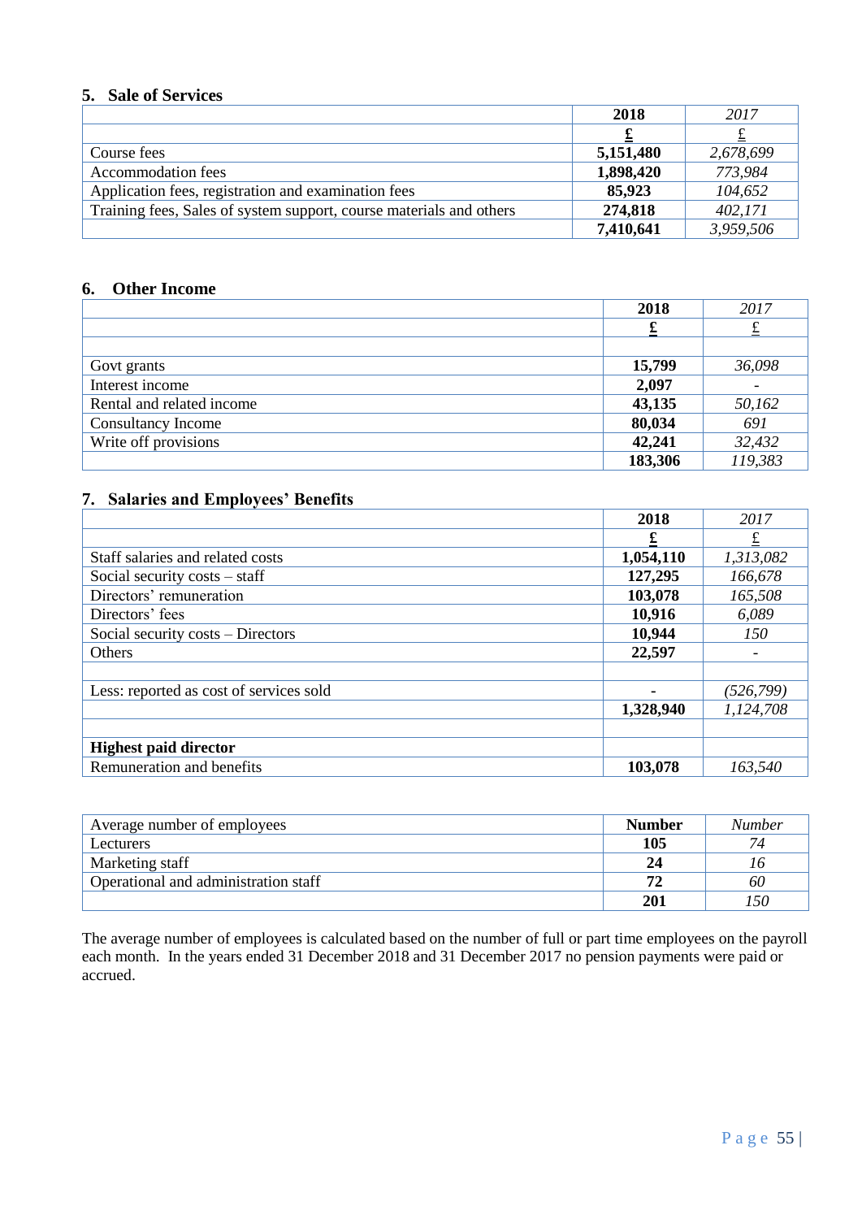### 5. Sale of Services

| | **2018** | *2017* |
|---|---|---|
| | **£** | *£* |
| Course fees | **5,151,480** | *2,678,699* |
| Accommodation fees | **1,898,420** | *773,984* |
| Application fees, registration and examination fees | **85,923** | *104,652* |
| Training fees, Sales of system support, course materials and others | **274,818** | *402,171* |
| | **7,410,641** | *3,959,506* |

### 6. Other Income

| | **2018** | *2017* |
|---|---|---|
| | **£** | *£* |
| | | |
| Govt grants | **15,799** | *36,098* |
| Interest income | **2,097** | *-* |
| Rental and related income | **43,135** | *50,162* |
| Consultancy Income | **80,034** | *691* |
| Write off provisions | **42,241** | *32,432* |
| | **183,306** | *119,383* |

### 7. Salaries and Employees' Benefits

| | **2018** | *2017* |
|---|---|---|
| | **£** | *£* |
| Staff salaries and related costs | **1,054,110** | *1,313,082* |
| Social security costs – staff | **127,295** | *166,678* |
| Directors' remuneration | **103,078** | *165,508* |
| Directors' fees | **10,916** | *6,089* |
| Social security costs – Directors | **10,944** | *150* |
| Others | **22,597** | *-* |
| | | |
| Less: reported as cost of services sold | **-** | *(526,799)* |
| | **1,328,940** | *1,124,708* |
| | | |
| **Highest paid director** | | |
| Remuneration and benefits | **103,078** | *163,540* |

| Average number of employees | **Number** | *Number* |
|---|---|---|
| Lecturers | **105** | *74* |
| Marketing staff | **24** | *16* |
| Operational and administration staff | **72** | *60* |
| | **201** | *150* |

The average number of employees is calculated based on the number of full or part time employees on the payroll each month. In the years ended 31 December 2018 and 31 December 2017 no pension payments were paid or accrued.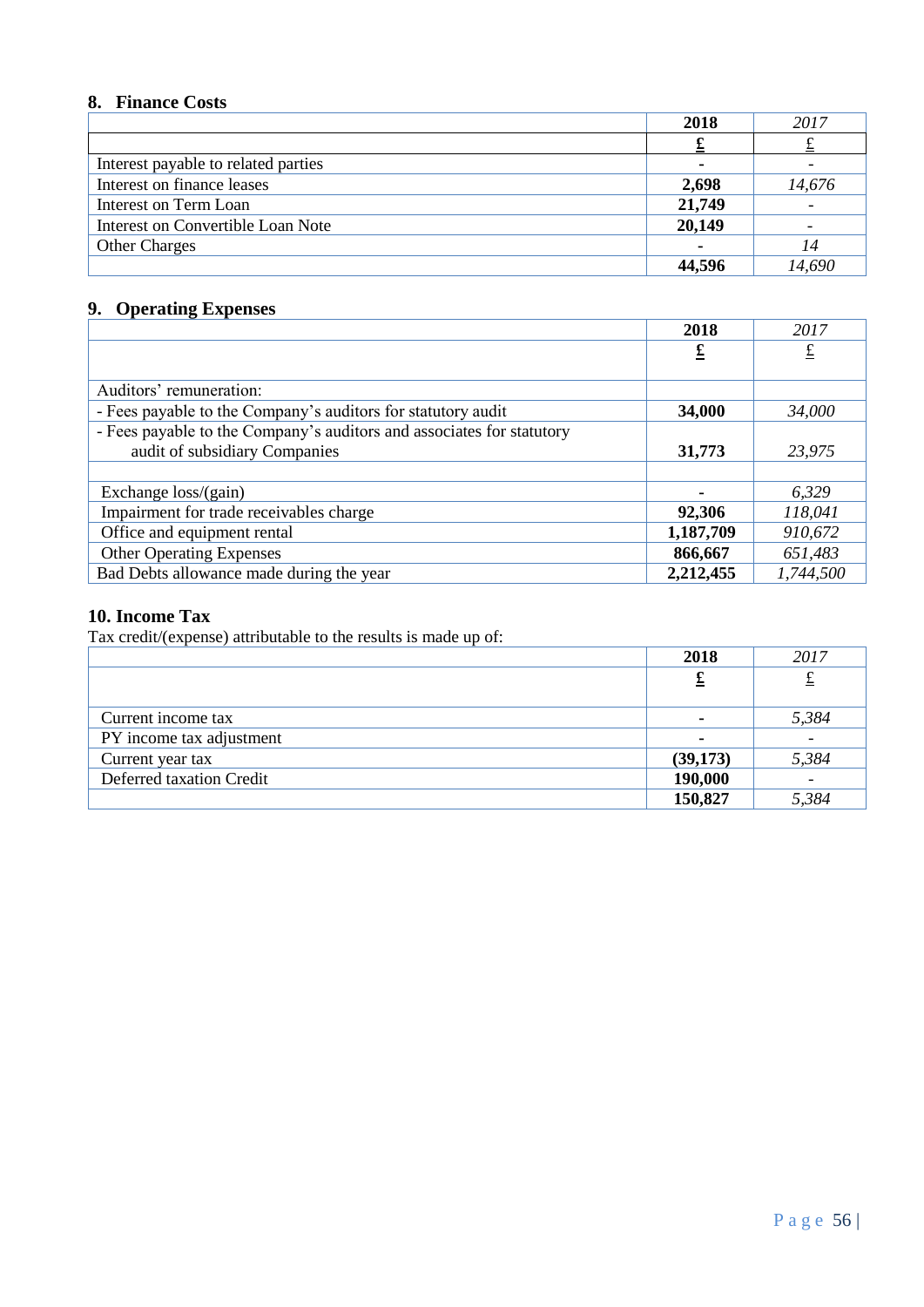## 8. Finance Costs

| | 2018 | 2017 |
|---|---|---|
| | £ | £ |
| Interest payable to related parties | - | - |
| Interest on finance leases | 2,698 | 14,676 |
| Interest on Term Loan | 21,749 | - |
| Interest on Convertible Loan Note | 20,149 | - |
| Other Charges | - | 14 |
| | 44,596 | 14,690 |

## 9. Operating Expenses

| | 2018 | 2017 |
|---|---|---|
| | £ | £ |
| Auditors' remuneration: | | |
| - Fees payable to the Company's auditors for statutory audit | 34,000 | 34,000 |
| - Fees payable to the Company's auditors and associates for statutory audit of subsidiary Companies | 31,773 | 23,975 |
| | | |
| Exchange loss/(gain) | - | 6,329 |
| Impairment for trade receivables charge | 92,306 | 118,041 |
| Office and equipment rental | 1,187,709 | 910,672 |
| Other Operating Expenses | 866,667 | 651,483 |
| Bad Debts allowance made during the year | 2,212,455 | 1,744,500 |

## 10. Income Tax

Tax credit/(expense) attributable to the results is made up of:

| | 2018 | 2017 |
|---|---|---|
| | £ | £ |
| Current income tax | - | 5,384 |
| PY income tax adjustment | - | - |
| Current year tax | (39,173) | 5,384 |
| Deferred taxation Credit | 190,000 | - |
| | 150,827 | 5,384 |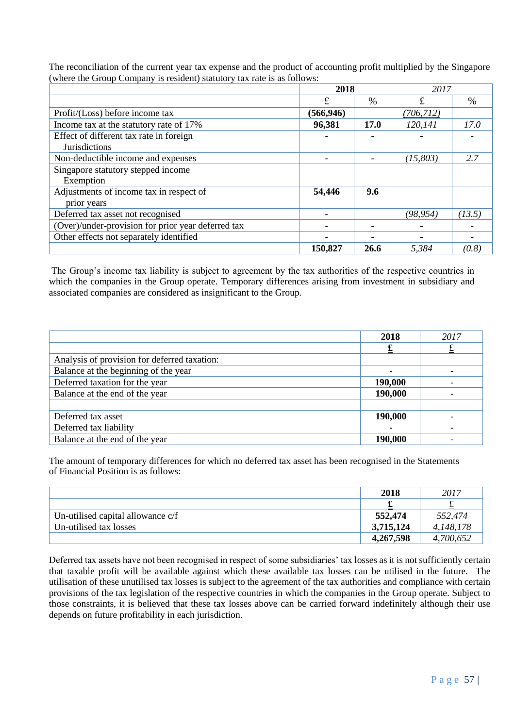The reconciliation of the current year tax expense and the product of accounting profit multiplied by the Singapore (where the Group Company is resident) statutory tax rate is as follows:

| | 2018 | | *2017* | |
|---|---|---|---|---|
| | £ | % | £ | % |
| Profit/(Loss) before income tax | **(566,946)** | | *(706,712)* | |
| Income tax at the statutory rate of 17% | **96,381** | **17.0** | *120,141* | *17.0* |
| Effect of different tax rate in foreign Jurisdictions | **-** | **-** | - | - |
| Non-deductible income and expenses | - | - | *(15,803)* | *2.7* |
| Singapore statutory stepped income Exemption | | | | |
| Adjustments of income tax in respect of prior years | **54,446** | **9.6** | | |
| Deferred tax asset not recognised | - | | *(98,954)* | *(13.5)* |
| (Over)/under-provision for prior year deferred tax | - | - | - | - |
| Other effects not separately identified | - | - | - | - |
| | **150,827** | **26.6** | *5,384* | *(0.8)* |

The Group's income tax liability is subject to agreement by the tax authorities of the respective countries in which the companies in the Group operate. Temporary differences arising from investment in subsidiary and associated companies are considered as insignificant to the Group.

| | 2018 | *2017* |
|---|---|---|
| | **£** | £ |
| Analysis of provision for deferred taxation: | | |
| Balance at the beginning of the year | **-** | - |
| Deferred taxation for the year | **190,000** | - |
| Balance at the end of the year | **190,000** | - |
| | | |
| Deferred tax asset | **190,000** | - |
| Deferred tax liability | **-** | - |
| Balance at the end of the year | **190,000** | - |

The amount of temporary differences for which no deferred tax asset has been recognised in the Statements of Financial Position is as follows:

| | 2018 | *2017* |
|---|---|---|
| | **£** | £ |
| Un-utilised capital allowance c/f | **552,474** | *552,474* |
| Un-utilised tax losses | **3,715,124** | *4,148,178* |
| | **4,267,598** | *4,700,652* |

Deferred tax assets have not been recognised in respect of some subsidiaries' tax losses as it is not sufficiently certain that taxable profit will be available against which these available tax losses can be utilised in the future. The utilisation of these unutilised tax losses is subject to the agreement of the tax authorities and compliance with certain provisions of the tax legislation of the respective countries in which the companies in the Group operate. Subject to those constraints, it is believed that these tax losses above can be carried forward indefinitely although their use depends on future profitability in each jurisdiction.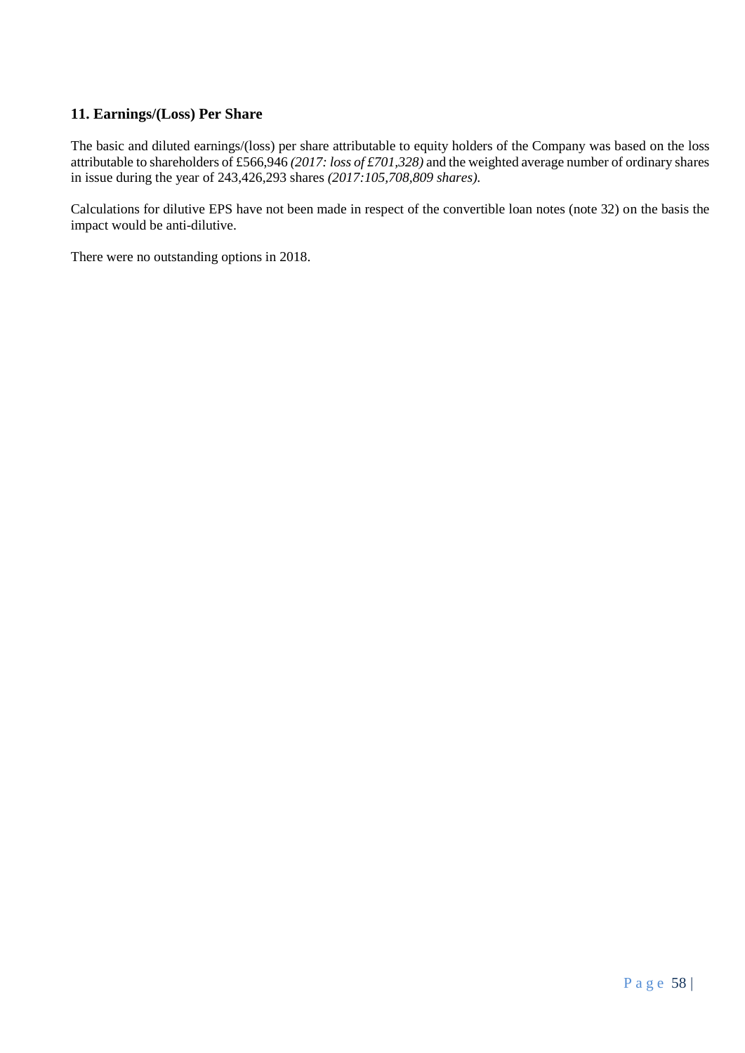## 11. Earnings/(Loss) Per Share

The basic and diluted earnings/(loss) per share attributable to equity holders of the Company was based on the loss attributable to shareholders of £566,946 *(2017: loss of £701,328)* and the weighted average number of ordinary shares in issue during the year of 243,426,293 shares *(2017:105,708,809 shares).*

Calculations for dilutive EPS have not been made in respect of the convertible loan notes (note 32) on the basis the impact would be anti-dilutive.

There were no outstanding options in 2018.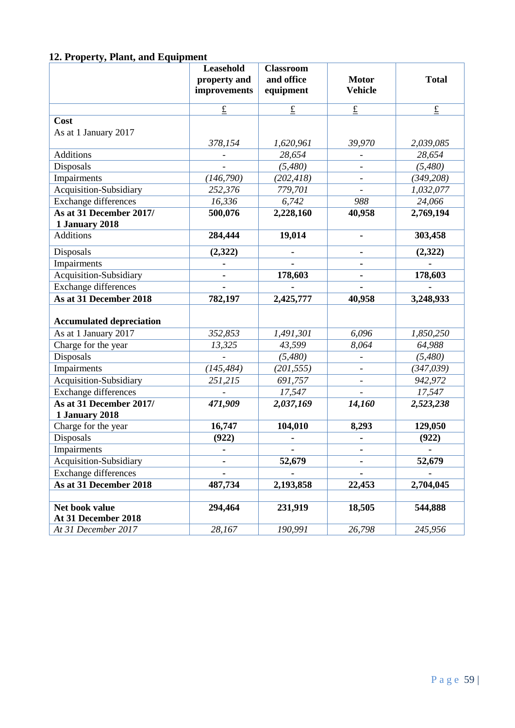## 12. Property, Plant, and Equipment

| | Leasehold property and improvements | Classroom and office equipment | Motor Vehicle | Total |
|---|---|---|---|---|
| | £ | £ | £ | £ |
| **Cost** | | | | |
| As at 1 January 2017 | *378,154* | *1,620,961* | *39,970* | *2,039,085* |
| Additions | - | *28,654* | - | *28,654* |
| Disposals | - | *(5,480)* | - | *(5,480)* |
| Impairments | *(146,790)* | *(202,418)* | - | *(349,208)* |
| Acquisition-Subsidiary | *252,376* | *779,701* | - | *1,032,077* |
| Exchange differences | *16,336* | *6,742* | *988* | *24,066* |
| **As at 31 December 2017/ 1 January 2018** | **500,076** | **2,228,160** | **40,958** | **2,769,194** |
| Additions | **284,444** | **19,014** | **-** | **303,458** |
| Disposals | **(2,322)** | **-** | **-** | **(2,322)** |
| Impairments | **-** | **-** | **-** | **-** |
| Acquisition-Subsidiary | **-** | **178,603** | **-** | **178,603** |
| Exchange differences | **-** | **-** | **-** | **-** |
| **As at 31 December 2018** | **782,197** | **2,425,777** | **40,958** | **3,248,933** |
| **Accumulated depreciation** | | | | |
| As at 1 January 2017 | *352,853* | *1,491,301* | *6,096* | *1,850,250* |
| Charge for the year | *13,325* | *43,599* | *8,064* | *64,988* |
| Disposals | - | *(5,480)* | - | *(5,480)* |
| Impairments | *(145,484)* | *(201,555)* | - | *(347,039)* |
| Acquisition-Subsidiary | *251,215* | *691,757* | - | *942,972* |
| Exchange differences | - | *17,547* | - | *17,547* |
| **As at 31 December 2017/ 1 January 2018** | ***471,909*** | ***2,037,169*** | ***14,160*** | ***2,523,238*** |
| Charge for the year | **16,747** | **104,010** | **8,293** | **129,050** |
| Disposals | **(922)** | **-** | **-** | **(922)** |
| Impairments | **-** | **-** | **-** | **-** |
| Acquisition-Subsidiary | **-** | **52,679** | **-** | **52,679** |
| Exchange differences | **-** | **-** | **-** | **-** |
| **As at 31 December 2018** | **487,734** | **2,193,858** | **22,453** | **2,704,045** |
| | | | | |
| **Net book value At 31 December 2018** | **294,464** | **231,919** | **18,505** | **544,888** |
| *At 31 December 2017* | *28,167* | *190,991* | *26,798* | *245,956* |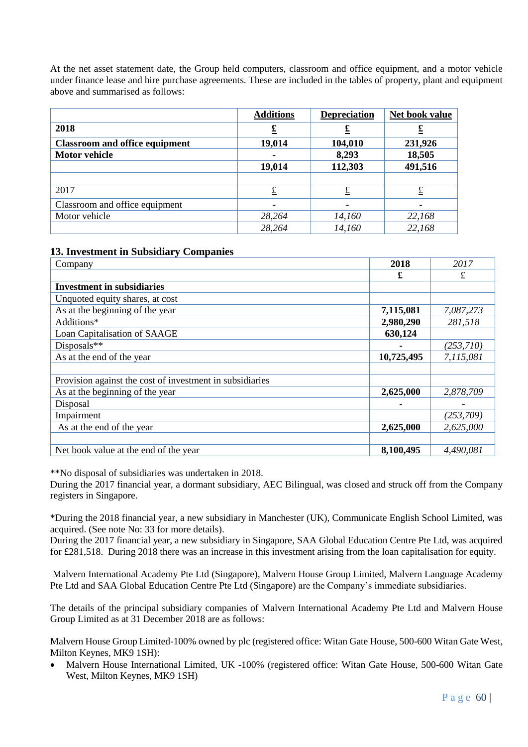At the net asset statement date, the Group held computers, classroom and office equipment, and a motor vehicle under finance lease and hire purchase agreements. These are included in the tables of property, plant and equipment above and summarised as follows:

| | Additions | Depreciation | Net book value |
|---|---|---|---|
| **2018** | **£** | **£** | **£** |
| **Classroom and office equipment** | **19,014** | **104,010** | **231,926** |
| **Motor vehicle** | **-** | **8,293** | **18,505** |
| | **19,014** | **112,303** | **491,516** |
| | | | |
| 2017 | £ | £ | £ |
| Classroom and office equipment | - | - | - |
| Motor vehicle | *28,264* | *14,160* | *22,168* |
| | *28,264* | *14,160* | *22,168* |

## 13. Investment in Subsidiary Companies

| Company | 2018 | *2017* |
|---|---|---|
| | **£** | £ |
| **Investment in subsidiaries** | | |
| Unquoted equity shares, at cost | | |
| As at the beginning of the year | **7,115,081** | *7,087,273* |
| Additions* | **2,980,290** | *281,518* |
| Loan Capitalisation of SAAGE | **630,124** | |
| Disposals** | **-** | *(253,710)* |
| As at the end of the year | **10,725,495** | *7,115,081* |
| | | |
| Provision against the cost of investment in subsidiaries | | |
| As at the beginning of the year | **2,625,000** | *2,878,709* |
| Disposal | **-** | - |
| Impairment | | *(253,709)* |
| As at the end of the year | **2,625,000** | *2,625,000* |
| | | |
| Net book value at the end of the year | **8,100,495** | *4,490,081* |

**No disposal of subsidiaries was undertaken in 2018.
During the 2017 financial year, a dormant subsidiary, AEC Bilingual, was closed and struck off from the Company registers in Singapore.

*During the 2018 financial year, a new subsidiary in Manchester (UK), Communicate English School Limited, was acquired. (See note No: 33 for more details).
During the 2017 financial year, a new subsidiary in Singapore, SAA Global Education Centre Pte Ltd, was acquired for £281,518. During 2018 there was an increase in this investment arising from the loan capitalisation for equity.

Malvern International Academy Pte Ltd (Singapore), Malvern House Group Limited, Malvern Language Academy Pte Ltd and SAA Global Education Centre Pte Ltd (Singapore) are the Company's immediate subsidiaries.

The details of the principal subsidiary companies of Malvern International Academy Pte Ltd and Malvern House Group Limited as at 31 December 2018 are as follows:

Malvern House Group Limited-100% owned by plc (registered office: Witan Gate House, 500-600 Witan Gate West, Milton Keynes, MK9 1SH):

- Malvern House International Limited, UK -100% (registered office: Witan Gate House, 500-600 Witan Gate West, Milton Keynes, MK9 1SH)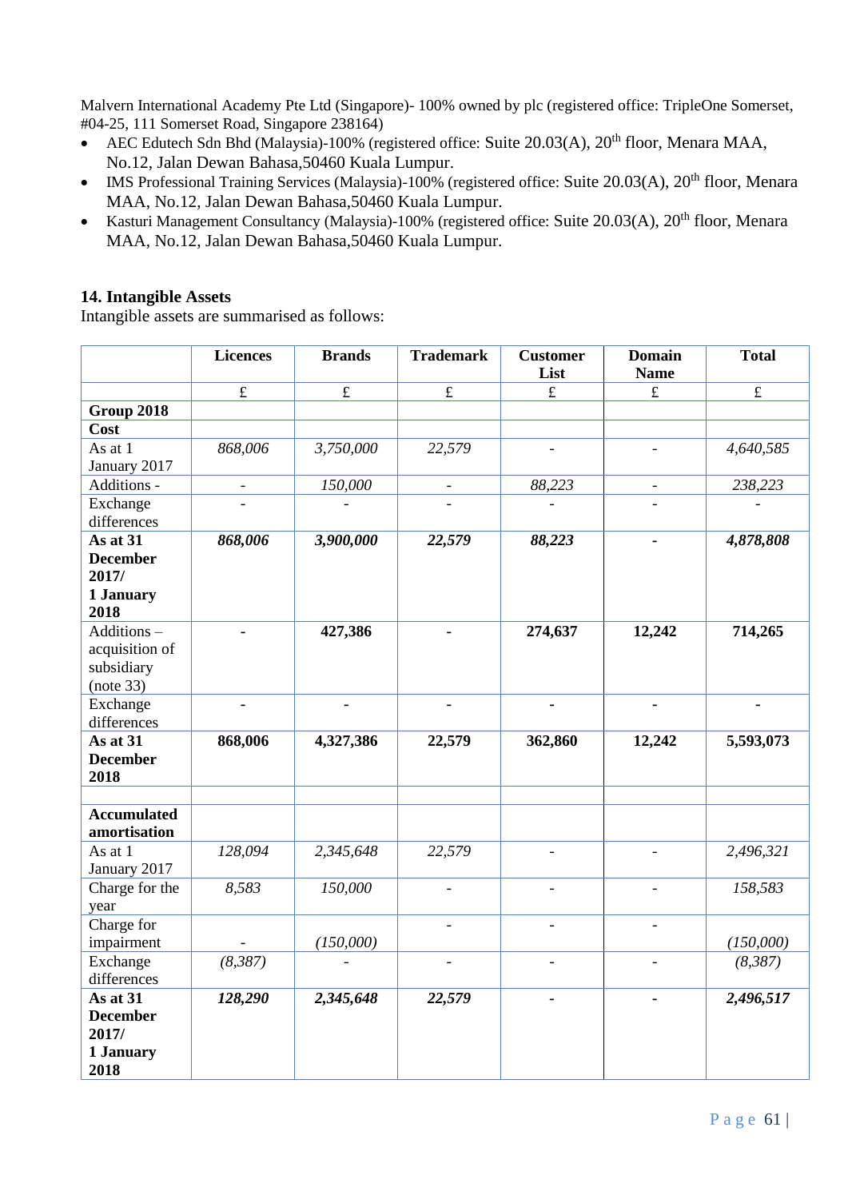Malvern International Academy Pte Ltd (Singapore)- 100% owned by plc (registered office: TripleOne Somerset, #04-25, 111 Somerset Road, Singapore 238164)

- AEC Edutech Sdn Bhd (Malaysia)-100% (registered office: Suite 20.03(A), 20th floor, Menara MAA, No.12, Jalan Dewan Bahasa,50460 Kuala Lumpur.
- IMS Professional Training Services (Malaysia)-100% (registered office: Suite 20.03(A), 20th floor, Menara MAA, No.12, Jalan Dewan Bahasa,50460 Kuala Lumpur.
- Kasturi Management Consultancy (Malaysia)-100% (registered office: Suite 20.03(A), 20th floor, Menara MAA, No.12, Jalan Dewan Bahasa,50460 Kuala Lumpur.

### 14. Intangible Assets

Intangible assets are summarised as follows:

| | Licences | Brands | Trademark | Customer List | Domain Name | Total |
|---|---|---|---|---|---|---|
| | £ | £ | £ | £ | £ | £ |
| **Group 2018** | | | | | | |
| **Cost** | | | | | | |
| As at 1 January 2017 | *868,006* | *3,750,000* | *22,579* | - | - | *4,640,585* |
| Additions - | - | *150,000* | - | *88,223* | - | *238,223* |
| Exchange differences | - | - | - | - | - | - |
| **As at 31 December 2017/ 1 January 2018** | ***868,006*** | ***3,900,000*** | ***22,579*** | ***88,223*** | **-** | ***4,878,808*** |
| Additions – acquisition of subsidiary (note 33) | **-** | **427,386** | **-** | **274,637** | **12,242** | **714,265** |
| Exchange differences | **-** | **-** | **-** | **-** | **-** | **-** |
| **As at 31 December 2018** | **868,006** | **4,327,386** | **22,579** | **362,860** | **12,242** | **5,593,073** |
| | | | | | | |
| **Accumulated amortisation** | | | | | | |
| As at 1 January 2017 | *128,094* | *2,345,648* | *22,579* | - | - | *2,496,321* |
| Charge for the year | *8,583* | *150,000* | - | - | - | *158,583* |
| Charge for impairment | - | *(150,000)* | - | - | - | *(150,000)* |
| Exchange differences | *(8,387)* | - | - | - | - | *(8,387)* |
| **As at 31 December 2017/ 1 January 2018** | ***128,290*** | ***2,345,648*** | ***22,579*** | **-** | **-** | ***2,496,517*** |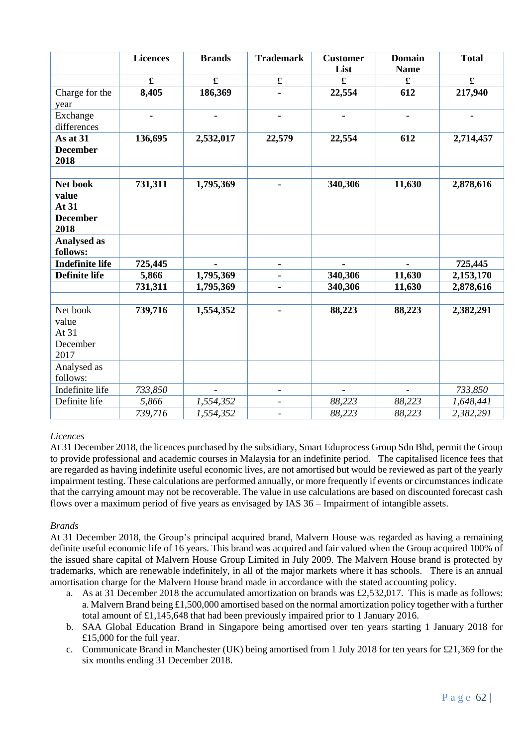| | Licences | Brands | Trademark | Customer List | Domain Name | Total |
|---|---|---|---|---|---|---|
| | **£** | **£** | **£** | **£** | **£** | **£** |
| Charge for the year | **8,405** | **186,369** | **-** | **22,554** | **612** | **217,940** |
| Exchange differences | - | - | - | - | - | - |
| **As at 31 December 2018** | **136,695** | **2,532,017** | **22,579** | **22,554** | **612** | **2,714,457** |
| | | | | | | |
| **Net book value At 31 December 2018** | **731,311** | **1,795,369** | **-** | **340,306** | **11,630** | **2,878,616** |
| **Analysed as follows:** | | | | | | |
| **Indefinite life** | **725,445** | **-** | **-** | **-** | **-** | **725,445** |
| **Definite life** | **5,866** | **1,795,369** | **-** | **340,306** | **11,630** | **2,153,170** |
| | **731,311** | **1,795,369** | **-** | **340,306** | **11,630** | **2,878,616** |
| | | | | | | |
| Net book value At 31 December 2017 | **739,716** | **1,554,352** | **-** | **88,223** | **88,223** | **2,382,291** |
| Analysed as follows: | | | | | | |
| Indefinite life | *733,850* | - | - | - | - | *733,850* |
| Definite life | *5,866* | *1,554,352* | - | *88,223* | *88,223* | *1,648,441* |
| | *739,716* | *1,554,352* | - | *88,223* | *88,223* | *2,382,291* |

*Licences*

At 31 December 2018, the licences purchased by the subsidiary, Smart Eduprocess Group Sdn Bhd, permit the Group to provide professional and academic courses in Malaysia for an indefinite period. The capitalised licence fees that are regarded as having indefinite useful economic lives, are not amortised but would be reviewed as part of the yearly impairment testing. These calculations are performed annually, or more frequently if events or circumstances indicate that the carrying amount may not be recoverable. The value in use calculations are based on discounted forecast cash flows over a maximum period of five years as envisaged by IAS 36 – Impairment of intangible assets.

*Brands*

At 31 December 2018, the Group's principal acquired brand, Malvern House was regarded as having a remaining definite useful economic life of 16 years. This brand was acquired and fair valued when the Group acquired 100% of the issued share capital of Malvern House Group Limited in July 2009. The Malvern House brand is protected by trademarks, which are renewable indefinitely, in all of the major markets where it has schools. There is an annual amortisation charge for the Malvern House brand made in accordance with the stated accounting policy.

a. As at 31 December 2018 the accumulated amortization on brands was £2,532,017. This is made as follows: a. Malvern Brand being £1,500,000 amortised based on the normal amortization policy together with a further total amount of £1,145,648 that had been previously impaired prior to 1 January 2016.
b. SAA Global Education Brand in Singapore being amortised over ten years starting 1 January 2018 for £15,000 for the full year.
c. Communicate Brand in Manchester (UK) being amortised from 1 July 2018 for ten years for £21,369 for the six months ending 31 December 2018.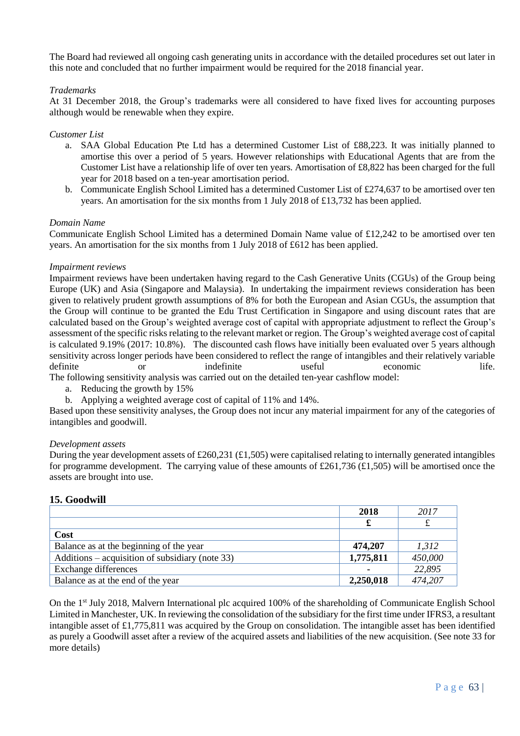The Board had reviewed all ongoing cash generating units in accordance with the detailed procedures set out later in this note and concluded that no further impairment would be required for the 2018 financial year.

*Trademarks*

At 31 December 2018, the Group's trademarks were all considered to have fixed lives for accounting purposes although would be renewable when they expire.

*Customer List*

a. SAA Global Education Pte Ltd has a determined Customer List of £88,223. It was initially planned to amortise this over a period of 5 years. However relationships with Educational Agents that are from the Customer List have a relationship life of over ten years. Amortisation of £8,822 has been charged for the full year for 2018 based on a ten-year amortisation period.
b. Communicate English School Limited has a determined Customer List of £274,637 to be amortised over ten years. An amortisation for the six months from 1 July 2018 of £13,732 has been applied.

*Domain Name*

Communicate English School Limited has a determined Domain Name value of £12,242 to be amortised over ten years. An amortisation for the six months from 1 July 2018 of £612 has been applied.

*Impairment reviews*

Impairment reviews have been undertaken having regard to the Cash Generative Units (CGUs) of the Group being Europe (UK) and Asia (Singapore and Malaysia). In undertaking the impairment reviews consideration has been given to relatively prudent growth assumptions of 8% for both the European and Asian CGUs, the assumption that the Group will continue to be granted the Edu Trust Certification in Singapore and using discount rates that are calculated based on the Group's weighted average cost of capital with appropriate adjustment to reflect the Group's assessment of the specific risks relating to the relevant market or region. The Group's weighted average cost of capital is calculated 9.19% (2017: 10.8%). The discounted cash flows have initially been evaluated over 5 years although sensitivity across longer periods have been considered to reflect the range of intangibles and their relatively variable definite or indefinite useful economic life.
The following sensitivity analysis was carried out on the detailed ten-year cashflow model:

a. Reducing the growth by 15%
b. Applying a weighted average cost of capital of 11% and 14%.

Based upon these sensitivity analyses, the Group does not incur any material impairment for any of the categories of intangibles and goodwill.

*Development assets*

During the year development assets of £260,231 (£1,505) were capitalised relating to internally generated intangibles for programme development. The carrying value of these amounts of £261,736 (£1,505) will be amortised once the assets are brought into use.

## 15. Goodwill

| | **2018** | *2017* |
|---|---|---|
| | **£** | £ |
| **Cost** | | |
| Balance as at the beginning of the year | **474,207** | *1,312* |
| Additions – acquisition of subsidiary (note 33) | **1,775,811** | *450,000* |
| Exchange differences | **-** | *22,895* |
| Balance as at the end of the year | **2,250,018** | *474,207* |

On the 1st July 2018, Malvern International plc acquired 100% of the shareholding of Communicate English School Limited in Manchester, UK. In reviewing the consolidation of the subsidiary for the first time under IFRS3, a resultant intangible asset of £1,775,811 was acquired by the Group on consolidation. The intangible asset has been identified as purely a Goodwill asset after a review of the acquired assets and liabilities of the new acquisition. (See note 33 for more details)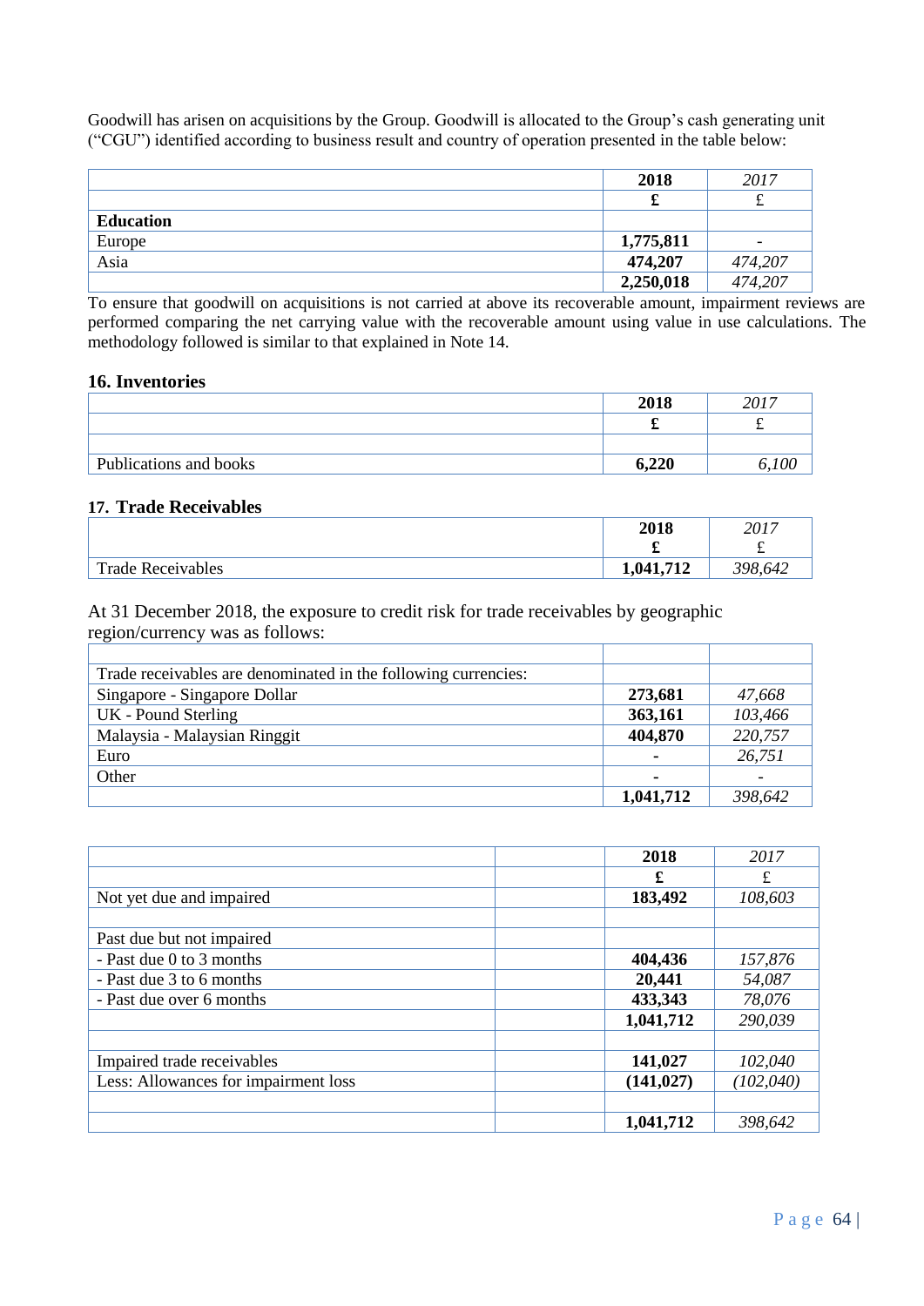Goodwill has arisen on acquisitions by the Group. Goodwill is allocated to the Group's cash generating unit ("CGU") identified according to business result and country of operation presented in the table below:

| | 2018 | *2017* |
|---|---|---|
| | £ | £ |
| **Education** | | |
| Europe | **1,775,811** | - |
| Asia | **474,207** | *474,207* |
| | **2,250,018** | *474,207* |

To ensure that goodwill on acquisitions is not carried at above its recoverable amount, impairment reviews are performed comparing the net carrying value with the recoverable amount using value in use calculations. The methodology followed is similar to that explained in Note 14.

## 16. Inventories

| | 2018 | *2017* |
|---|---|---|
| | £ | £ |
| | | |
| Publications and books | **6,220** | *6,100* |

## 17. Trade Receivables

| | 2018<br>£ | *2017*<br>£ |
|---|---|---|
| Trade Receivables | **1,041,712** | *398,642* |

At 31 December 2018, the exposure to credit risk for trade receivables by geographic region/currency was as follows:

| | | |
|---|---|---|
| Trade receivables are denominated in the following currencies: | | |
| Singapore - Singapore Dollar | **273,681** | *47,668* |
| UK - Pound Sterling | **363,161** | *103,466* |
| Malaysia - Malaysian Ringgit | **404,870** | *220,757* |
| Euro | - | *26,751* |
| Other | - | - |
| | **1,041,712** | *398,642* |

| | | 2018 | *2017* |
|---|---|---|---|
| | | £ | £ |
| Not yet due and impaired | | **183,492** | *108,603* |
| | | | |
| Past due but not impaired | | | |
| - Past due 0 to 3 months | | **404,436** | *157,876* |
| - Past due 3 to 6 months | | **20,441** | *54,087* |
| - Past due over 6 months | | **433,343** | *78,076* |
| | | **1,041,712** | *290,039* |
| | | | |
| Impaired trade receivables | | **141,027** | *102,040* |
| Less: Allowances for impairment loss | | **(141,027)** | *(102,040)* |
| | | | |
| | | **1,041,712** | *398,642* |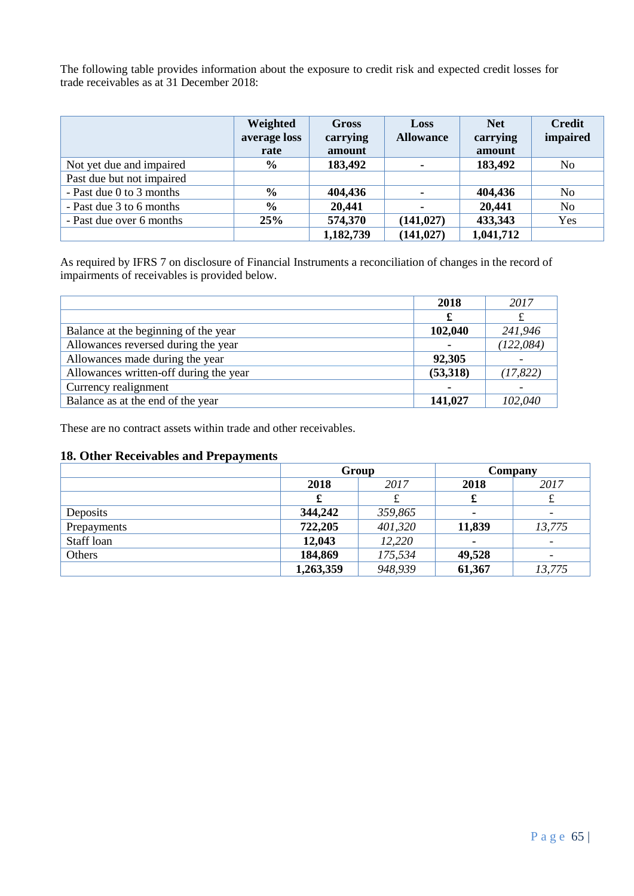The following table provides information about the exposure to credit risk and expected credit losses for trade receivables as at 31 December 2018:

| | Weighted average loss rate | Gross carrying amount | Loss Allowance | Net carrying amount | Credit impaired |
|---|---|---|---|---|---|
| Not yet due and impaired | **%** | **183,492** | **-** | **183,492** | No |
| Past due but not impaired | | | | | |
| - Past due 0 to 3 months | **%** | **404,436** | **-** | **404,436** | No |
| - Past due 3 to 6 months | **%** | **20,441** | **-** | **20,441** | No |
| - Past due over 6 months | **25%** | **574,370** | **(141,027)** | **433,343** | Yes |
| | | **1,182,739** | **(141,027)** | **1,041,712** | |

As required by IFRS 7 on disclosure of Financial Instruments a reconciliation of changes in the record of impairments of receivables is provided below.

| | 2018 | *2017* |
|---|---|---|
| | **£** | £ |
| Balance at the beginning of the year | **102,040** | *241,946* |
| Allowances reversed during the year | **-** | *(122,084)* |
| Allowances made during the year | **92,305** | - |
| Allowances written-off during the year | **(53,318)** | *(17,822)* |
| Currency realignment | **-** | - |
| Balance as at the end of the year | **141,027** | *102,040* |

These are no contract assets within trade and other receivables.

## 18. Other Receivables and Prepayments

| | Group | | Company | |
|---|---|---|---|---|
| | **2018** | *2017* | **2018** | *2017* |
| | **£** | £ | **£** | £ |
| Deposits | **344,242** | *359,865* | **-** | - |
| Prepayments | **722,205** | *401,320* | **11,839** | *13,775* |
| Staff loan | **12,043** | *12,220* | **-** | - |
| Others | **184,869** | *175,534* | **49,528** | - |
| | **1,263,359** | *948,939* | **61,367** | *13,775* |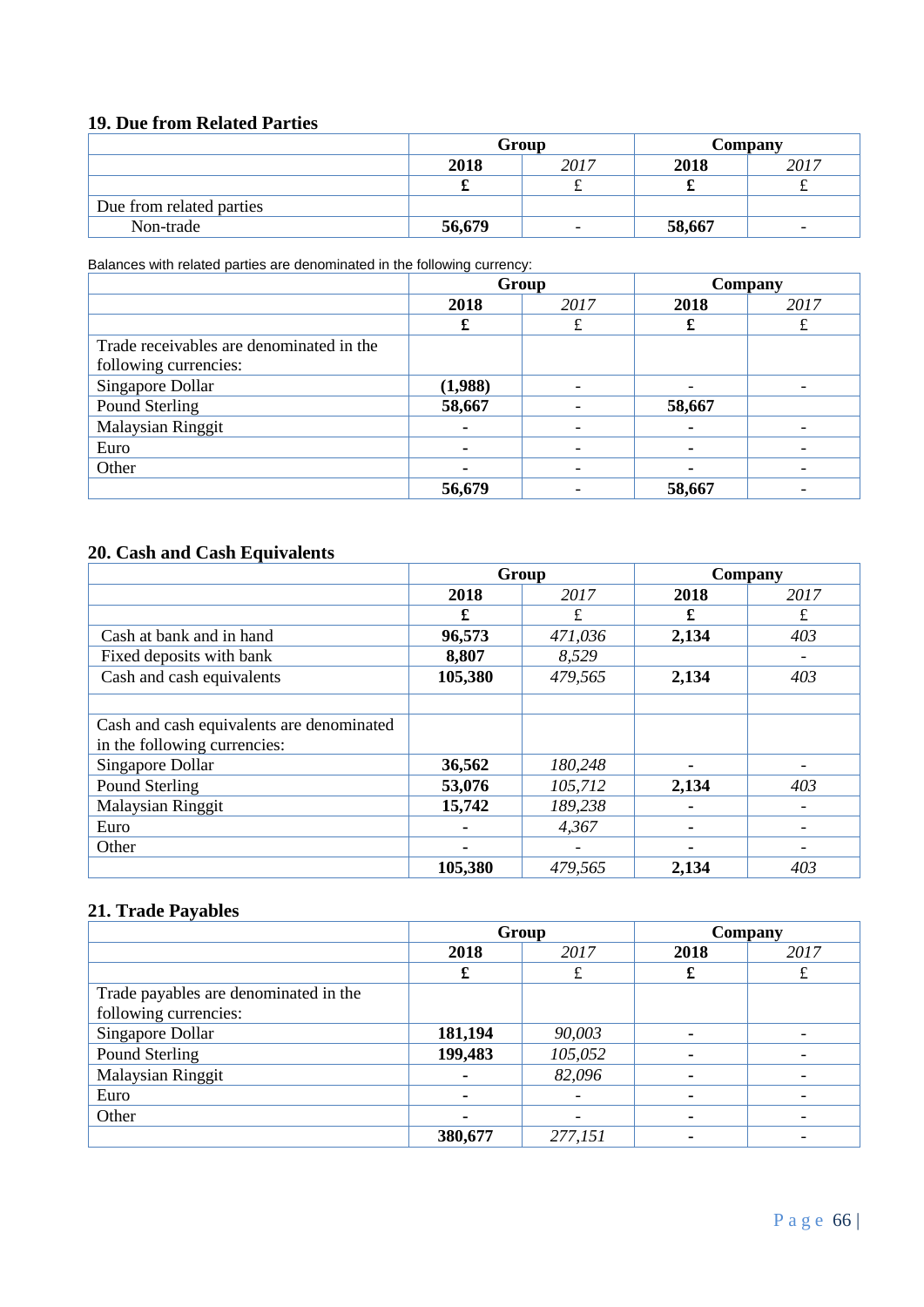## 19. Due from Related Parties

| | Group | | Company | |
|---|---|---|---|---|
| | **2018** | *2017* | **2018** | *2017* |
| | **£** | £ | **£** | £ |
| Due from related parties | | | | |
| Non-trade | **56,679** | - | **58,667** | - |

Balances with related parties are denominated in the following currency:

| | Group | | Company | |
|---|---|---|---|---|
| | **2018** | *2017* | **2018** | *2017* |
| | **£** | £ | **£** | £ |
| Trade receivables are denominated in the following currencies: | | | | |
| Singapore Dollar | **(1,988)** | - | - | - |
| Pound Sterling | **58,667** | - | **58,667** | |
| Malaysian Ringgit | **-** | - | **-** | - |
| Euro | **-** | - | **-** | - |
| Other | **-** | - | **-** | - |
| | **56,679** | - | **58,667** | - |

## 20. Cash and Cash Equivalents

| | Group | | Company | |
|---|---|---|---|---|
| | **2018** | *2017* | **2018** | *2017* |
| | **£** | £ | **£** | £ |
| Cash at bank and in hand | **96,573** | *471,036* | **2,134** | *403* |
| Fixed deposits with bank | **8,807** | *8,529* | | - |
| Cash and cash equivalents | **105,380** | *479,565* | **2,134** | *403* |
| | | | | |
| Cash and cash equivalents are denominated in the following currencies: | | | | |
| Singapore Dollar | **36,562** | *180,248* | **-** | - |
| Pound Sterling | **53,076** | *105,712* | **2,134** | *403* |
| Malaysian Ringgit | **15,742** | *189,238* | **-** | - |
| Euro | **-** | *4,367* | **-** | - |
| Other | **-** | - | **-** | - |
| | **105,380** | *479,565* | **2,134** | *403* |

## 21. Trade Payables

| | Group | | Company | |
|---|---|---|---|---|
| | **2018** | *2017* | **2018** | *2017* |
| | **£** | £ | **£** | £ |
| Trade payables are denominated in the following currencies: | | | | |
| Singapore Dollar | **181,194** | *90,003* | **-** | - |
| Pound Sterling | **199,483** | *105,052* | **-** | - |
| Malaysian Ringgit | **-** | *82,096* | **-** | - |
| Euro | **-** | - | **-** | - |
| Other | **-** | - | **-** | - |
| | **380,677** | *277,151* | **-** | - |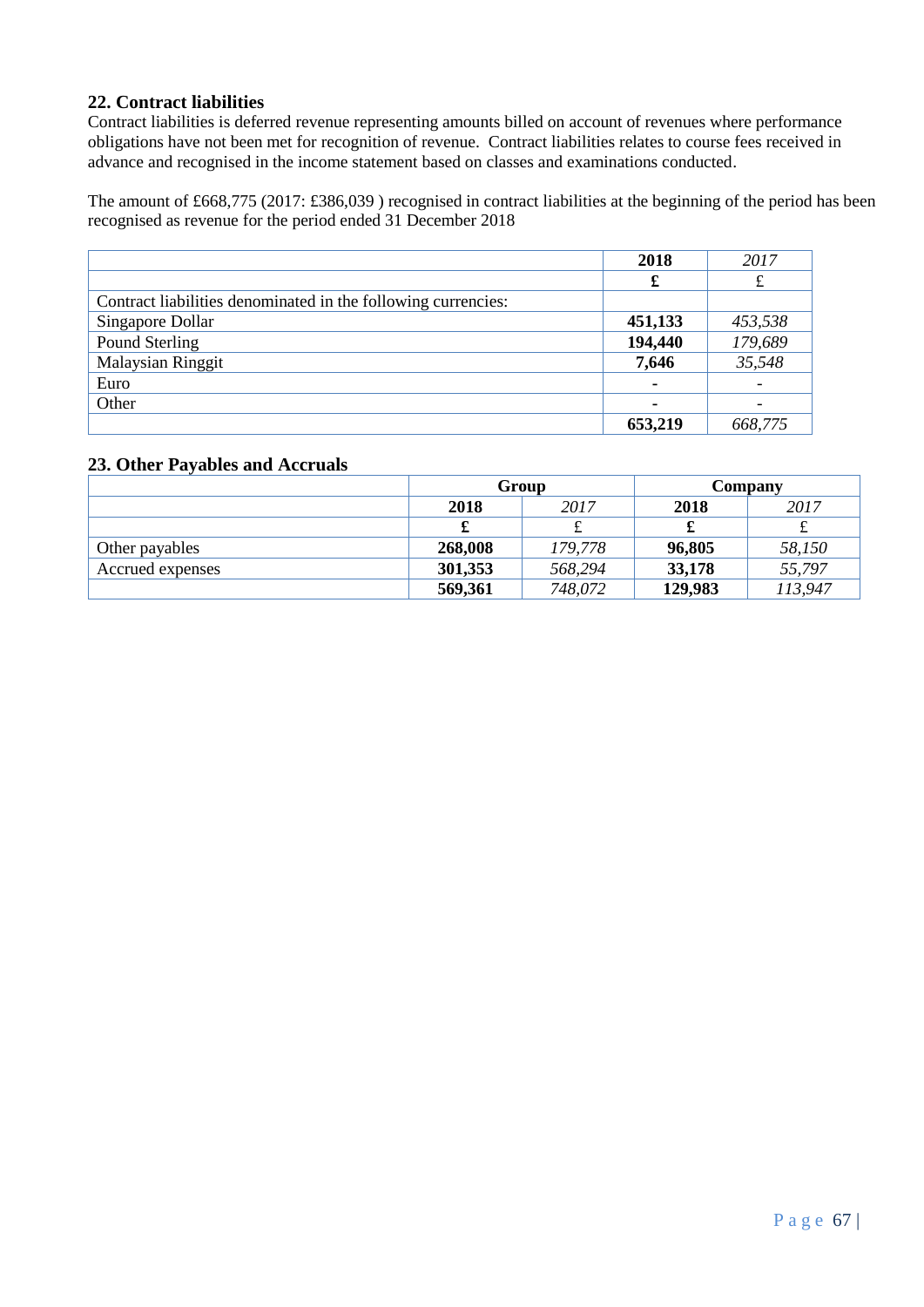## 22. Contract liabilities

Contract liabilities is deferred revenue representing amounts billed on account of revenues where performance obligations have not been met for recognition of revenue. Contract liabilities relates to course fees received in advance and recognised in the income statement based on classes and examinations conducted.

The amount of £668,775 (2017: £386,039 ) recognised in contract liabilities at the beginning of the period has been recognised as revenue for the period ended 31 December 2018

| | **2018** | *2017* |
|---|---|---|
| | **£** | £ |
| Contract liabilities denominated in the following currencies: | | |
| Singapore Dollar | **451,133** | *453,538* |
| Pound Sterling | **194,440** | *179,689* |
| Malaysian Ringgit | **7,646** | *35,548* |
| Euro | **-** | - |
| Other | **-** | - |
| | **653,219** | *668,775* |

## 23. Other Payables and Accruals

| | **Group** | | **Company** | |
|---|---|---|---|---|
| | **2018** | *2017* | **2018** | *2017* |
| | **£** | £ | **£** | £ |
| Other payables | **268,008** | *179,778* | **96,805** | *58,150* |
| Accrued expenses | **301,353** | *568,294* | **33,178** | *55,797* |
| | **569,361** | *748,072* | **129,983** | *113,947* |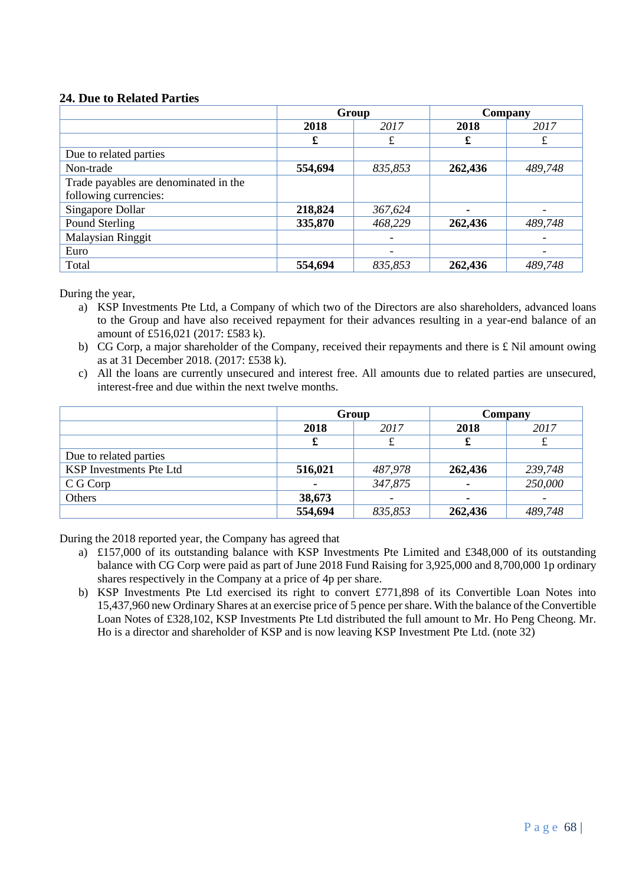### 24. Due to Related Parties

| | Group | | Company | |
|---|---|---|---|---|
| | **2018** | *2017* | **2018** | *2017* |
| | **£** | £ | **£** | £ |
| Due to related parties | | | | |
| Non-trade | **554,694** | *835,853* | **262,436** | *489,748* |
| Trade payables are denominated in the following currencies: | | | | |
| Singapore Dollar | **218,824** | *367,624* | **-** | - |
| Pound Sterling | **335,870** | *468,229* | **262,436** | *489,748* |
| Malaysian Ringgit | | - | | - |
| Euro | | - | | - |
| Total | **554,694** | *835,853* | **262,436** | *489,748* |

During the year,

a) KSP Investments Pte Ltd, a Company of which two of the Directors are also shareholders, advanced loans to the Group and have also received repayment for their advances resulting in a year-end balance of an amount of £516,021 (2017: £583 k).
b) CG Corp, a major shareholder of the Company, received their repayments and there is £ Nil amount owing as at 31 December 2018. (2017: £538 k).
c) All the loans are currently unsecured and interest free. All amounts due to related parties are unsecured, interest-free and due within the next twelve months.

| | Group | | Company | |
|---|---|---|---|---|
| | **2018** | *2017* | **2018** | *2017* |
| | **£** | £ | **£** | £ |
| Due to related parties | | | | |
| KSP Investments Pte Ltd | **516,021** | *487,978* | **262,436** | *239,748* |
| C G Corp | **-** | *347,875* | **-** | *250,000* |
| Others | **38,673** | - | **-** | - |
| | **554,694** | *835,853* | **262,436** | *489,748* |

During the 2018 reported year, the Company has agreed that

a) £157,000 of its outstanding balance with KSP Investments Pte Limited and £348,000 of its outstanding balance with CG Corp were paid as part of June 2018 Fund Raising for 3,925,000 and 8,700,000 1p ordinary shares respectively in the Company at a price of 4p per share.
b) KSP Investments Pte Ltd exercised its right to convert £771,898 of its Convertible Loan Notes into 15,437,960 new Ordinary Shares at an exercise price of 5 pence per share. With the balance of the Convertible Loan Notes of £328,102, KSP Investments Pte Ltd distributed the full amount to Mr. Ho Peng Cheong. Mr. Ho is a director and shareholder of KSP and is now leaving KSP Investment Pte Ltd. (note 32)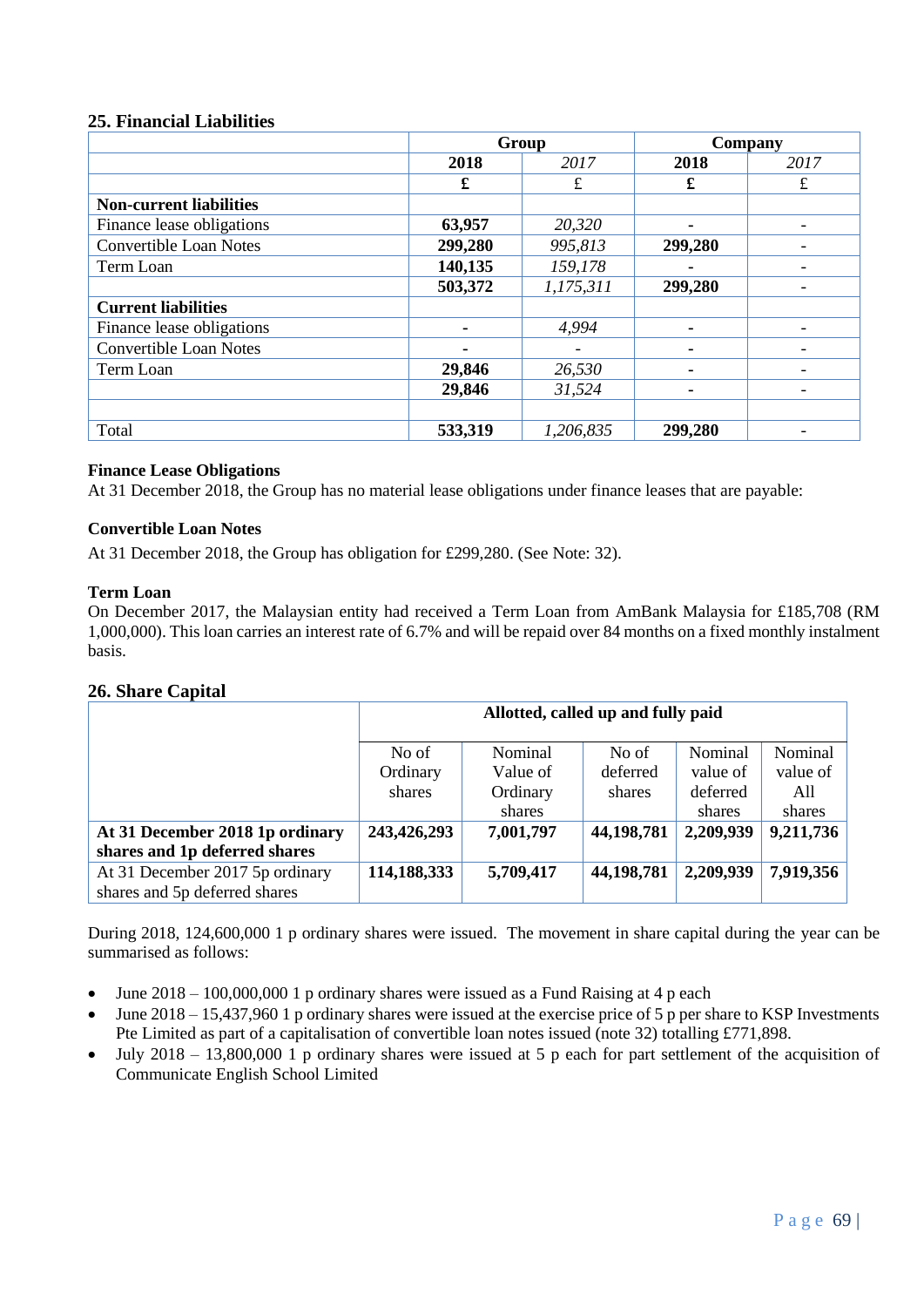## 25. Financial Liabilities

| | Group | | Company | |
|---|---|---|---|---|
| | **2018** | *2017* | **2018** | *2017* |
| | **£** | £ | **£** | £ |
| **Non-current liabilities** | | | | |
| Finance lease obligations | **63,957** | *20,320* | **-** | - |
| Convertible Loan Notes | **299,280** | *995,813* | **299,280** | - |
| Term Loan | **140,135** | *159,178* | **-** | - |
| | **503,372** | *1,175,311* | **299,280** | - |
| **Current liabilities** | | | | |
| Finance lease obligations | **-** | *4,994* | **-** | - |
| Convertible Loan Notes | **-** | *-* | **-** | - |
| Term Loan | **29,846** | *26,530* | **-** | - |
| | **29,846** | *31,524* | **-** | - |
| | | | | |
| Total | **533,319** | *1,206,835* | **299,280** | - |

**Finance Lease Obligations**
At 31 December 2018, the Group has no material lease obligations under finance leases that are payable:

**Convertible Loan Notes**

At 31 December 2018, the Group has obligation for £299,280. (See Note: 32).

**Term Loan**
On December 2017, the Malaysian entity had received a Term Loan from AmBank Malaysia for £185,708 (RM 1,000,000). This loan carries an interest rate of 6.7% and will be repaid over 84 months on a fixed monthly instalment basis.

## 26. Share Capital

| | Allotted, called up and fully paid | | | | |
|---|---|---|---|---|---|
| | No of Ordinary shares | Nominal Value of Ordinary shares | No of deferred shares | Nominal value of deferred shares | Nominal value of All shares |
| **At 31 December 2018 1p ordinary shares and 1p deferred shares** | **243,426,293** | **7,001,797** | **44,198,781** | **2,209,939** | **9,211,736** |
| At 31 December 2017 5p ordinary shares and 5p deferred shares | **114,188,333** | **5,709,417** | **44,198,781** | **2,209,939** | **7,919,356** |

During 2018, 124,600,000 1 p ordinary shares were issued. The movement in share capital during the year can be summarised as follows:

- June 2018 – 100,000,000 1 p ordinary shares were issued as a Fund Raising at 4 p each
- June 2018 – 15,437,960 1 p ordinary shares were issued at the exercise price of 5 p per share to KSP Investments Pte Limited as part of a capitalisation of convertible loan notes issued (note 32) totalling £771,898.
- July 2018 – 13,800,000 1 p ordinary shares were issued at 5 p each for part settlement of the acquisition of Communicate English School Limited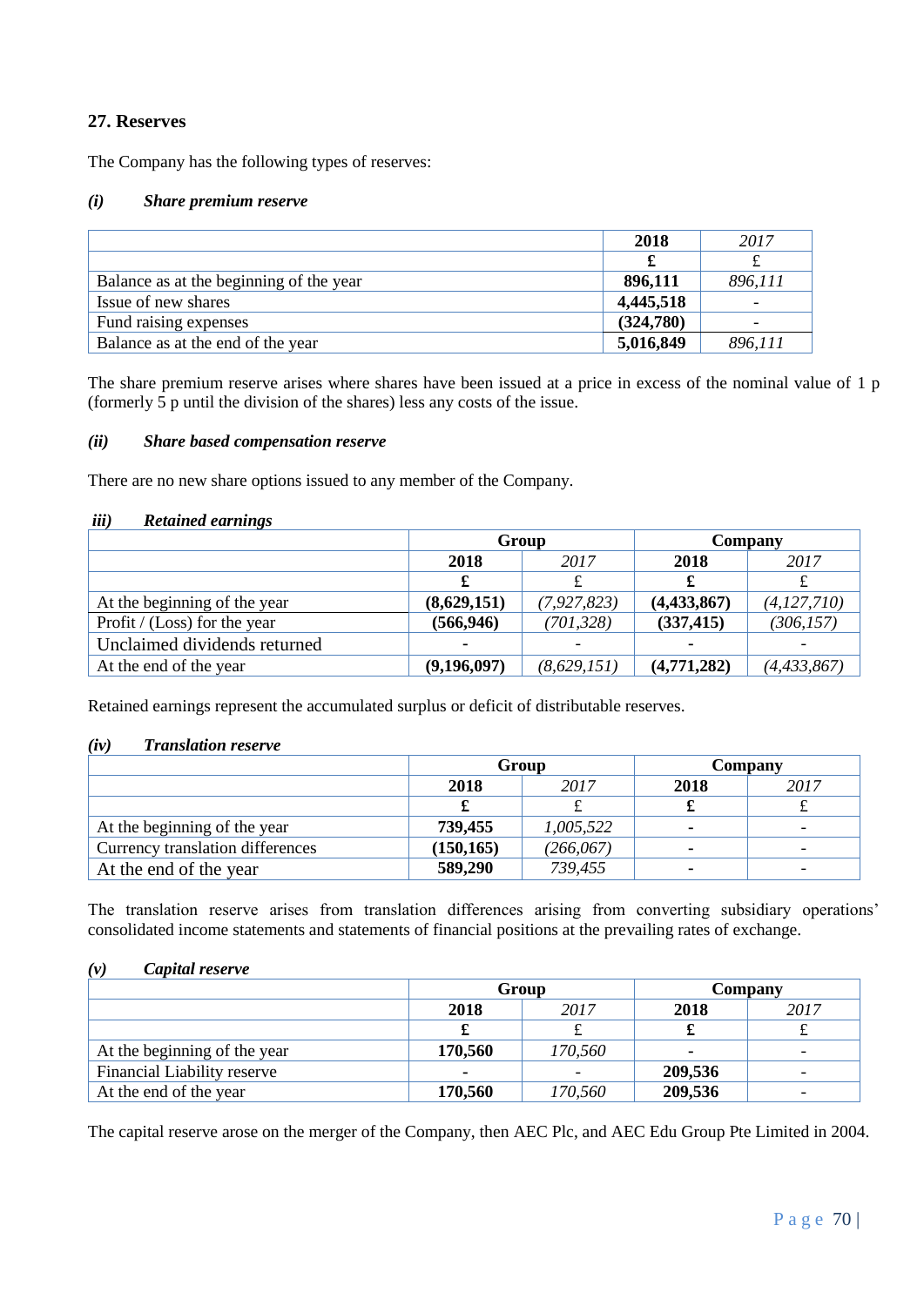## 27. Reserves

The Company has the following types of reserves:

### *(i) Share premium reserve*

| | 2018 | 2017 |
|---|---|---|
| | £ | £ |
| Balance as at the beginning of the year | 896,111 | 896,111 |
| Issue of new shares | 4,445,518 | - |
| Fund raising expenses | (324,780) | - |
| Balance as at the end of the year | 5,016,849 | 896,111 |

The share premium reserve arises where shares have been issued at a price in excess of the nominal value of 1 p (formerly 5 p until the division of the shares) less any costs of the issue.

### *(ii) Share based compensation reserve*

There are no new share options issued to any member of the Company.

### *iii) Retained earnings*

| | Group | | Company | |
|---|---|---|---|---|
| | 2018 | 2017 | 2018 | 2017 |
| | £ | £ | £ | £ |
| At the beginning of the year | (8,629,151) | (7,927,823) | (4,433,867) | (4,127,710) |
| Profit / (Loss) for the year | (566,946) | (701,328) | (337,415) | (306,157) |
| Unclaimed dividends returned | - | - | - | - |
| At the end of the year | (9,196,097) | (8,629,151) | (4,771,282) | (4,433,867) |

Retained earnings represent the accumulated surplus or deficit of distributable reserves.

### *(iv) Translation reserve*

| | Group | | Company | |
|---|---|---|---|---|
| | 2018 | 2017 | 2018 | 2017 |
| | £ | £ | £ | £ |
| At the beginning of the year | 739,455 | 1,005,522 | - | - |
| Currency translation differences | (150,165) | (266,067) | - | - |
| At the end of the year | 589,290 | 739,455 | - | - |

The translation reserve arises from translation differences arising from converting subsidiary operations' consolidated income statements and statements of financial positions at the prevailing rates of exchange.

### *(v) Capital reserve*

| | Group | | Company | |
|---|---|---|---|---|
| | 2018 | 2017 | 2018 | 2017 |
| | £ | £ | £ | £ |
| At the beginning of the year | 170,560 | 170,560 | - | - |
| Financial Liability reserve | - | - | 209,536 | - |
| At the end of the year | 170,560 | 170,560 | 209,536 | - |

The capital reserve arose on the merger of the Company, then AEC Plc, and AEC Edu Group Pte Limited in 2004.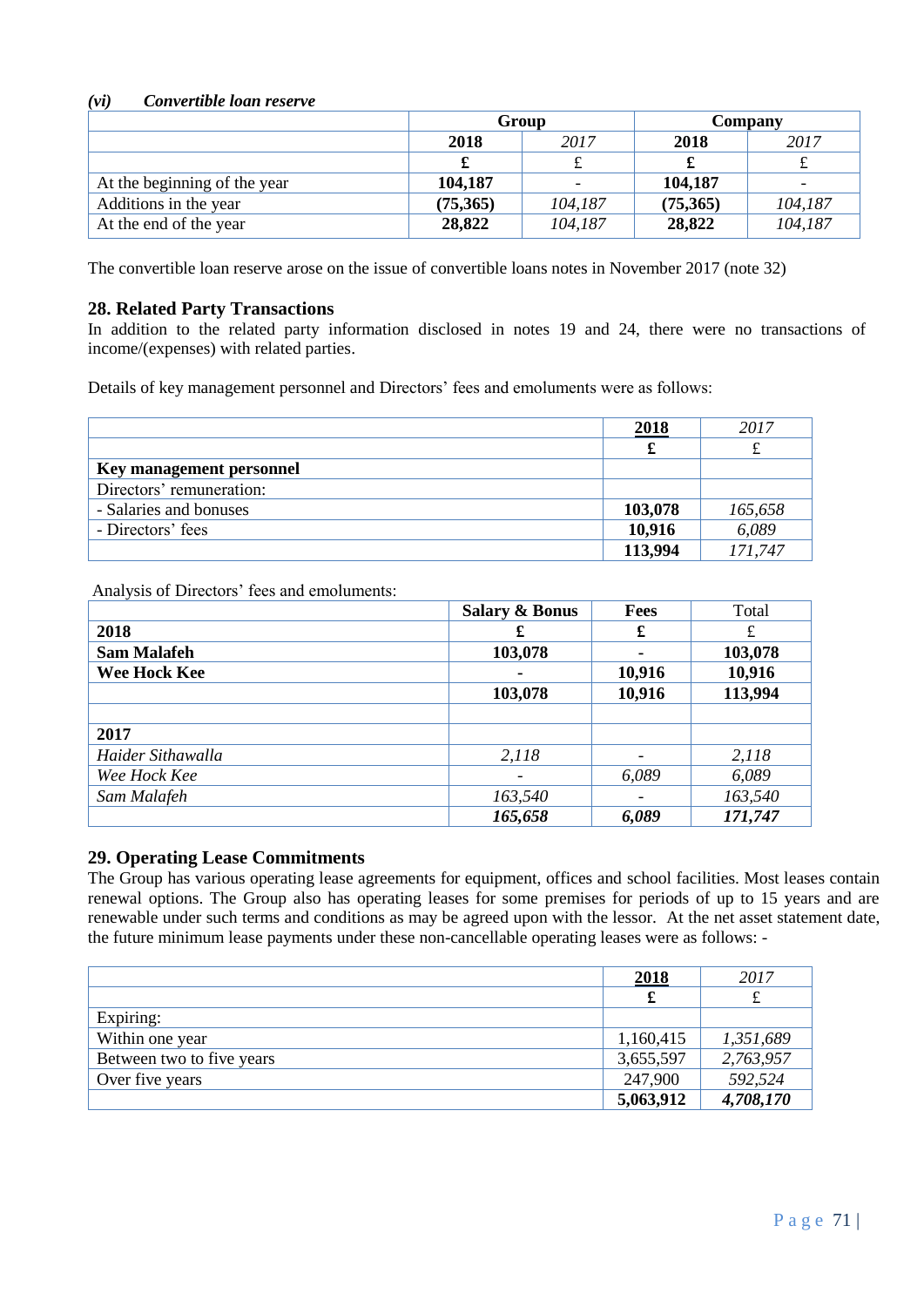#### *(vi) Convertible loan reserve*

| | Group | | Company | |
|---|---|---|---|---|
| | **2018** | *2017* | **2018** | *2017* |
| | **£** | £ | **£** | £ |
| At the beginning of the year | **104,187** | - | **104,187** | - |
| Additions in the year | **(75,365)** | *104,187* | **(75,365)** | *104,187* |
| At the end of the year | **28,822** | *104,187* | **28,822** | *104,187* |

The convertible loan reserve arose on the issue of convertible loans notes in November 2017 (note 32)

## 28. Related Party Transactions

In addition to the related party information disclosed in notes 19 and 24, there were no transactions of income/(expenses) with related parties.

Details of key management personnel and Directors' fees and emoluments were as follows:

| | **2018** | *2017* |
|---|---|---|
| | **£** | £ |
| **Key management personnel** | | |
| Directors' remuneration: | | |
| - Salaries and bonuses | **103,078** | *165,658* |
| - Directors' fees | **10,916** | *6,089* |
| | **113,994** | *171,747* |

Analysis of Directors' fees and emoluments:

| | **Salary & Bonus** | **Fees** | Total |
|---|---|---|---|
| **2018** | **£** | **£** | £ |
| **Sam Malafeh** | **103,078** | **-** | **103,078** |
| **Wee Hock Kee** | **-** | **10,916** | **10,916** |
| | **103,078** | **10,916** | **113,994** |
| | | | |
| **2017** | | | |
| *Haider Sithawalla* | *2,118* | - | *2,118* |
| *Wee Hock Kee* | - | *6,089* | *6,089* |
| *Sam Malafeh* | *163,540* | - | *163,540* |
| | ***165,658*** | ***6,089*** | ***171,747*** |

## 29. Operating Lease Commitments

The Group has various operating lease agreements for equipment, offices and school facilities. Most leases contain renewal options. The Group also has operating leases for some premises for periods of up to 15 years and are renewable under such terms and conditions as may be agreed upon with the lessor. At the net asset statement date, the future minimum lease payments under these non-cancellable operating leases were as follows: -

| | **2018** | *2017* |
|---|---|---|
| | **£** | £ |
| Expiring: | | |
| Within one year | 1,160,415 | *1,351,689* |
| Between two to five years | 3,655,597 | *2,763,957* |
| Over five years | 247,900 | *592,524* |
| | **5,063,912** | ***4,708,170*** |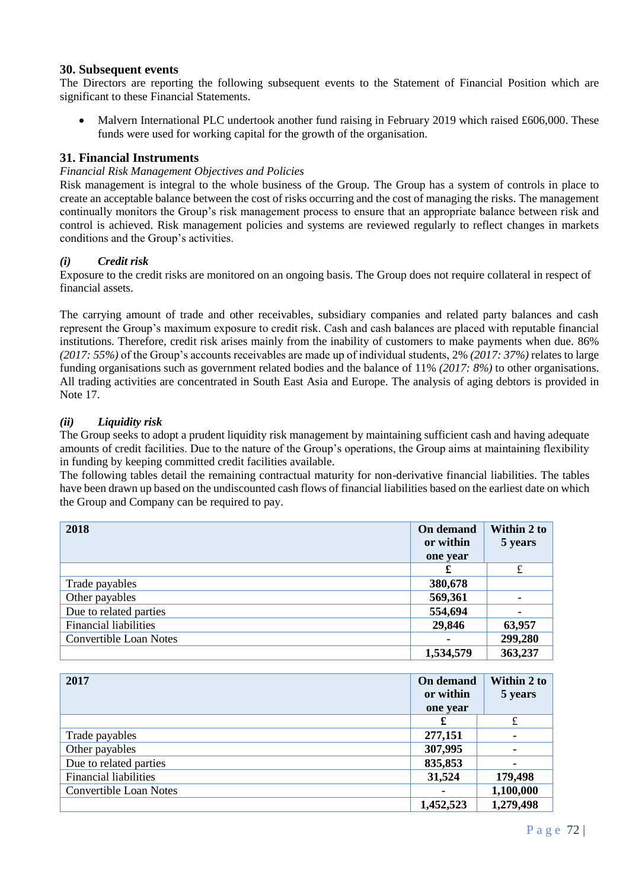## 30. Subsequent events

The Directors are reporting the following subsequent events to the Statement of Financial Position which are significant to these Financial Statements.

- Malvern International PLC undertook another fund raising in February 2019 which raised £606,000. These funds were used for working capital for the growth of the organisation.

## 31. Financial Instruments

*Financial Risk Management Objectives and Policies*

Risk management is integral to the whole business of the Group. The Group has a system of controls in place to create an acceptable balance between the cost of risks occurring and the cost of managing the risks. The management continually monitors the Group's risk management process to ensure that an appropriate balance between risk and control is achieved. Risk management policies and systems are reviewed regularly to reflect changes in markets conditions and the Group's activities.

### *(i) Credit risk*

Exposure to the credit risks are monitored on an ongoing basis. The Group does not require collateral in respect of financial assets.

The carrying amount of trade and other receivables, subsidiary companies and related party balances and cash represent the Group's maximum exposure to credit risk. Cash and cash balances are placed with reputable financial institutions. Therefore, credit risk arises mainly from the inability of customers to make payments when due. 86% *(2017: 55%)* of the Group's accounts receivables are made up of individual students, 2% *(2017: 37%)* relates to large funding organisations such as government related bodies and the balance of 11% *(2017: 8%)* to other organisations. All trading activities are concentrated in South East Asia and Europe. The analysis of aging debtors is provided in Note 17.

### *(ii) Liquidity risk*

The Group seeks to adopt a prudent liquidity risk management by maintaining sufficient cash and having adequate amounts of credit facilities. Due to the nature of the Group's operations, the Group aims at maintaining flexibility in funding by keeping committed credit facilities available.

The following tables detail the remaining contractual maturity for non-derivative financial liabilities. The tables have been drawn up based on the undiscounted cash flows of financial liabilities based on the earliest date on which the Group and Company can be required to pay.

| **2018** | **On demand or within one year** | **Within 2 to 5 years** |
|---|---|---|
| | **£** | £ |
| Trade payables | **380,678** | |
| Other payables | **569,361** | **-** |
| Due to related parties | **554,694** | **-** |
| Financial liabilities | **29,846** | **63,957** |
| Convertible Loan Notes | **-** | **299,280** |
| | **1,534,579** | **363,237** |

| **2017** | **On demand or within one year** | **Within 2 to 5 years** |
|---|---|---|
| | **£** | £ |
| Trade payables | **277,151** | **-** |
| Other payables | **307,995** | **-** |
| Due to related parties | **835,853** | **-** |
| Financial liabilities | **31,524** | **179,498** |
| Convertible Loan Notes | **-** | **1,100,000** |
| | **1,452,523** | **1,279,498** |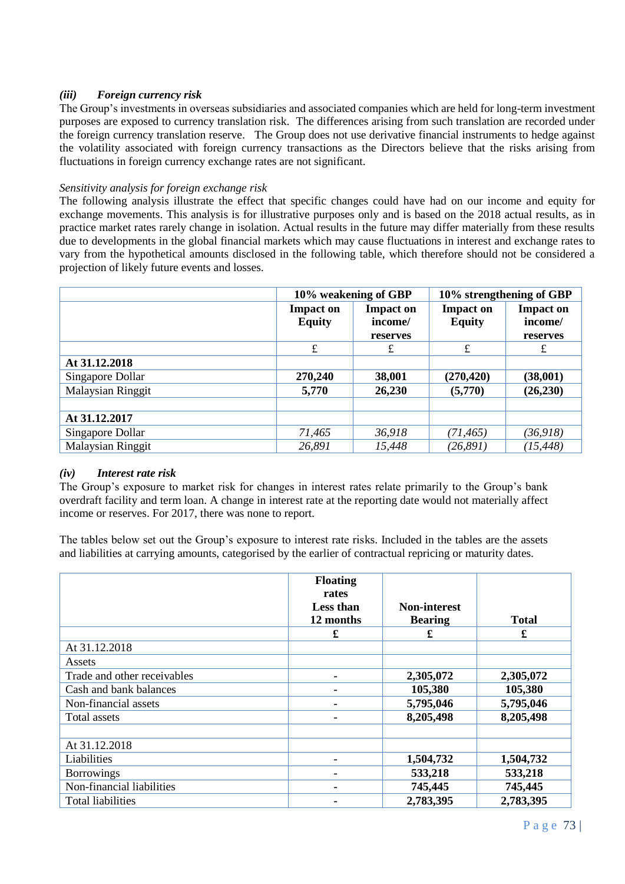### *(iii) Foreign currency risk*

The Group's investments in overseas subsidiaries and associated companies which are held for long-term investment purposes are exposed to currency translation risk. The differences arising from such translation are recorded under the foreign currency translation reserve. The Group does not use derivative financial instruments to hedge against the volatility associated with foreign currency transactions as the Directors believe that the risks arising from fluctuations in foreign currency exchange rates are not significant.

*Sensitivity analysis for foreign exchange risk*

The following analysis illustrate the effect that specific changes could have had on our income and equity for exchange movements. This analysis is for illustrative purposes only and is based on the 2018 actual results, as in practice market rates rarely change in isolation. Actual results in the future may differ materially from these results due to developments in the global financial markets which may cause fluctuations in interest and exchange rates to vary from the hypothetical amounts disclosed in the following table, which therefore should not be considered a projection of likely future events and losses.

| | **10% weakening of GBP** | | **10% strengthening of GBP** | |
|---|---|---|---|---|
| | **Impact on Equity** | **Impact on income/ reserves** | **Impact on Equity** | **Impact on income/ reserves** |
| | £ | £ | £ | £ |
| **At 31.12.2018** | | | | |
| Singapore Dollar | **270,240** | **38,001** | **(270,420)** | **(38,001)** |
| Malaysian Ringgit | **5,770** | **26,230** | **(5,770)** | **(26,230)** |
| | | | | |
| **At 31.12.2017** | | | | |
| Singapore Dollar | *71,465* | *36,918* | *(71,465)* | *(36,918)* |
| Malaysian Ringgit | *26,891* | *15,448* | *(26,891)* | *(15,448)* |

### *(iv) Interest rate risk*

The Group's exposure to market risk for changes in interest rates relate primarily to the Group's bank overdraft facility and term loan. A change in interest rate at the reporting date would not materially affect income or reserves. For 2017, there was none to report.

The tables below set out the Group's exposure to interest rate risks. Included in the tables are the assets and liabilities at carrying amounts, categorised by the earlier of contractual repricing or maturity dates.

| | **Floating rates Less than 12 months** | **Non-interest Bearing** | **Total** |
|---|---|---|---|
| | **£** | **£** | **£** |
| At 31.12.2018 | | | |
| Assets | | | |
| Trade and other receivables | **-** | **2,305,072** | **2,305,072** |
| Cash and bank balances | **-** | **105,380** | **105,380** |
| Non-financial assets | **-** | **5,795,046** | **5,795,046** |
| Total assets | **-** | **8,205,498** | **8,205,498** |
| | | | |
| At 31.12.2018 | | | |
| Liabilities | **-** | **1,504,732** | **1,504,732** |
| Borrowings | **-** | **533,218** | **533,218** |
| Non-financial liabilities | **-** | **745,445** | **745,445** |
| Total liabilities | **-** | **2,783,395** | **2,783,395** |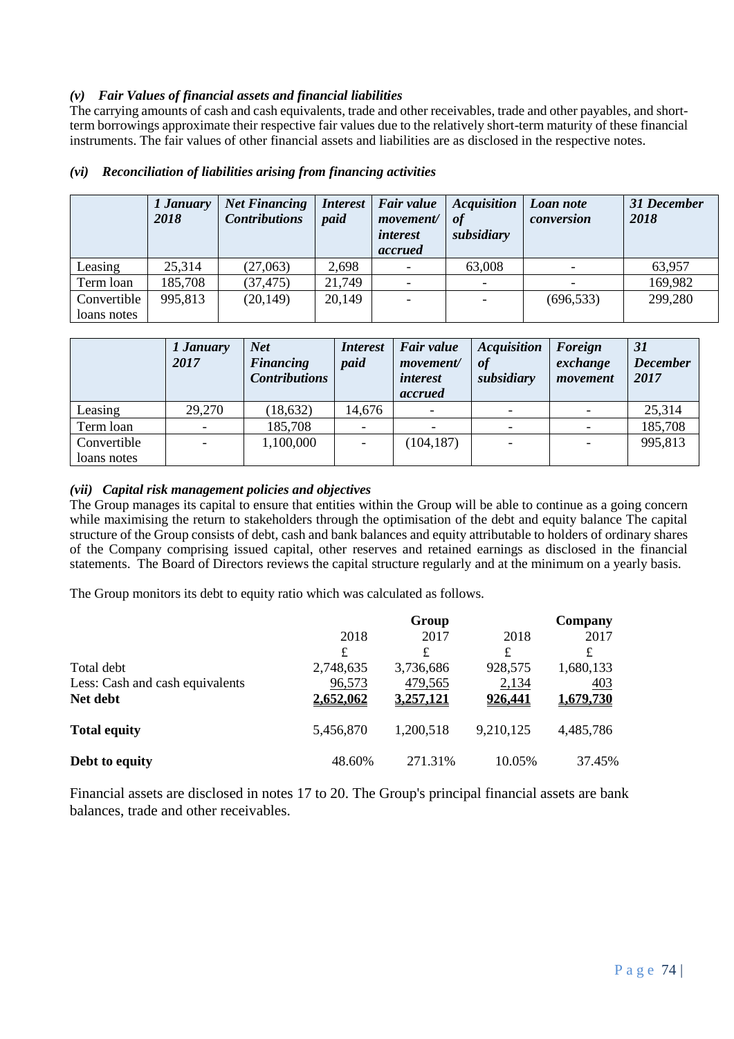### *(v) Fair Values of financial assets and financial liabilities*

The carrying amounts of cash and cash equivalents, trade and other receivables, trade and other payables, and short-term borrowings approximate their respective fair values due to the relatively short-term maturity of these financial instruments. The fair values of other financial assets and liabilities are as disclosed in the respective notes.

### *(vi) Reconciliation of liabilities arising from financing activities*

| | *1 January 2018* | *Net Financing Contributions* | *Interest paid* | *Fair value movement/ interest accrued* | *Acquisition of subsidiary* | *Loan note conversion* | *31 December 2018* |
|---|---|---|---|---|---|---|---|
| Leasing | 25,314 | (27,063) | 2,698 | - | 63,008 | - | 63,957 |
| Term loan | 185,708 | (37,475) | 21,749 | - | - | - | 169,982 |
| Convertible loans notes | 995,813 | (20,149) | 20,149 | - | - | (696,533) | 299,280 |

| | *1 January 2017* | *Net Financing Contributions* | *Interest paid* | *Fair value movement/ interest accrued* | *Acquisition of subsidiary* | *Foreign exchange movement* | *31 December 2017* |
|---|---|---|---|---|---|---|---|
| Leasing | 29,270 | (18,632) | 14,676 | - | - | - | 25,314 |
| Term loan | - | 185,708 | - | - | - | - | 185,708 |
| Convertible loans notes | - | 1,100,000 | - | (104,187) | - | - | 995,813 |

### *(vii) Capital risk management policies and objectives*

The Group manages its capital to ensure that entities within the Group will be able to continue as a going concern while maximising the return to stakeholders through the optimisation of the debt and equity balance The capital structure of the Group consists of debt, cash and bank balances and equity attributable to holders of ordinary shares of the Company comprising issued capital, other reserves and retained earnings as disclosed in the financial statements. The Board of Directors reviews the capital structure regularly and at the minimum on a yearly basis.

The Group monitors its debt to equity ratio which was calculated as follows.

| | **Group** | | **Company** | |
|---|---|---|---|---|
| | 2018 | 2017 | 2018 | 2017 |
| | £ | £ | £ | £ |
| Total debt | 2,748,635 | 3,736,686 | 928,575 | 1,680,133 |
| Less: Cash and cash equivalents | 96,573 | 479,565 | 2,134 | 403 |
| **Net debt** | **2,652,062** | **3,257,121** | **926,441** | **1,679,730** |
| **Total equity** | 5,456,870 | 1,200,518 | 9,210,125 | 4,485,786 |
| **Debt to equity** | 48.60% | 271.31% | 10.05% | 37.45% |

Financial assets are disclosed in notes 17 to 20. The Group's principal financial assets are bank balances, trade and other receivables.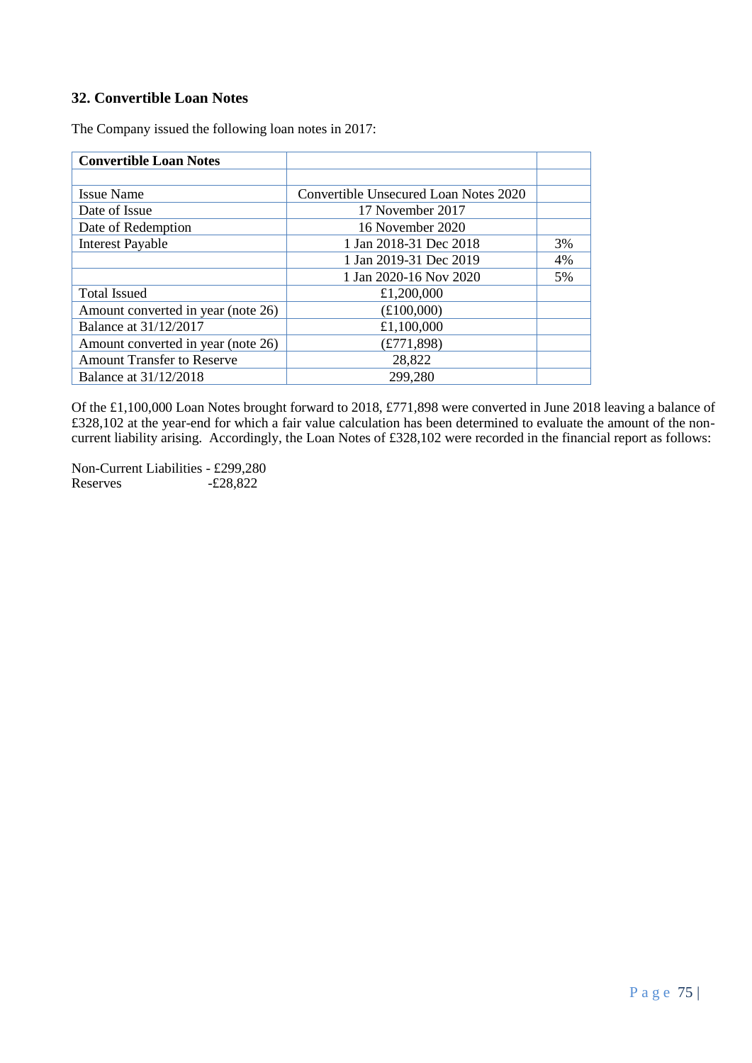## 32. Convertible Loan Notes

The Company issued the following loan notes in 2017:

| Convertible Loan Notes | | |
|---|---|---|
| | | |
| Issue Name | Convertible Unsecured Loan Notes 2020 | |
| Date of Issue | 17 November 2017 | |
| Date of Redemption | 16 November 2020 | |
| Interest Payable | 1 Jan 2018-31 Dec 2018 | 3% |
| | 1 Jan 2019-31 Dec 2019 | 4% |
| | 1 Jan 2020-16 Nov 2020 | 5% |
| Total Issued | £1,200,000 | |
| Amount converted in year (note 26) | (£100,000) | |
| Balance at 31/12/2017 | £1,100,000 | |
| Amount converted in year (note 26) | (£771,898) | |
| Amount Transfer to Reserve | 28,822 | |
| Balance at 31/12/2018 | 299,280 | |

Of the £1,100,000 Loan Notes brought forward to 2018, £771,898 were converted in June 2018 leaving a balance of £328,102 at the year-end for which a fair value calculation has been determined to evaluate the amount of the non-current liability arising. Accordingly, the Loan Notes of £328,102 were recorded in the financial report as follows:

Non-Current Liabilities - £299,280
Reserves -£28,822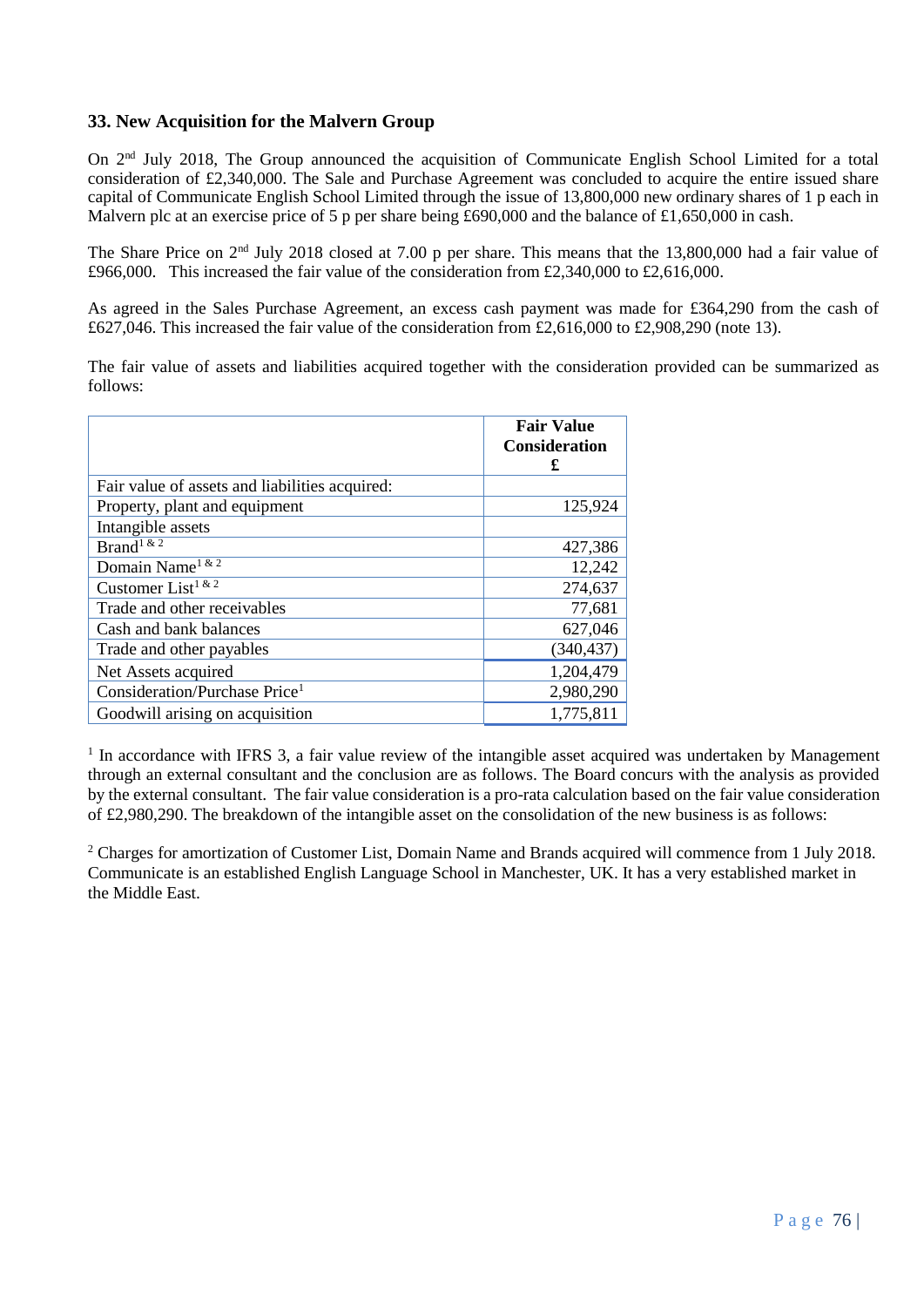## 33. New Acquisition for the Malvern Group

On 2nd July 2018, The Group announced the acquisition of Communicate English School Limited for a total consideration of £2,340,000. The Sale and Purchase Agreement was concluded to acquire the entire issued share capital of Communicate English School Limited through the issue of 13,800,000 new ordinary shares of 1 p each in Malvern plc at an exercise price of 5 p per share being £690,000 and the balance of £1,650,000 in cash.

The Share Price on 2nd July 2018 closed at 7.00 p per share. This means that the 13,800,000 had a fair value of £966,000. This increased the fair value of the consideration from £2,340,000 to £2,616,000.

As agreed in the Sales Purchase Agreement, an excess cash payment was made for £364,290 from the cash of £627,046. This increased the fair value of the consideration from £2,616,000 to £2,908,290 (note 13).

The fair value of assets and liabilities acquired together with the consideration provided can be summarized as follows:

| | **Fair Value Consideration £** |
|---|---|
| Fair value of assets and liabilities acquired: | |
| Property, plant and equipment | 125,924 |
| Intangible assets | |
| Brand[1 & 2] | 427,386 |
| Domain Name[1 & 2] | 12,242 |
| Customer List[1 & 2] | 274,637 |
| Trade and other receivables | 77,681 |
| Cash and bank balances | 627,046 |
| Trade and other payables | (340,437) |
| Net Assets acquired | 1,204,479 |
| Consideration/Purchase Price[1] | 2,980,290 |
| Goodwill arising on acquisition | 1,775,811 |

[1] In accordance with IFRS 3, a fair value review of the intangible asset acquired was undertaken by Management through an external consultant and the conclusion are as follows. The Board concurs with the analysis as provided by the external consultant. The fair value consideration is a pro-rata calculation based on the fair value consideration of £2,980,290. The breakdown of the intangible asset on the consolidation of the new business is as follows:

[2] Charges for amortization of Customer List, Domain Name and Brands acquired will commence from 1 July 2018. Communicate is an established English Language School in Manchester, UK. It has a very established market in the Middle East.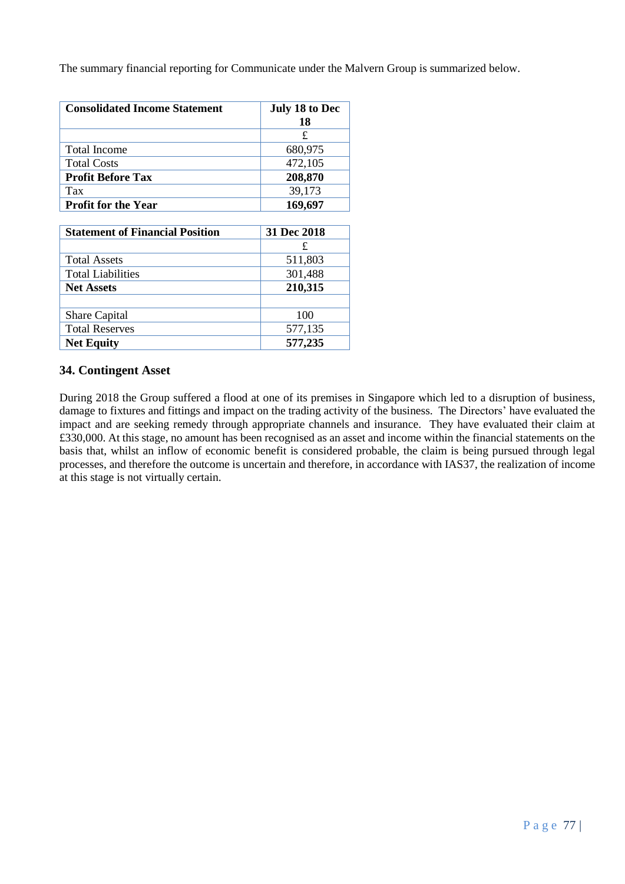The summary financial reporting for Communicate under the Malvern Group is summarized below.

| **Consolidated Income Statement** | **July 18 to Dec 18** |
|---|---|
| | £ |
| Total Income | 680,975 |
| Total Costs | 472,105 |
| **Profit Before Tax** | **208,870** |
| Tax | 39,173 |
| **Profit for the Year** | **169,697** |

| **Statement of Financial Position** | **31 Dec 2018** |
|---|---|
| | £ |
| Total Assets | 511,803 |
| Total Liabilities | 301,488 |
| **Net Assets** | **210,315** |
| | |
| Share Capital | 100 |
| Total Reserves | 577,135 |
| **Net Equity** | **577,235** |

### 34. Contingent Asset

During 2018 the Group suffered a flood at one of its premises in Singapore which led to a disruption of business, damage to fixtures and fittings and impact on the trading activity of the business. The Directors' have evaluated the impact and are seeking remedy through appropriate channels and insurance. They have evaluated their claim at £330,000. At this stage, no amount has been recognised as an asset and income within the financial statements on the basis that, whilst an inflow of economic benefit is considered probable, the claim is being pursued through legal processes, and therefore the outcome is uncertain and therefore, in accordance with IAS37, the realization of income at this stage is not virtually certain.